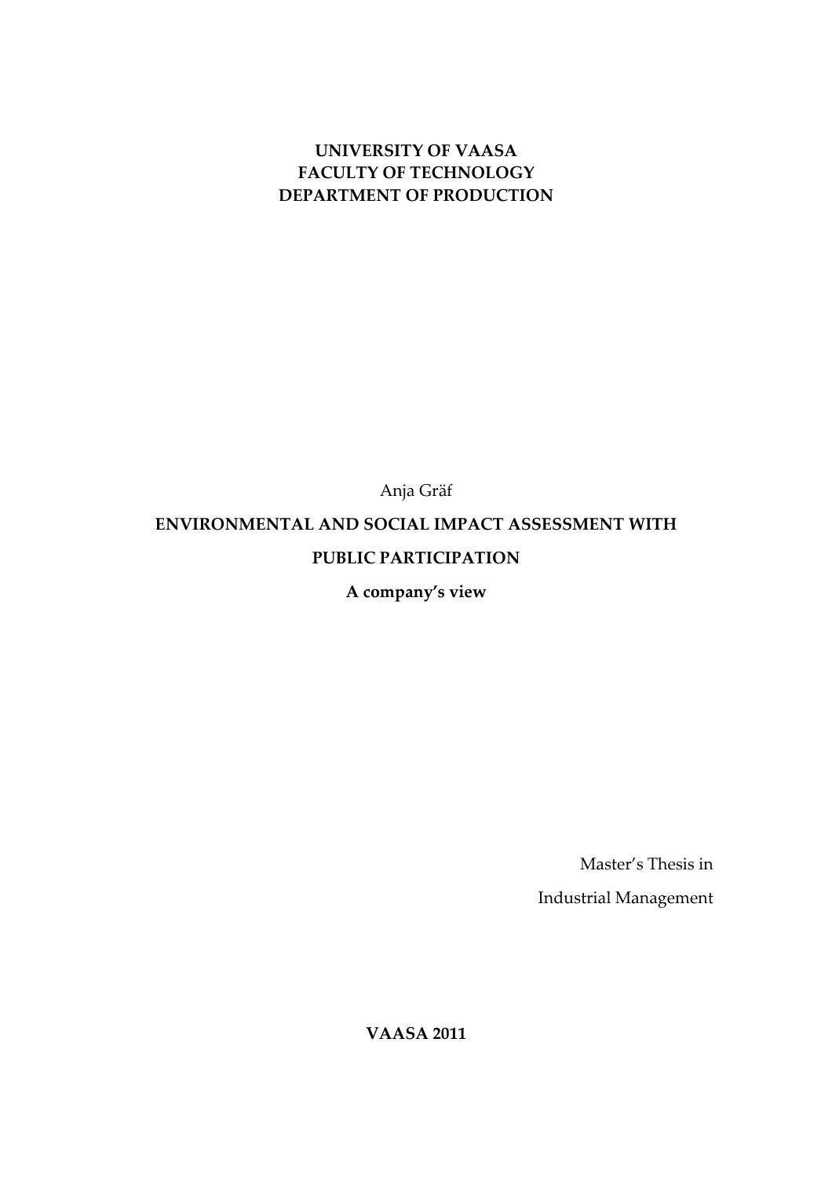**UNIVERSITY OF VAASA**
**FACULTY OF TECHNOLOGY**
**DEPARTMENT OF PRODUCTION**

Anja Gräf

# ENVIRONMENTAL AND SOCIAL IMPACT ASSESSMENT WITH PUBLIC PARTICIPATION

**A company's view**

Master's Thesis in

Industrial Management

**VAASA 2011**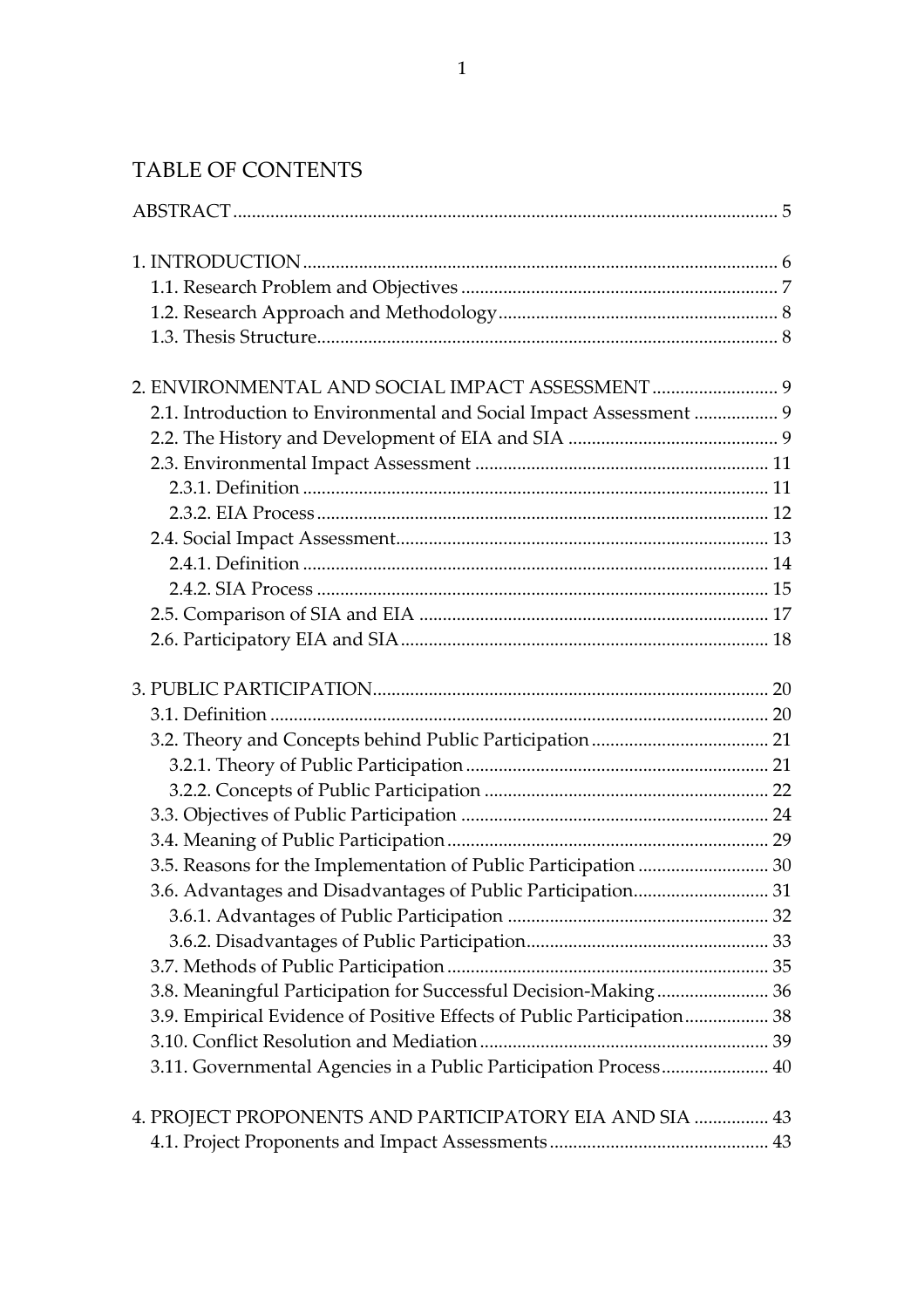# TABLE OF CONTENTS

ABSTRACT ........................................................................................................ 5

1. INTRODUCTION ........................................................................................ 6
   - 1.1. Research Problem and Objectives ..................................................... 7
   - 1.2. Research Approach and Methodology .............................................. 8
   - 1.3. Thesis Structure .................................................................................. 8

2. ENVIRONMENTAL AND SOCIAL IMPACT ASSESSMENT ........................... 9
   - 2.1. Introduction to Environmental and Social Impact Assessment .................. 9
   - 2.2. The History and Development of EIA and SIA ............................................ 9
   - 2.3. Environmental Impact Assessment ............................................................... 11
     - 2.3.1. Definition ................................................................................................ 11
     - 2.3.2. EIA Process ............................................................................................ 12
   - 2.4. Social Impact Assessment ............................................................................... 13
     - 2.4.1. Definition ................................................................................................ 14
     - 2.4.2. SIA Process ............................................................................................. 15
   - 2.5. Comparison of SIA and EIA ........................................................................... 17
   - 2.6. Participatory EIA and SIA ............................................................................... 18

3. PUBLIC PARTICIPATION ....................................................................................... 20
   - 3.1. Definition ........................................................................................................... 20
   - 3.2. Theory and Concepts behind Public Participation ....................................... 21
     - 3.2.1. Theory of Public Participation ............................................................... 21
     - 3.2.2. Concepts of Public Participation ............................................................ 22
   - 3.3. Objectives of Public Participation .................................................................. 24
   - 3.4. Meaning of Public Participation ..................................................................... 29
   - 3.5. Reasons for the Implementation of Public Participation ............................ 30
   - 3.6. Advantages and Disadvantages of Public Participation ............................. 31
     - 3.6.1. Advantages of Public Participation ....................................................... 32
     - 3.6.2. Disadvantages of Public Participation ................................................... 33
   - 3.7. Methods of Public Participation ..................................................................... 35
   - 3.8. Meaningful Participation for Successful Decision-Making ......................... 36
   - 3.9. Empirical Evidence of Positive Effects of Public Participation ................... 38
   - 3.10. Conflict Resolution and Mediation .............................................................. 39
   - 3.11. Governmental Agencies in a Public Participation Process ....................... 40

4. PROJECT PROPONENTS AND PARTICIPATORY EIA AND SIA ................ 43
   - 4.1. Project Proponents and Impact Assessments ............................................... 43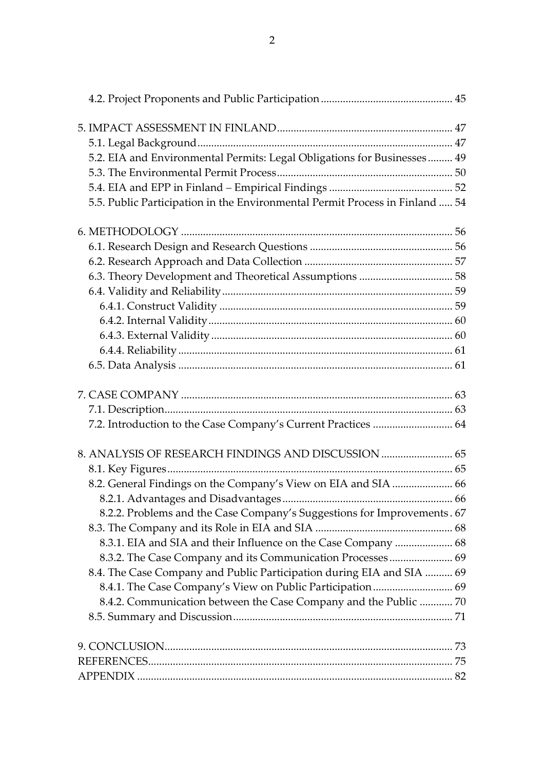4.2. Project Proponents and Public Participation ............................................... 45

5. IMPACT ASSESSMENT IN FINLAND ............................................................... 47
5.1. Legal Background ............................................................................................ 47
5.2. EIA and Environmental Permits: Legal Obligations for Businesses ......... 49
5.3. The Environmental Permit Process ............................................................... 50
5.4. EIA and EPP in Finland – Empirical Findings ............................................ 52
5.5. Public Participation in the Environmental Permit Process in Finland ..... 54

6. METHODOLOGY ................................................................................................ 56
6.1. Research Design and Research Questions ................................................... 56
6.2. Research Approach and Data Collection ..................................................... 57
6.3. Theory Development and Theoretical Assumptions ................................. 58
6.4. Validity and Reliability .................................................................................. 59
6.4.1. Construct Validity ....................................................................................... 59
6.4.2. Internal Validity ........................................................................................... 60
6.4.3. External Validity .......................................................................................... 60
6.4.4. Reliability ..................................................................................................... 61
6.5. Data Analysis ................................................................................................... 61

7. CASE COMPANY ................................................................................................ 63
7.1. Description ....................................................................................................... 63
7.2. Introduction to the Case Company's Current Practices ............................ 64

8. ANALYSIS OF RESEARCH FINDINGS AND DISCUSSION .......................... 65
8.1. Key Figures ....................................................................................................... 65
8.2. General Findings on the Company's View on EIA and SIA ...................... 66
8.2.1. Advantages and Disadvantages ................................................................ 66
8.2.2. Problems and the Case Company's Suggestions for Improvements . 67
8.3. The Company and its Role in EIA and SIA ................................................. 68
8.3.1. EIA and SIA and their Influence on the Case Company ..................... 68
8.3.2. The Case Company and its Communication Processes ....................... 69
8.4. The Case Company and Public Participation during EIA and SIA .......... 69
8.4.1. The Case Company's View on Public Participation ............................ 69
8.4.2. Communication between the Case Company and the Public ............ 70
8.5. Summary and Discussion ............................................................................... 71

9. CONCLUSION ....................................................................................................... 73
REFERENCES ............................................................................................................. 75
APPENDIX ................................................................................................................. 82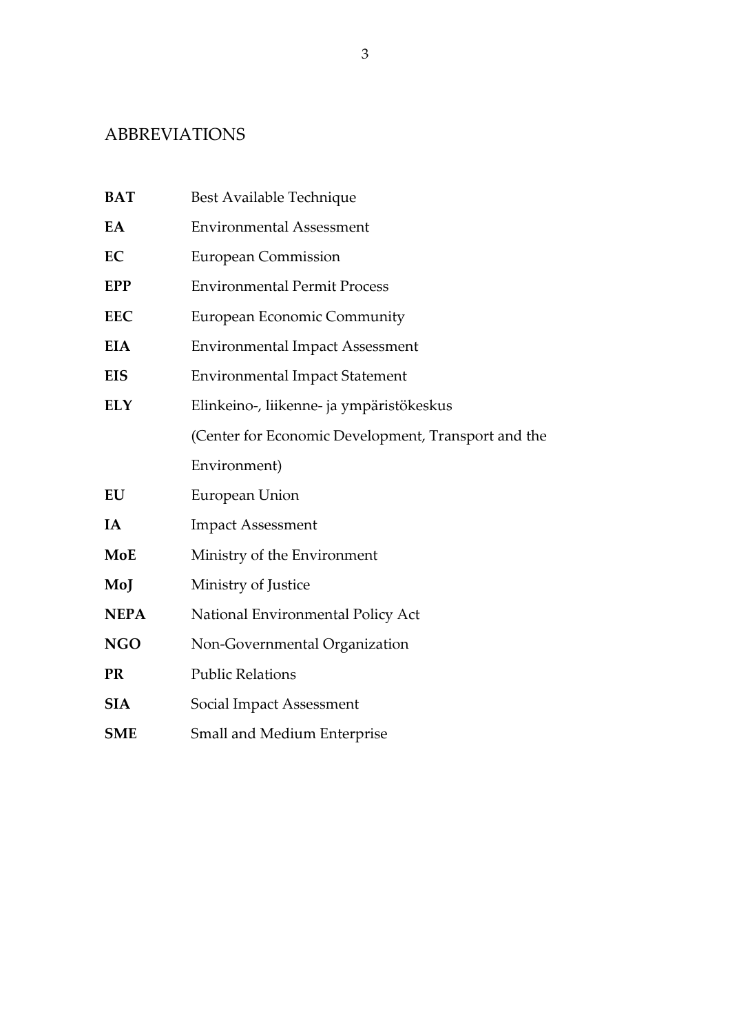# ABBREVIATIONS

| | |
|---|---|
| **BAT** | Best Available Technique |
| **EA** | Environmental Assessment |
| **EC** | European Commission |
| **EPP** | Environmental Permit Process |
| **EEC** | European Economic Community |
| **EIA** | Environmental Impact Assessment |
| **EIS** | Environmental Impact Statement |
| **ELY** | Elinkeino-, liikenne- ja ympäristökeskus (Center for Economic Development, Transport and the Environment) |
| **EU** | European Union |
| **IA** | Impact Assessment |
| **MoE** | Ministry of the Environment |
| **MoJ** | Ministry of Justice |
| **NEPA** | National Environmental Policy Act |
| **NGO** | Non-Governmental Organization |
| **PR** | Public Relations |
| **SIA** | Social Impact Assessment |
| **SME** | Small and Medium Enterprise |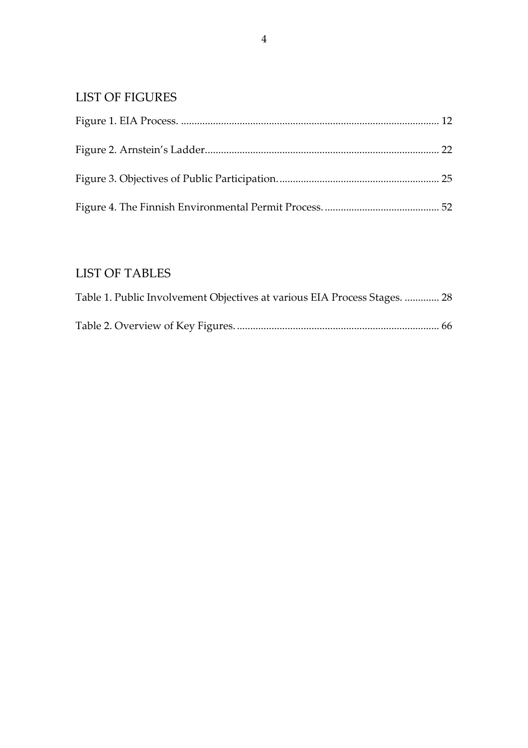## LIST OF FIGURES

Figure 1. EIA Process. ................................................................................................ 12

Figure 2. Arnstein's Ladder...................................................................................... 22

Figure 3. Objectives of Public Participation. ........................................................... 25

Figure 4. The Finnish Environmental Permit Process. .......................................... 52

## LIST OF TABLES

Table 1. Public Involvement Objectives at various EIA Process Stages. ............. 28

Table 2. Overview of Key Figures. ........................................................................... 66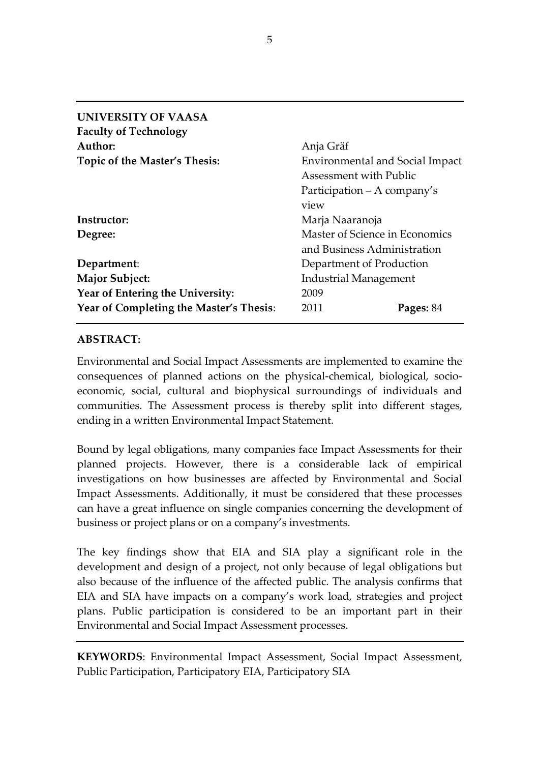**UNIVERSITY OF VAASA**
**Faculty of Technology**

| | |
|---|---|
| **Author:** | Anja Gräf |
| **Topic of the Master's Thesis:** | Environmental and Social Impact Assessment with Public Participation – A company's view |
| **Instructor:** | Marja Naaranoja |
| **Degree:** | Master of Science in Economics and Business Administration |
| **Department**: | Department of Production |
| **Major Subject:** | Industrial Management |
| **Year of Entering the University:** | 2009 |
| **Year of Completing the Master's Thesis**: | 2011 **Pages:** 84 |

**ABSTRACT:**

Environmental and Social Impact Assessments are implemented to examine the consequences of planned actions on the physical-chemical, biological, socio-economic, social, cultural and biophysical surroundings of individuals and communities. The Assessment process is thereby split into different stages, ending in a written Environmental Impact Statement.

Bound by legal obligations, many companies face Impact Assessments for their planned projects. However, there is a considerable lack of empirical investigations on how businesses are affected by Environmental and Social Impact Assessments. Additionally, it must be considered that these processes can have a great influence on single companies concerning the development of business or project plans or on a company's investments.

The key findings show that EIA and SIA play a significant role in the development and design of a project, not only because of legal obligations but also because of the influence of the affected public. The analysis confirms that EIA and SIA have impacts on a company's work load, strategies and project plans. Public participation is considered to be an important part in their Environmental and Social Impact Assessment processes.

**KEYWORDS**: Environmental Impact Assessment, Social Impact Assessment, Public Participation, Participatory EIA, Participatory SIA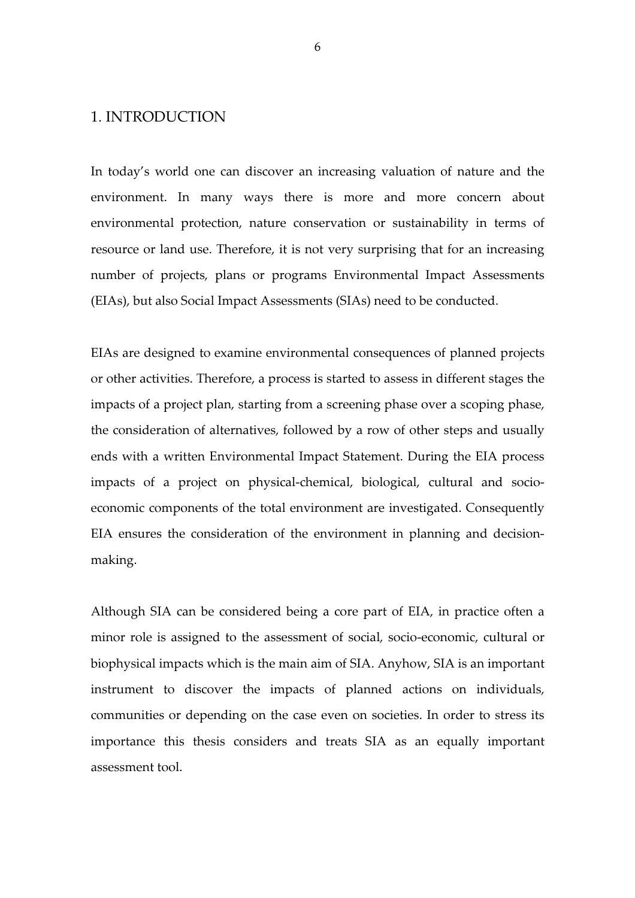# 1. INTRODUCTION

In today's world one can discover an increasing valuation of nature and the environment. In many ways there is more and more concern about environmental protection, nature conservation or sustainability in terms of resource or land use. Therefore, it is not very surprising that for an increasing number of projects, plans or programs Environmental Impact Assessments (EIAs), but also Social Impact Assessments (SIAs) need to be conducted.

EIAs are designed to examine environmental consequences of planned projects or other activities. Therefore, a process is started to assess in different stages the impacts of a project plan, starting from a screening phase over a scoping phase, the consideration of alternatives, followed by a row of other steps and usually ends with a written Environmental Impact Statement. During the EIA process impacts of a project on physical-chemical, biological, cultural and socio-economic components of the total environment are investigated. Consequently EIA ensures the consideration of the environment in planning and decision-making.

Although SIA can be considered being a core part of EIA, in practice often a minor role is assigned to the assessment of social, socio-economic, cultural or biophysical impacts which is the main aim of SIA. Anyhow, SIA is an important instrument to discover the impacts of planned actions on individuals, communities or depending on the case even on societies. In order to stress its importance this thesis considers and treats SIA as an equally important assessment tool.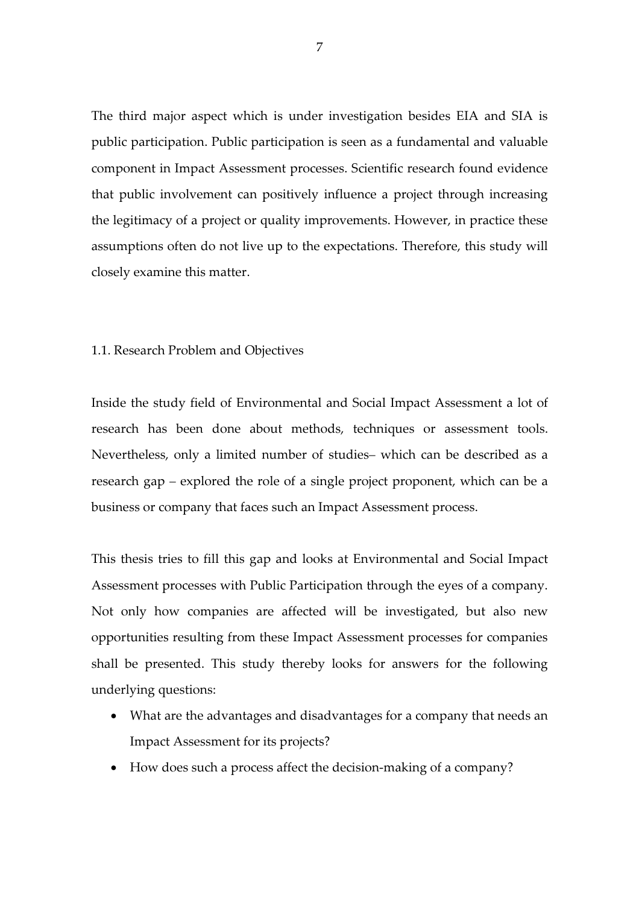The third major aspect which is under investigation besides EIA and SIA is public participation. Public participation is seen as a fundamental and valuable component in Impact Assessment processes. Scientific research found evidence that public involvement can positively influence a project through increasing the legitimacy of a project or quality improvements. However, in practice these assumptions often do not live up to the expectations. Therefore, this study will closely examine this matter.

## 1.1. Research Problem and Objectives

Inside the study field of Environmental and Social Impact Assessment a lot of research has been done about methods, techniques or assessment tools. Nevertheless, only a limited number of studies– which can be described as a research gap – explored the role of a single project proponent, which can be a business or company that faces such an Impact Assessment process.

This thesis tries to fill this gap and looks at Environmental and Social Impact Assessment processes with Public Participation through the eyes of a company. Not only how companies are affected will be investigated, but also new opportunities resulting from these Impact Assessment processes for companies shall be presented. This study thereby looks for answers for the following underlying questions:

- What are the advantages and disadvantages for a company that needs an Impact Assessment for its projects?
- How does such a process affect the decision-making of a company?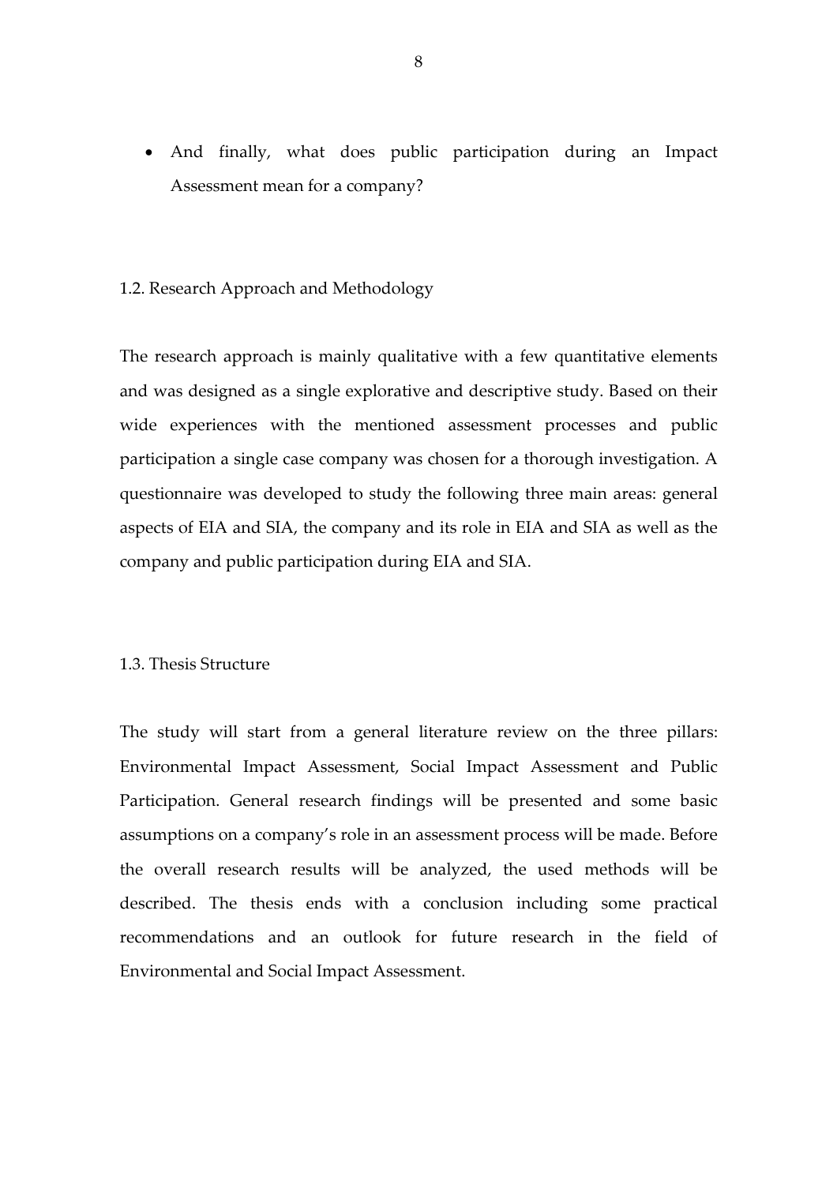- And finally, what does public participation during an Impact Assessment mean for a company?

## 1.2. Research Approach and Methodology

The research approach is mainly qualitative with a few quantitative elements and was designed as a single explorative and descriptive study. Based on their wide experiences with the mentioned assessment processes and public participation a single case company was chosen for a thorough investigation. A questionnaire was developed to study the following three main areas: general aspects of EIA and SIA, the company and its role in EIA and SIA as well as the company and public participation during EIA and SIA.

## 1.3. Thesis Structure

The study will start from a general literature review on the three pillars: Environmental Impact Assessment, Social Impact Assessment and Public Participation. General research findings will be presented and some basic assumptions on a company's role in an assessment process will be made. Before the overall research results will be analyzed, the used methods will be described. The thesis ends with a conclusion including some practical recommendations and an outlook for future research in the field of Environmental and Social Impact Assessment.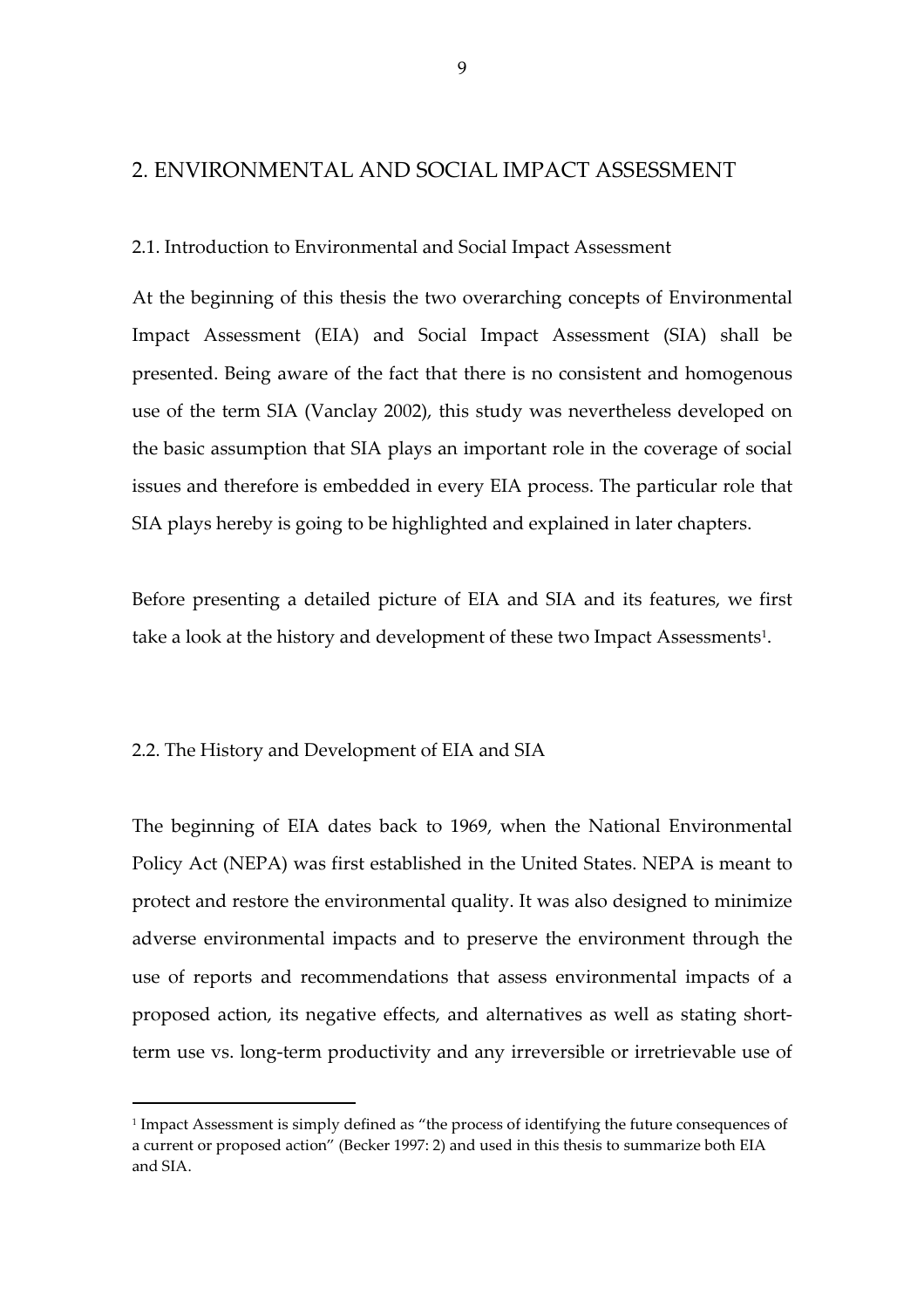# 2. ENVIRONMENTAL AND SOCIAL IMPACT ASSESSMENT

## 2.1. Introduction to Environmental and Social Impact Assessment

At the beginning of this thesis the two overarching concepts of Environmental Impact Assessment (EIA) and Social Impact Assessment (SIA) shall be presented. Being aware of the fact that there is no consistent and homogenous use of the term SIA (Vanclay 2002), this study was nevertheless developed on the basic assumption that SIA plays an important role in the coverage of social issues and therefore is embedded in every EIA process. The particular role that SIA plays hereby is going to be highlighted and explained in later chapters.

Before presenting a detailed picture of EIA and SIA and its features, we first take a look at the history and development of these two Impact Assessments[1].

## 2.2. The History and Development of EIA and SIA

The beginning of EIA dates back to 1969, when the National Environmental Policy Act (NEPA) was first established in the United States. NEPA is meant to protect and restore the environmental quality. It was also designed to minimize adverse environmental impacts and to preserve the environment through the use of reports and recommendations that assess environmental impacts of a proposed action, its negative effects, and alternatives as well as stating short-term use vs. long-term productivity and any irreversible or irretrievable use of

---

[1] Impact Assessment is simply defined as "the process of identifying the future consequences of a current or proposed action" (Becker 1997: 2) and used in this thesis to summarize both EIA and SIA.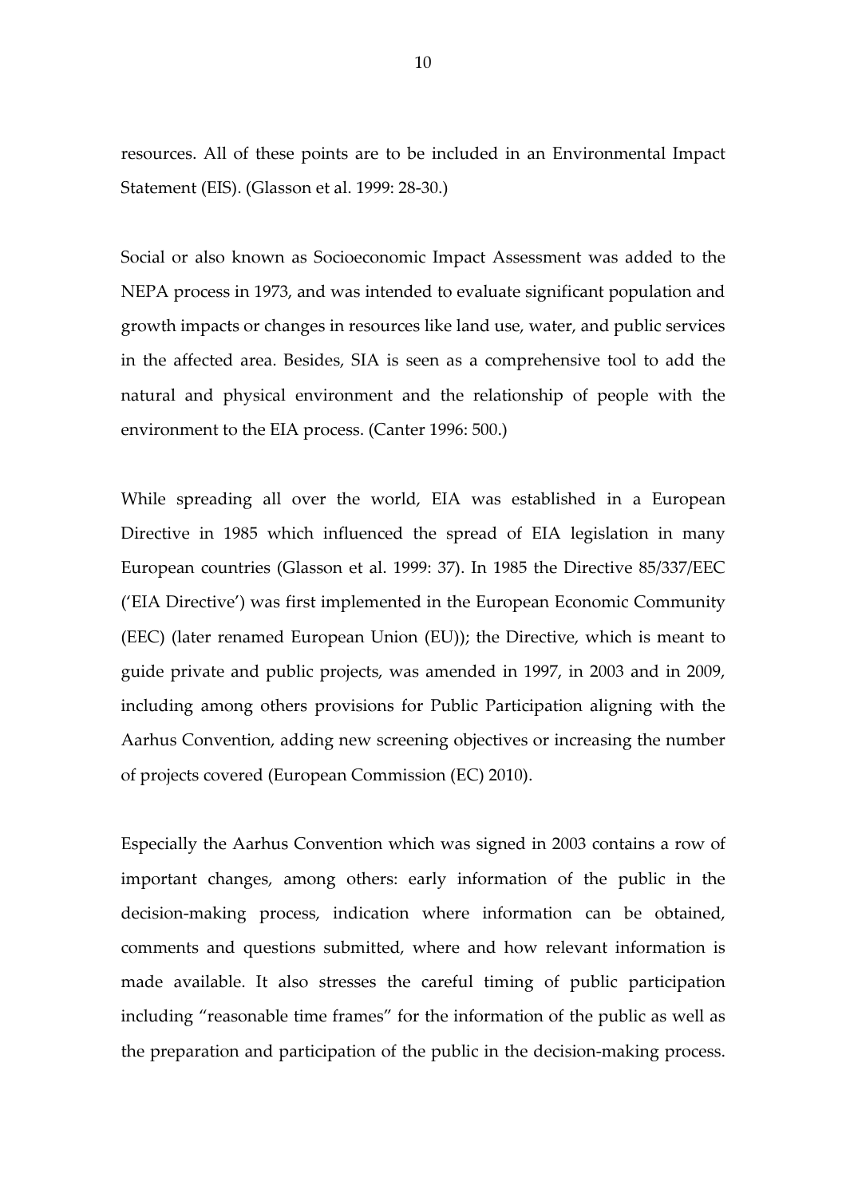resources. All of these points are to be included in an Environmental Impact Statement (EIS). (Glasson et al. 1999: 28-30.)

Social or also known as Socioeconomic Impact Assessment was added to the NEPA process in 1973, and was intended to evaluate significant population and growth impacts or changes in resources like land use, water, and public services in the affected area. Besides, SIA is seen as a comprehensive tool to add the natural and physical environment and the relationship of people with the environment to the EIA process. (Canter 1996: 500.)

While spreading all over the world, EIA was established in a European Directive in 1985 which influenced the spread of EIA legislation in many European countries (Glasson et al. 1999: 37). In 1985 the Directive 85/337/EEC ('EIA Directive') was first implemented in the European Economic Community (EEC) (later renamed European Union (EU)); the Directive, which is meant to guide private and public projects, was amended in 1997, in 2003 and in 2009, including among others provisions for Public Participation aligning with the Aarhus Convention, adding new screening objectives or increasing the number of projects covered (European Commission (EC) 2010).

Especially the Aarhus Convention which was signed in 2003 contains a row of important changes, among others: early information of the public in the decision-making process, indication where information can be obtained, comments and questions submitted, where and how relevant information is made available. It also stresses the careful timing of public participation including "reasonable time frames" for the information of the public as well as the preparation and participation of the public in the decision-making process.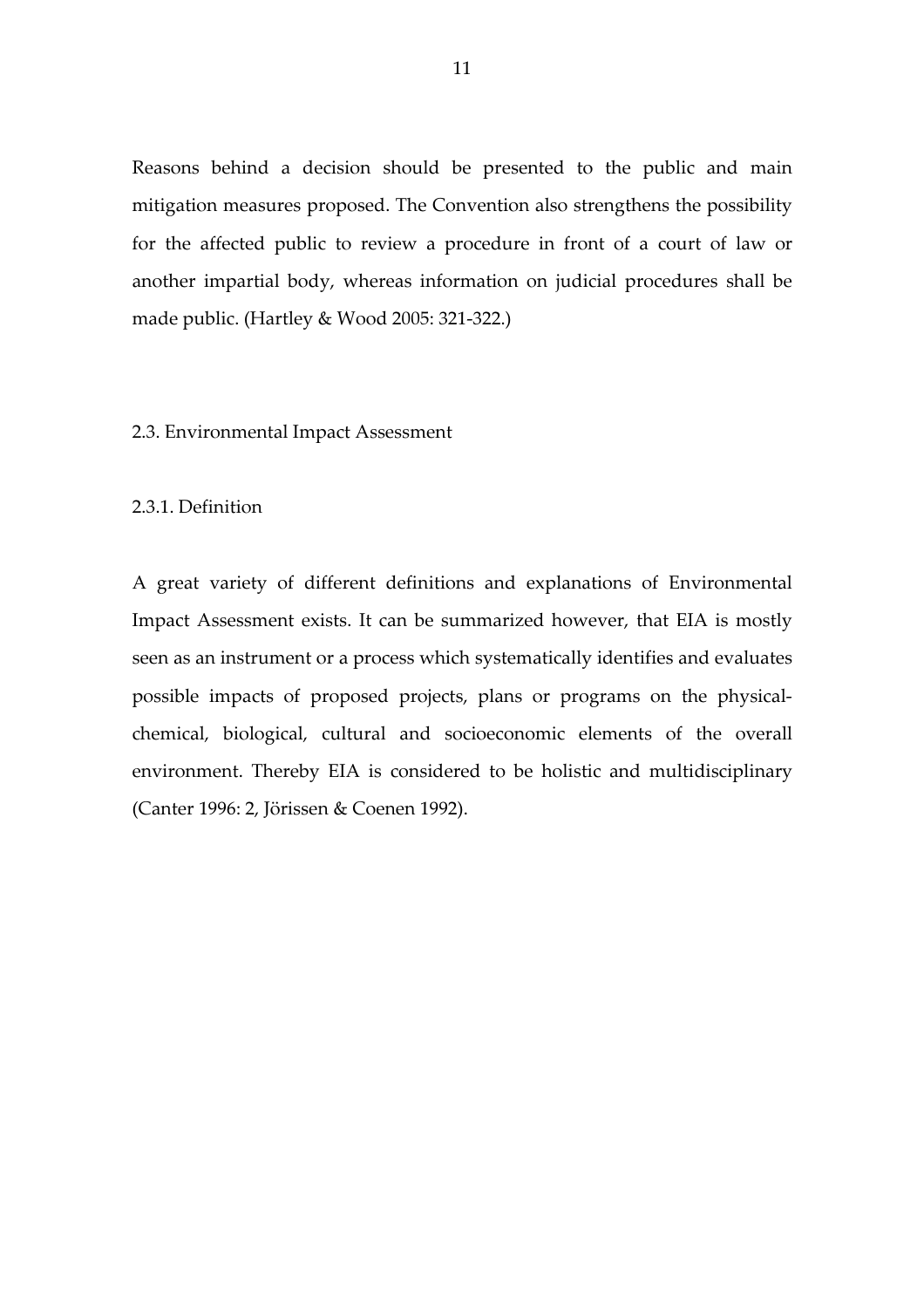Reasons behind a decision should be presented to the public and main mitigation measures proposed. The Convention also strengthens the possibility for the affected public to review a procedure in front of a court of law or another impartial body, whereas information on judicial procedures shall be made public. (Hartley & Wood 2005: 321-322.)

## 2.3. Environmental Impact Assessment

### 2.3.1. Definition

A great variety of different definitions and explanations of Environmental Impact Assessment exists. It can be summarized however, that EIA is mostly seen as an instrument or a process which systematically identifies and evaluates possible impacts of proposed projects, plans or programs on the physical-chemical, biological, cultural and socioeconomic elements of the overall environment. Thereby EIA is considered to be holistic and multidisciplinary (Canter 1996: 2, Jörissen & Coenen 1992).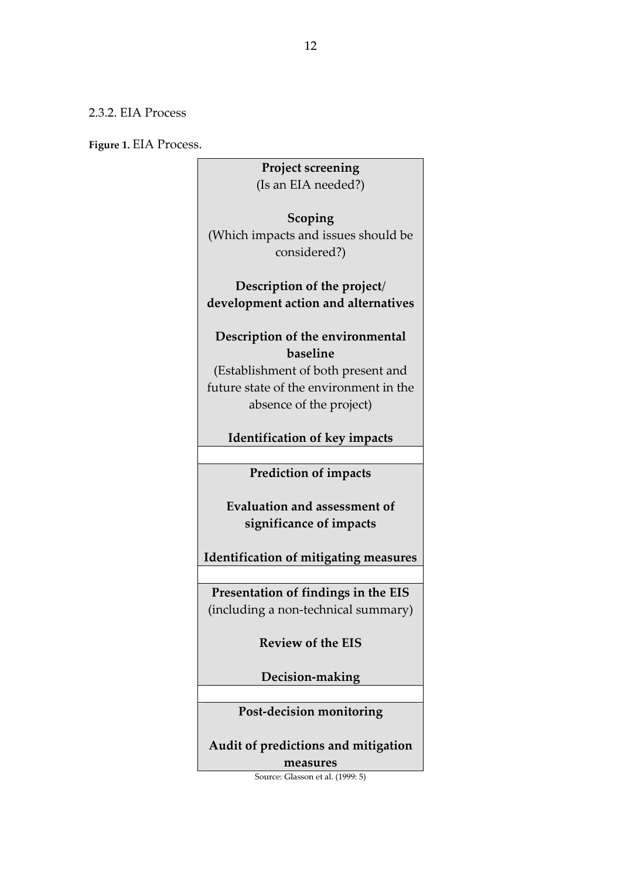2.3.2. EIA Process

**Figure 1.** EIA Process.

| **Project screening** (Is an EIA needed?) |
|---|
| **Scoping** (Which impacts and issues should be considered?) |
| **Description of the project/ development action and alternatives** |
| **Description of the environmental baseline** (Establishment of both present and future state of the environment in the absence of the project) |
| **Identification of key impacts** |
| |
| **Prediction of impacts** |
| **Evaluation and assessment of significance of impacts** |
| **Identification of mitigating measures** |
| |
| **Presentation of findings in the EIS** (including a non-technical summary) |
| **Review of the EIS** |
| **Decision-making** |
| |
| **Post-decision monitoring** |
| **Audit of predictions and mitigation measures** |

Source: Glasson et al. (1999: 5)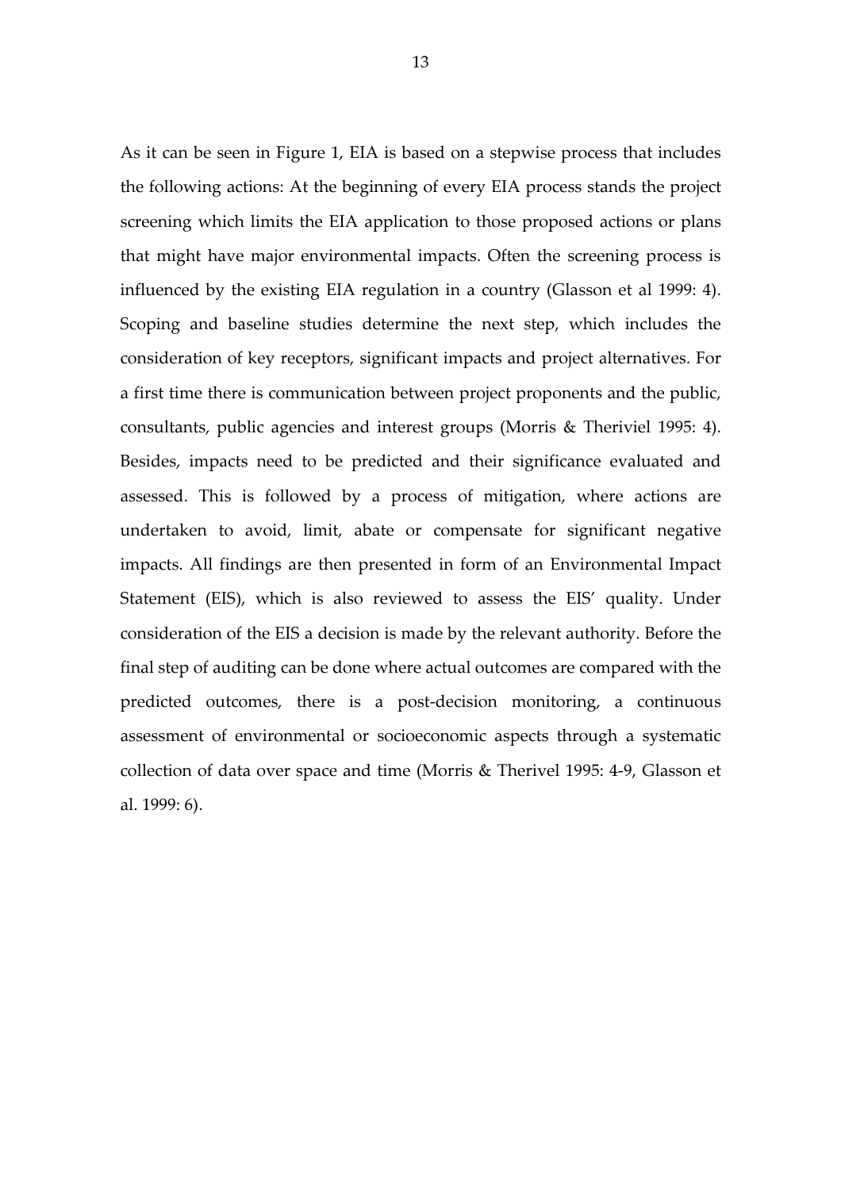As it can be seen in Figure 1, EIA is based on a stepwise process that includes the following actions: At the beginning of every EIA process stands the project screening which limits the EIA application to those proposed actions or plans that might have major environmental impacts. Often the screening process is influenced by the existing EIA regulation in a country (Glasson et al 1999: 4). Scoping and baseline studies determine the next step, which includes the consideration of key receptors, significant impacts and project alternatives. For a first time there is communication between project proponents and the public, consultants, public agencies and interest groups (Morris & Theriviel 1995: 4). Besides, impacts need to be predicted and their significance evaluated and assessed. This is followed by a process of mitigation, where actions are undertaken to avoid, limit, abate or compensate for significant negative impacts. All findings are then presented in form of an Environmental Impact Statement (EIS), which is also reviewed to assess the EIS' quality. Under consideration of the EIS a decision is made by the relevant authority. Before the final step of auditing can be done where actual outcomes are compared with the predicted outcomes, there is a post-decision monitoring, a continuous assessment of environmental or socioeconomic aspects through a systematic collection of data over space and time (Morris & Therivel 1995: 4-9, Glasson et al. 1999: 6).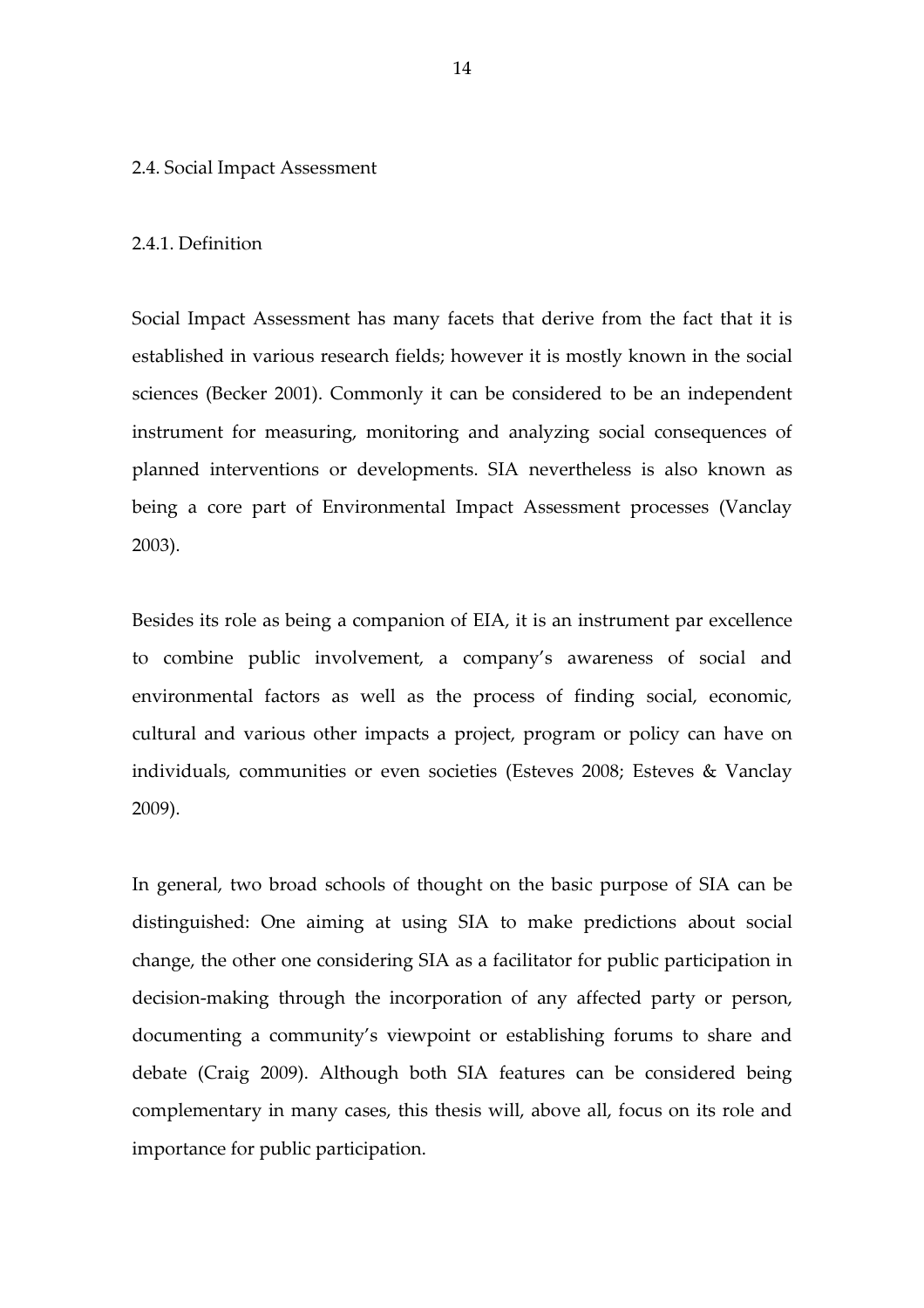## 2.4. Social Impact Assessment

### 2.4.1. Definition

Social Impact Assessment has many facets that derive from the fact that it is established in various research fields; however it is mostly known in the social sciences (Becker 2001). Commonly it can be considered to be an independent instrument for measuring, monitoring and analyzing social consequences of planned interventions or developments. SIA nevertheless is also known as being a core part of Environmental Impact Assessment processes (Vanclay 2003).

Besides its role as being a companion of EIA, it is an instrument par excellence to combine public involvement, a company's awareness of social and environmental factors as well as the process of finding social, economic, cultural and various other impacts a project, program or policy can have on individuals, communities or even societies (Esteves 2008; Esteves & Vanclay 2009).

In general, two broad schools of thought on the basic purpose of SIA can be distinguished: One aiming at using SIA to make predictions about social change, the other one considering SIA as a facilitator for public participation in decision-making through the incorporation of any affected party or person, documenting a community's viewpoint or establishing forums to share and debate (Craig 2009). Although both SIA features can be considered being complementary in many cases, this thesis will, above all, focus on its role and importance for public participation.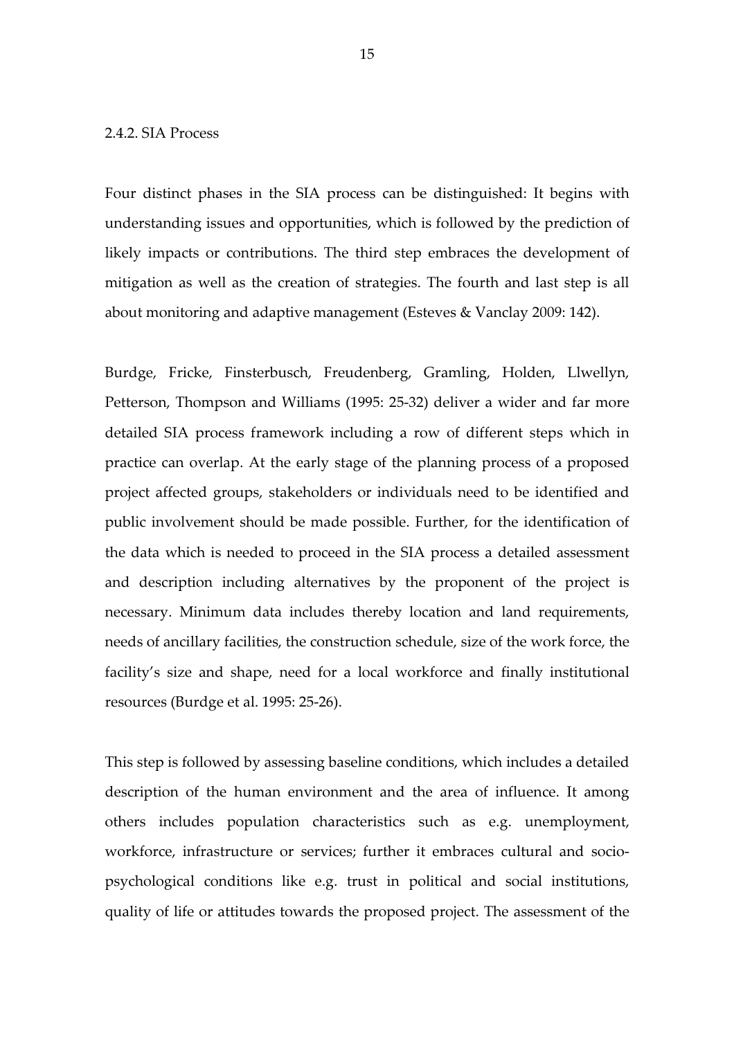### 2.4.2. SIA Process

Four distinct phases in the SIA process can be distinguished: It begins with understanding issues and opportunities, which is followed by the prediction of likely impacts or contributions. The third step embraces the development of mitigation as well as the creation of strategies. The fourth and last step is all about monitoring and adaptive management (Esteves & Vanclay 2009: 142).

Burdge, Fricke, Finsterbusch, Freudenberg, Gramling, Holden, Llwellyn, Petterson, Thompson and Williams (1995: 25-32) deliver a wider and far more detailed SIA process framework including a row of different steps which in practice can overlap. At the early stage of the planning process of a proposed project affected groups, stakeholders or individuals need to be identified and public involvement should be made possible. Further, for the identification of the data which is needed to proceed in the SIA process a detailed assessment and description including alternatives by the proponent of the project is necessary. Minimum data includes thereby location and land requirements, needs of ancillary facilities, the construction schedule, size of the work force, the facility's size and shape, need for a local workforce and finally institutional resources (Burdge et al. 1995: 25-26).

This step is followed by assessing baseline conditions, which includes a detailed description of the human environment and the area of influence. It among others includes population characteristics such as e.g. unemployment, workforce, infrastructure or services; further it embraces cultural and socio-psychological conditions like e.g. trust in political and social institutions, quality of life or attitudes towards the proposed project. The assessment of the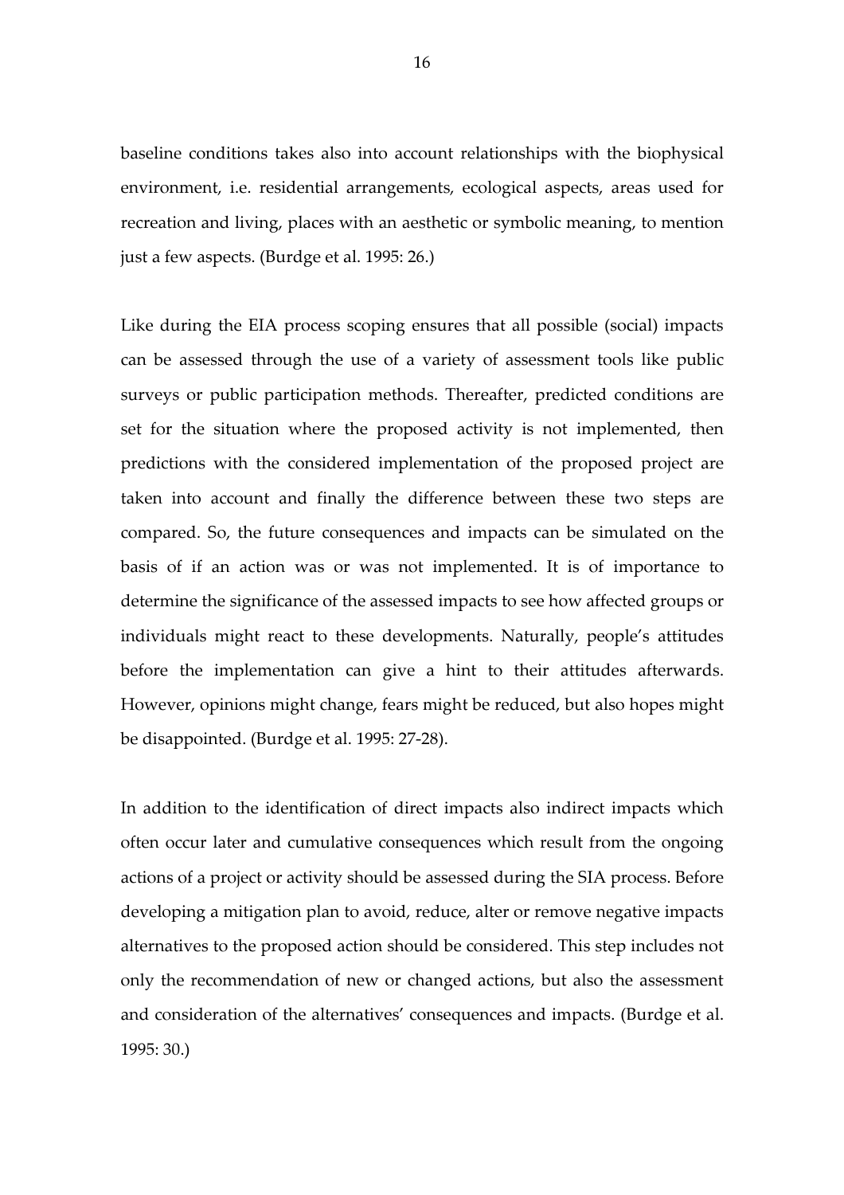baseline conditions takes also into account relationships with the biophysical environment, i.e. residential arrangements, ecological aspects, areas used for recreation and living, places with an aesthetic or symbolic meaning, to mention just a few aspects. (Burdge et al. 1995: 26.)

Like during the EIA process scoping ensures that all possible (social) impacts can be assessed through the use of a variety of assessment tools like public surveys or public participation methods. Thereafter, predicted conditions are set for the situation where the proposed activity is not implemented, then predictions with the considered implementation of the proposed project are taken into account and finally the difference between these two steps are compared. So, the future consequences and impacts can be simulated on the basis of if an action was or was not implemented. It is of importance to determine the significance of the assessed impacts to see how affected groups or individuals might react to these developments. Naturally, people's attitudes before the implementation can give a hint to their attitudes afterwards. However, opinions might change, fears might be reduced, but also hopes might be disappointed. (Burdge et al. 1995: 27-28).

In addition to the identification of direct impacts also indirect impacts which often occur later and cumulative consequences which result from the ongoing actions of a project or activity should be assessed during the SIA process. Before developing a mitigation plan to avoid, reduce, alter or remove negative impacts alternatives to the proposed action should be considered. This step includes not only the recommendation of new or changed actions, but also the assessment and consideration of the alternatives' consequences and impacts. (Burdge et al. 1995: 30.)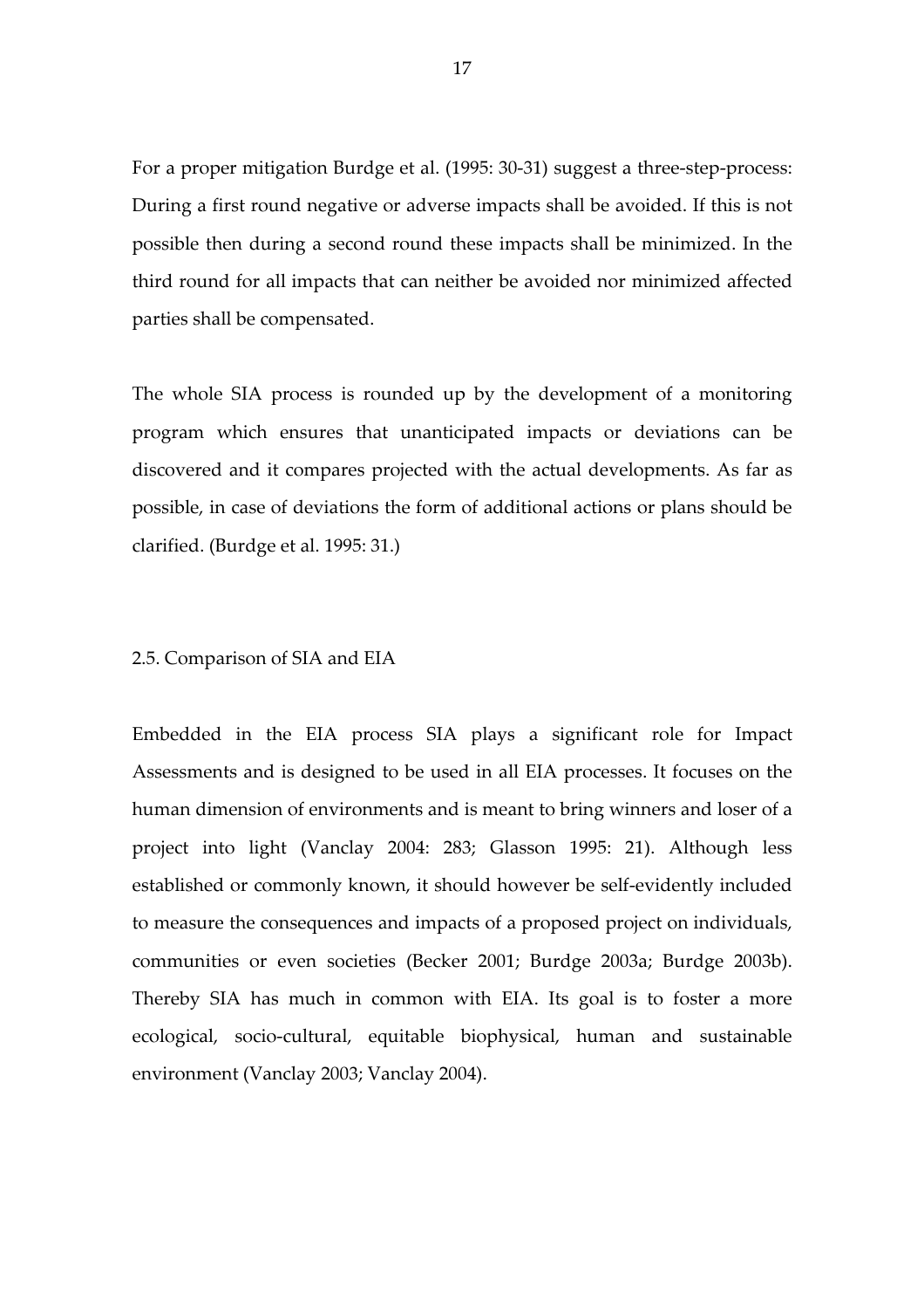For a proper mitigation Burdge et al. (1995: 30-31) suggest a three-step-process: During a first round negative or adverse impacts shall be avoided. If this is not possible then during a second round these impacts shall be minimized. In the third round for all impacts that can neither be avoided nor minimized affected parties shall be compensated.

The whole SIA process is rounded up by the development of a monitoring program which ensures that unanticipated impacts or deviations can be discovered and it compares projected with the actual developments. As far as possible, in case of deviations the form of additional actions or plans should be clarified. (Burdge et al. 1995: 31.)

## 2.5. Comparison of SIA and EIA

Embedded in the EIA process SIA plays a significant role for Impact Assessments and is designed to be used in all EIA processes. It focuses on the human dimension of environments and is meant to bring winners and loser of a project into light (Vanclay 2004: 283; Glasson 1995: 21). Although less established or commonly known, it should however be self-evidently included to measure the consequences and impacts of a proposed project on individuals, communities or even societies (Becker 2001; Burdge 2003a; Burdge 2003b). Thereby SIA has much in common with EIA. Its goal is to foster a more ecological, socio-cultural, equitable biophysical, human and sustainable environment (Vanclay 2003; Vanclay 2004).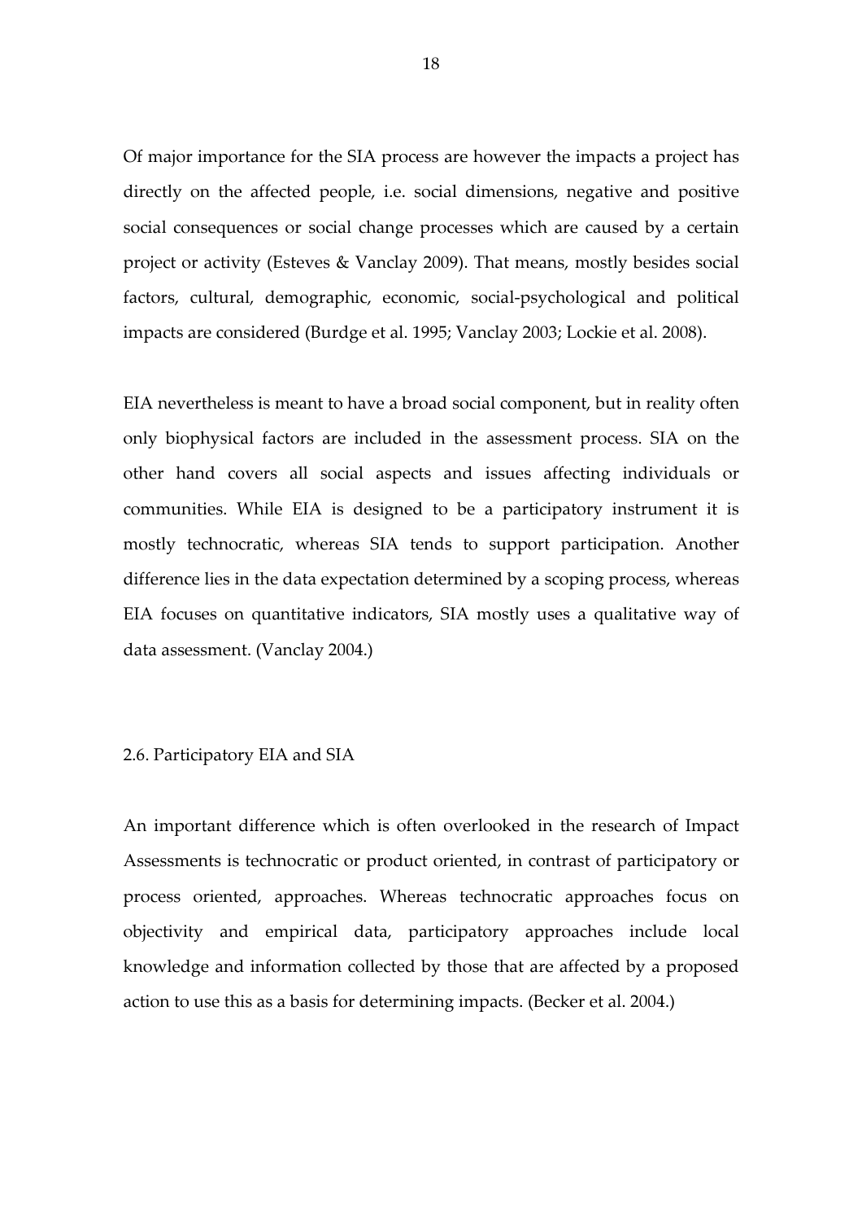Of major importance for the SIA process are however the impacts a project has directly on the affected people, i.e. social dimensions, negative and positive social consequences or social change processes which are caused by a certain project or activity (Esteves & Vanclay 2009). That means, mostly besides social factors, cultural, demographic, economic, social-psychological and political impacts are considered (Burdge et al. 1995; Vanclay 2003; Lockie et al. 2008).

EIA nevertheless is meant to have a broad social component, but in reality often only biophysical factors are included in the assessment process. SIA on the other hand covers all social aspects and issues affecting individuals or communities. While EIA is designed to be a participatory instrument it is mostly technocratic, whereas SIA tends to support participation. Another difference lies in the data expectation determined by a scoping process, whereas EIA focuses on quantitative indicators, SIA mostly uses a qualitative way of data assessment. (Vanclay 2004.)

### 2.6. Participatory EIA and SIA

An important difference which is often overlooked in the research of Impact Assessments is technocratic or product oriented, in contrast of participatory or process oriented, approaches. Whereas technocratic approaches focus on objectivity and empirical data, participatory approaches include local knowledge and information collected by those that are affected by a proposed action to use this as a basis for determining impacts. (Becker et al. 2004.)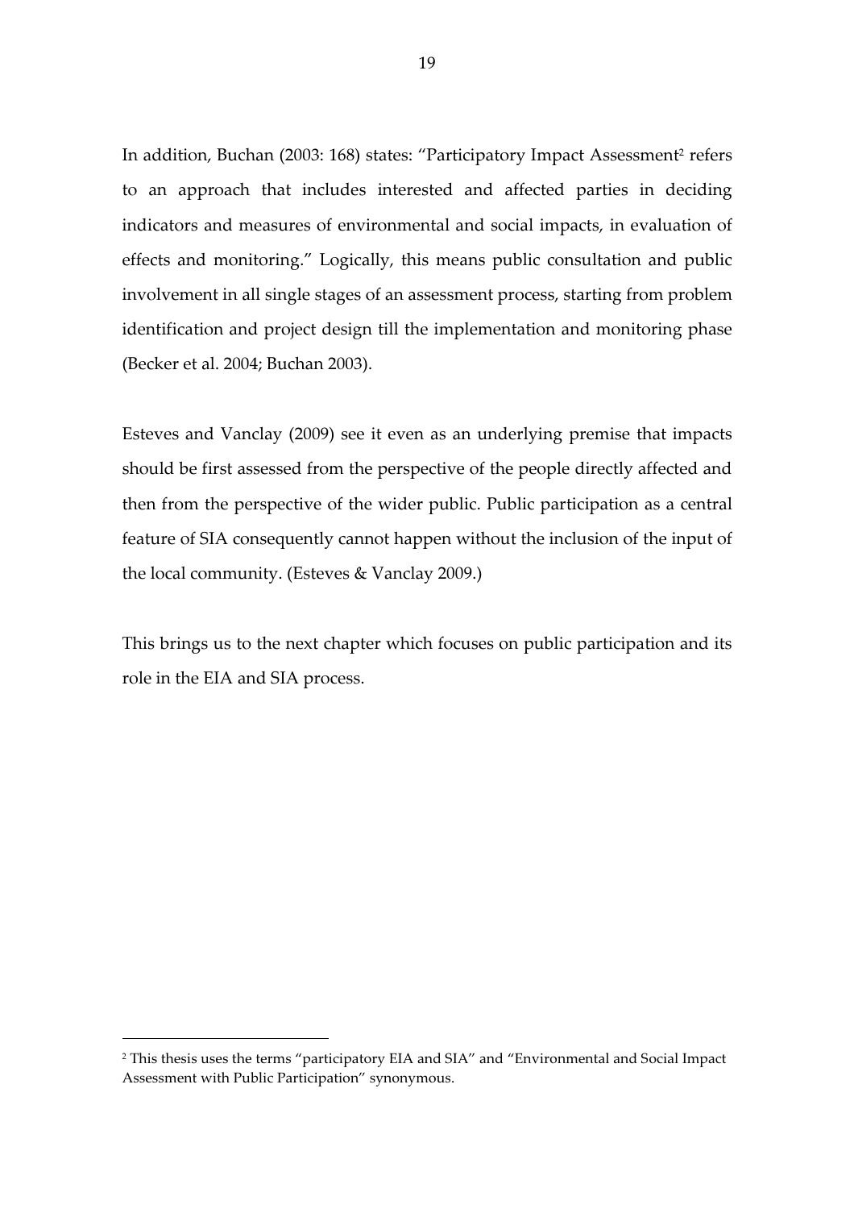In addition, Buchan (2003: 168) states: "Participatory Impact Assessment[2] refers to an approach that includes interested and affected parties in deciding indicators and measures of environmental and social impacts, in evaluation of effects and monitoring." Logically, this means public consultation and public involvement in all single stages of an assessment process, starting from problem identification and project design till the implementation and monitoring phase (Becker et al. 2004; Buchan 2003).

Esteves and Vanclay (2009) see it even as an underlying premise that impacts should be first assessed from the perspective of the people directly affected and then from the perspective of the wider public. Public participation as a central feature of SIA consequently cannot happen without the inclusion of the input of the local community. (Esteves & Vanclay 2009.)

This brings us to the next chapter which focuses on public participation and its role in the EIA and SIA process.

[2] This thesis uses the terms "participatory EIA and SIA" and "Environmental and Social Impact Assessment with Public Participation" synonymous.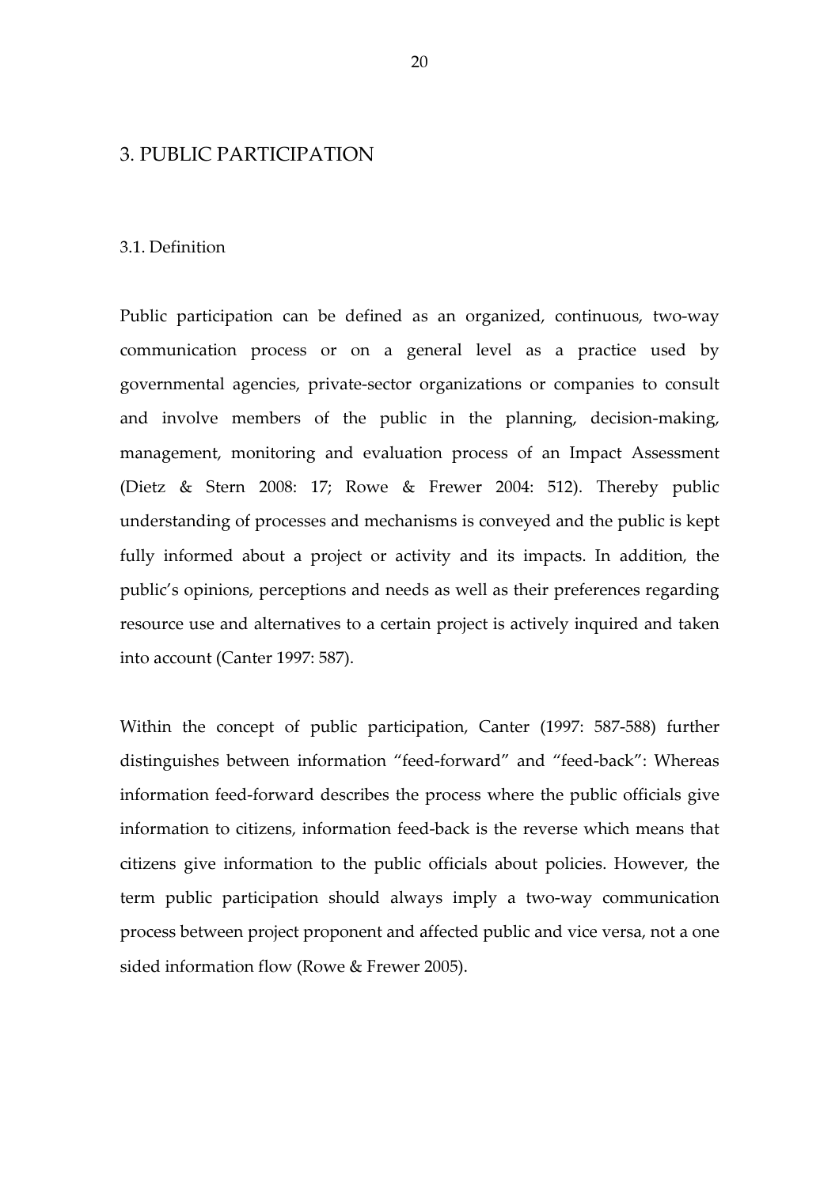# 3. PUBLIC PARTICIPATION

## 3.1. Definition

Public participation can be defined as an organized, continuous, two-way communication process or on a general level as a practice used by governmental agencies, private-sector organizations or companies to consult and involve members of the public in the planning, decision-making, management, monitoring and evaluation process of an Impact Assessment (Dietz & Stern 2008: 17; Rowe & Frewer 2004: 512). Thereby public understanding of processes and mechanisms is conveyed and the public is kept fully informed about a project or activity and its impacts. In addition, the public's opinions, perceptions and needs as well as their preferences regarding resource use and alternatives to a certain project is actively inquired and taken into account (Canter 1997: 587).

Within the concept of public participation, Canter (1997: 587-588) further distinguishes between information "feed-forward" and "feed-back": Whereas information feed-forward describes the process where the public officials give information to citizens, information feed-back is the reverse which means that citizens give information to the public officials about policies. However, the term public participation should always imply a two-way communication process between project proponent and affected public and vice versa, not a one sided information flow (Rowe & Frewer 2005).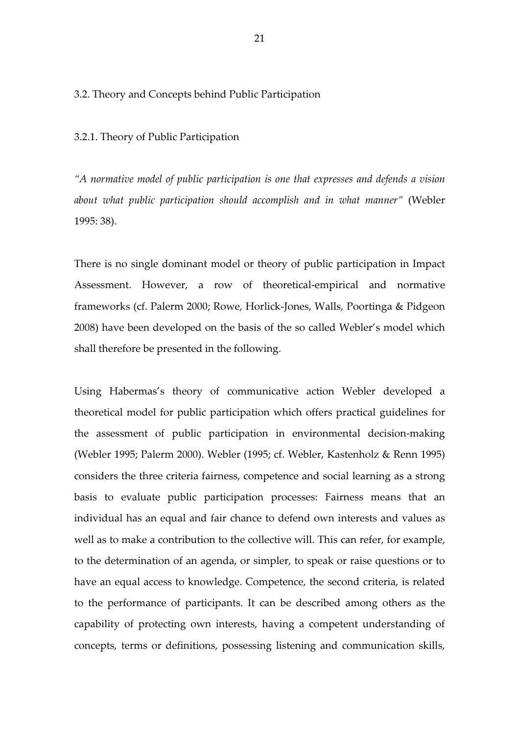## 3.2. Theory and Concepts behind Public Participation

### 3.2.1. Theory of Public Participation

*"A normative model of public participation is one that expresses and defends a vision about what public participation should accomplish and in what manner"* (Webler 1995: 38).

There is no single dominant model or theory of public participation in Impact Assessment. However, a row of theoretical-empirical and normative frameworks (cf. Palerm 2000; Rowe, Horlick-Jones, Walls, Poortinga & Pidgeon 2008) have been developed on the basis of the so called Webler's model which shall therefore be presented in the following.

Using Habermas's theory of communicative action Webler developed a theoretical model for public participation which offers practical guidelines for the assessment of public participation in environmental decision-making (Webler 1995; Palerm 2000). Webler (1995; cf. Webler, Kastenholz & Renn 1995) considers the three criteria fairness, competence and social learning as a strong basis to evaluate public participation processes: Fairness means that an individual has an equal and fair chance to defend own interests and values as well as to make a contribution to the collective will. This can refer, for example, to the determination of an agenda, or simpler, to speak or raise questions or to have an equal access to knowledge. Competence, the second criteria, is related to the performance of participants. It can be described among others as the capability of protecting own interests, having a competent understanding of concepts, terms or definitions, possessing listening and communication skills,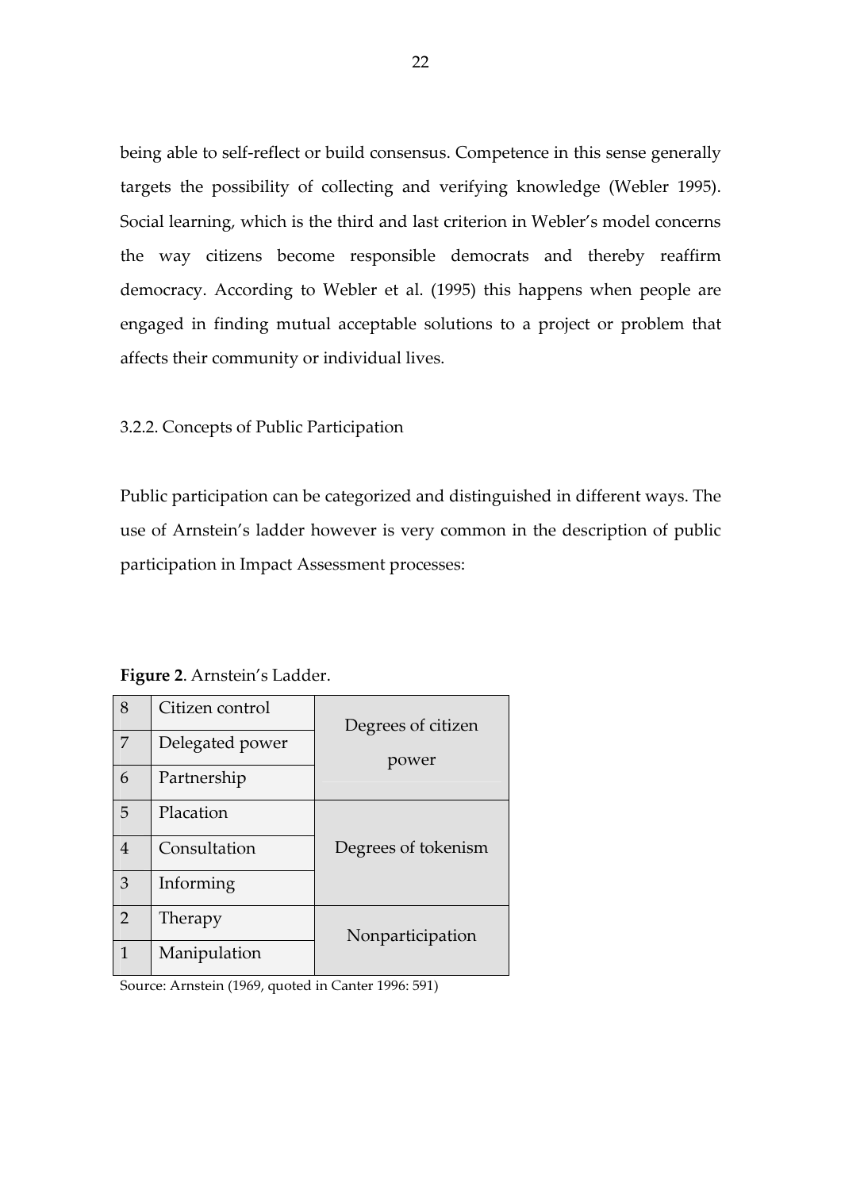being able to self-reflect or build consensus. Competence in this sense generally targets the possibility of collecting and verifying knowledge (Webler 1995). Social learning, which is the third and last criterion in Webler's model concerns the way citizens become responsible democrats and thereby reaffirm democracy. According to Webler et al. (1995) this happens when people are engaged in finding mutual acceptable solutions to a project or problem that affects their community or individual lives.

### 3.2.2. Concepts of Public Participation

Public participation can be categorized and distinguished in different ways. The use of Arnstein's ladder however is very common in the description of public participation in Impact Assessment processes:

**Figure 2**. Arnstein's Ladder.

| | | |
|---|---|---|
| 8 | Citizen control | Degrees of citizen power |
| 7 | Delegated power | |
| 6 | Partnership | |
| 5 | Placation | Degrees of tokenism |
| 4 | Consultation | |
| 3 | Informing | |
| 2 | Therapy | Nonparticipation |
| 1 | Manipulation | |

Source: Arnstein (1969, quoted in Canter 1996: 591)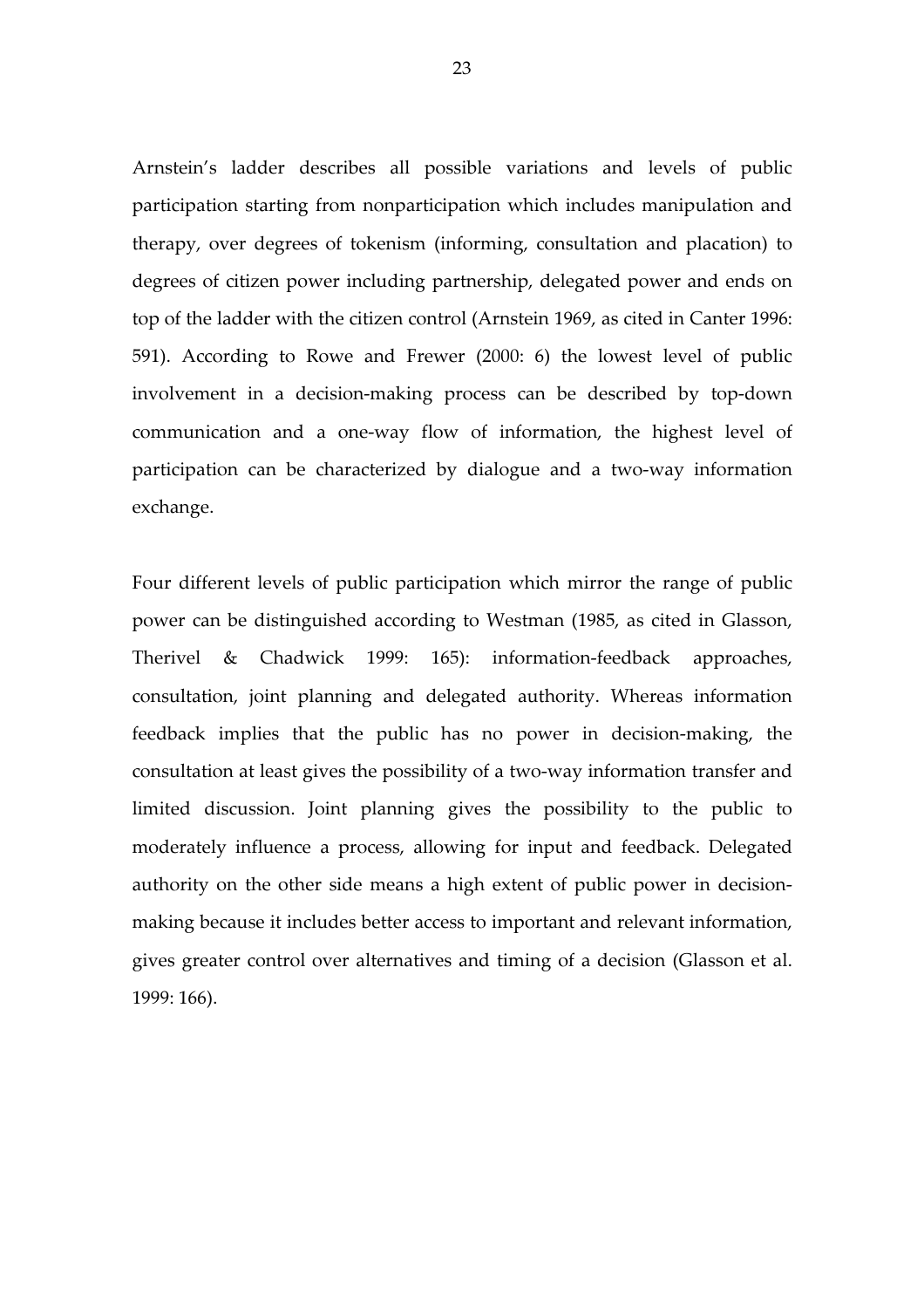Arnstein's ladder describes all possible variations and levels of public participation starting from nonparticipation which includes manipulation and therapy, over degrees of tokenism (informing, consultation and placation) to degrees of citizen power including partnership, delegated power and ends on top of the ladder with the citizen control (Arnstein 1969, as cited in Canter 1996: 591). According to Rowe and Frewer (2000: 6) the lowest level of public involvement in a decision-making process can be described by top-down communication and a one-way flow of information, the highest level of participation can be characterized by dialogue and a two-way information exchange.

Four different levels of public participation which mirror the range of public power can be distinguished according to Westman (1985, as cited in Glasson, Therivel & Chadwick 1999: 165): information-feedback approaches, consultation, joint planning and delegated authority. Whereas information feedback implies that the public has no power in decision-making, the consultation at least gives the possibility of a two-way information transfer and limited discussion. Joint planning gives the possibility to the public to moderately influence a process, allowing for input and feedback. Delegated authority on the other side means a high extent of public power in decision-making because it includes better access to important and relevant information, gives greater control over alternatives and timing of a decision (Glasson et al. 1999: 166).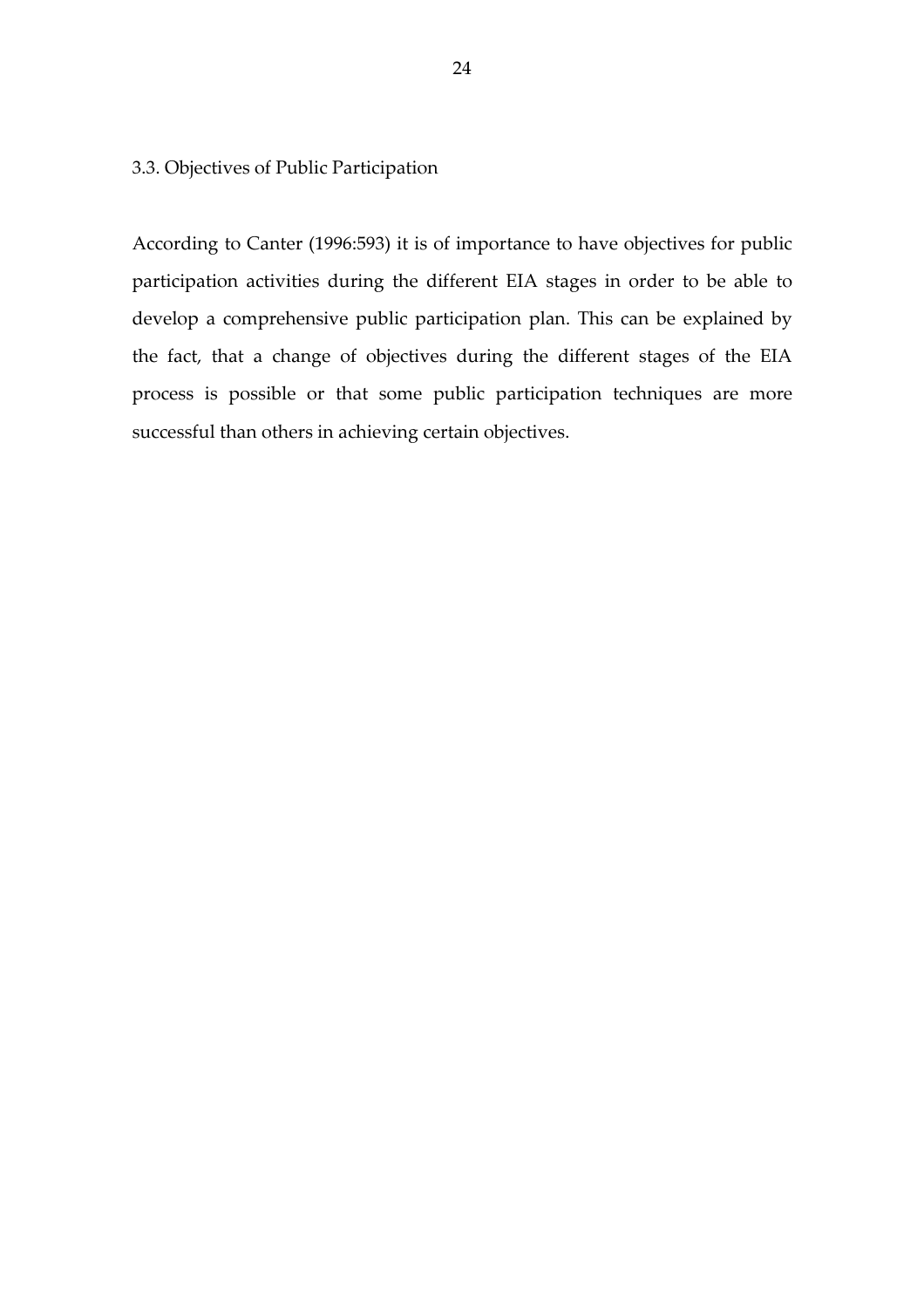### 3.3. Objectives of Public Participation

According to Canter (1996:593) it is of importance to have objectives for public participation activities during the different EIA stages in order to be able to develop a comprehensive public participation plan. This can be explained by the fact, that a change of objectives during the different stages of the EIA process is possible or that some public participation techniques are more successful than others in achieving certain objectives.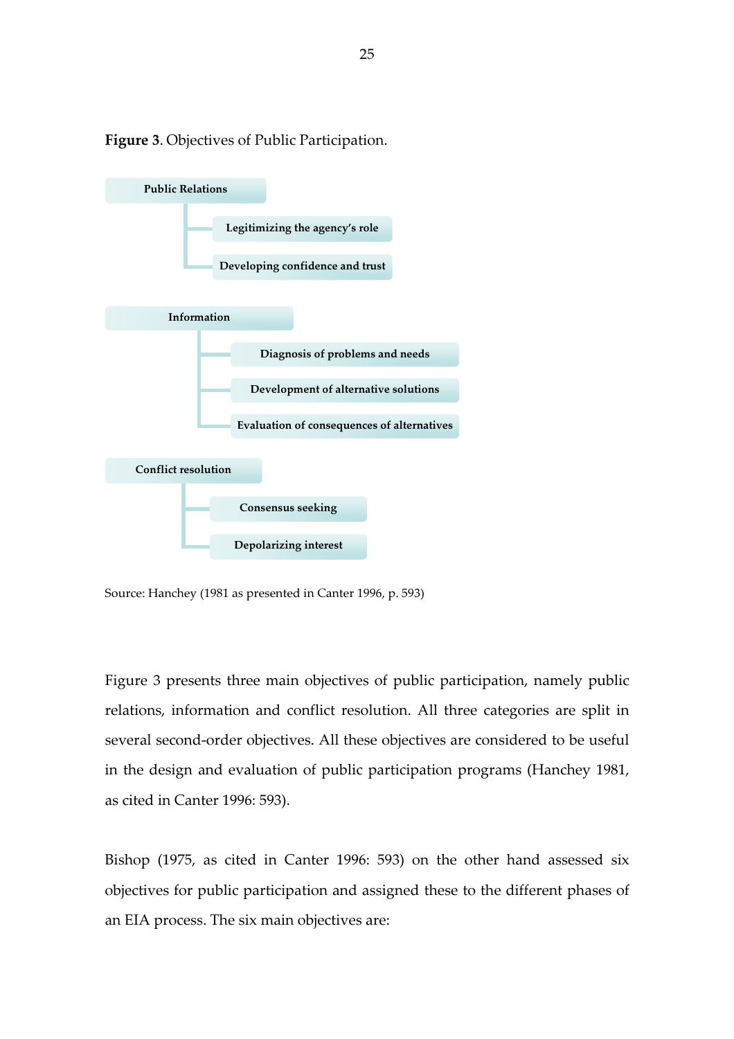**Figure 3**. Objectives of Public Participation.

- **Public Relations**
  - **Legitimizing the agency's role**
  - **Developing confidence and trust**
- **Information**
  - **Diagnosis of problems and needs**
  - **Development of alternative solutions**
  - **Evaluation of consequences of alternatives**
- **Conflict resolution**
  - **Consensus seeking**
  - **Depolarizing interest**

Source: Hanchey (1981 as presented in Canter 1996, p. 593)

Figure 3 presents three main objectives of public participation, namely public relations, information and conflict resolution. All three categories are split in several second-order objectives. All these objectives are considered to be useful in the design and evaluation of public participation programs (Hanchey 1981, as cited in Canter 1996: 593).

Bishop (1975, as cited in Canter 1996: 593) on the other hand assessed six objectives for public participation and assigned these to the different phases of an EIA process. The six main objectives are: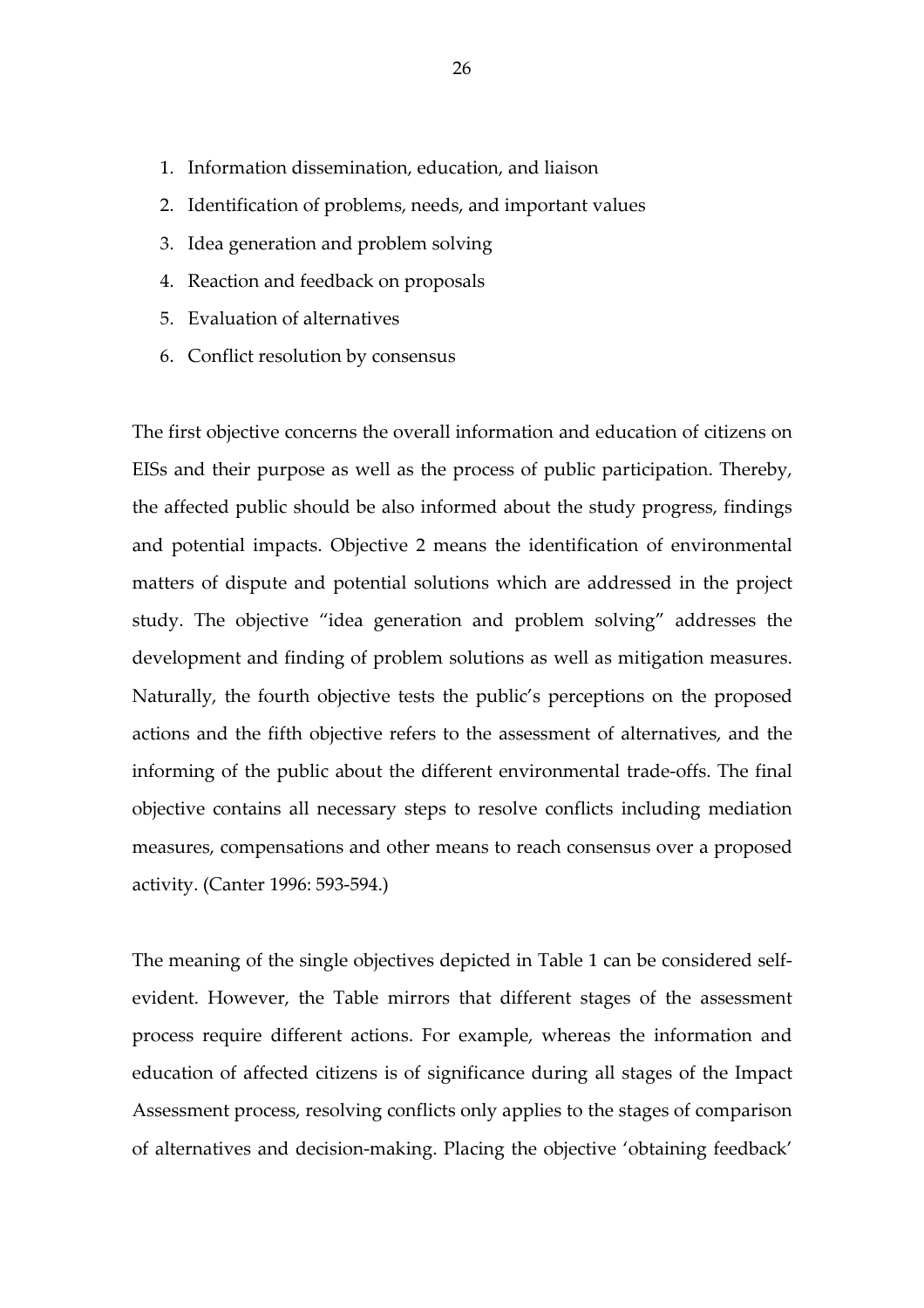1. Information dissemination, education, and liaison
2. Identification of problems, needs, and important values
3. Idea generation and problem solving
4. Reaction and feedback on proposals
5. Evaluation of alternatives
6. Conflict resolution by consensus

The first objective concerns the overall information and education of citizens on EISs and their purpose as well as the process of public participation. Thereby, the affected public should be also informed about the study progress, findings and potential impacts. Objective 2 means the identification of environmental matters of dispute and potential solutions which are addressed in the project study. The objective "idea generation and problem solving" addresses the development and finding of problem solutions as well as mitigation measures. Naturally, the fourth objective tests the public's perceptions on the proposed actions and the fifth objective refers to the assessment of alternatives, and the informing of the public about the different environmental trade-offs. The final objective contains all necessary steps to resolve conflicts including mediation measures, compensations and other means to reach consensus over a proposed activity. (Canter 1996: 593-594.)

The meaning of the single objectives depicted in Table 1 can be considered self-evident. However, the Table mirrors that different stages of the assessment process require different actions. For example, whereas the information and education of affected citizens is of significance during all stages of the Impact Assessment process, resolving conflicts only applies to the stages of comparison of alternatives and decision-making. Placing the objective 'obtaining feedback'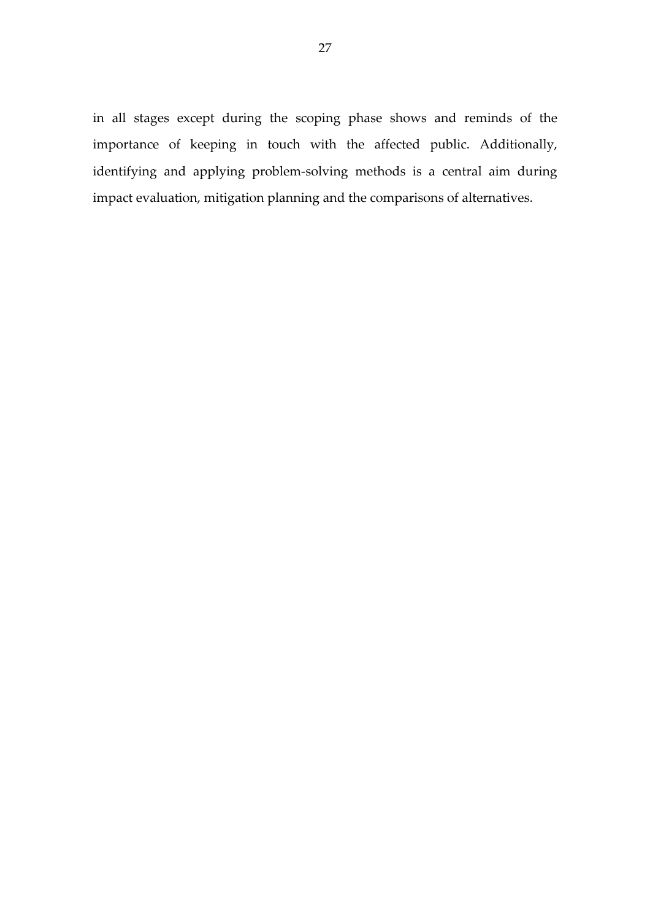in all stages except during the scoping phase shows and reminds of the importance of keeping in touch with the affected public. Additionally, identifying and applying problem-solving methods is a central aim during impact evaluation, mitigation planning and the comparisons of alternatives.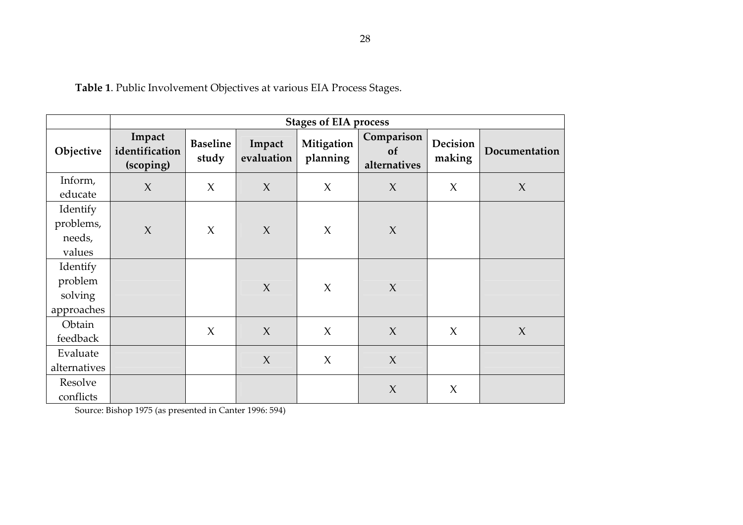**Table 1**. Public Involvement Objectives at various EIA Process Stages.

| | Stages of EIA process | | | | | | |
|---|---|---|---|---|---|---|---|
| **Objective** | **Impact identification (scoping)** | **Baseline study** | **Impact evaluation** | **Mitigation planning** | **Comparison of alternatives** | **Decision making** | **Documentation** |
| Inform, educate | X | X | X | X | X | X | X |
| Identify problems, needs, values | X | X | X | X | X | | |
| Identify problem solving approaches | | | X | X | X | | |
| Obtain feedback | | X | X | X | X | X | X |
| Evaluate alternatives | | | X | X | X | | |
| Resolve conflicts | | | | | X | X | |

Source: Bishop 1975 (as presented in Canter 1996: 594)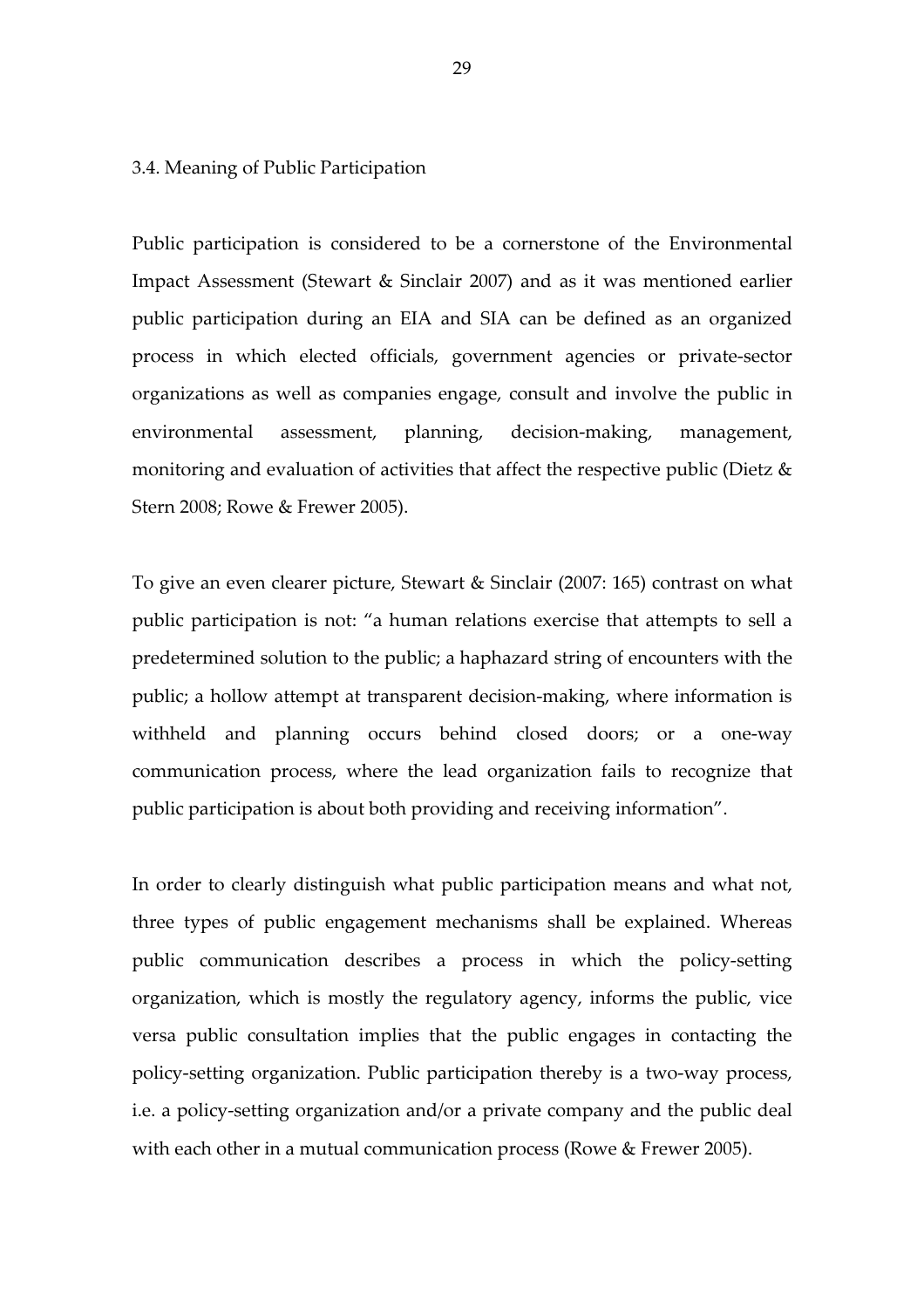### 3.4. Meaning of Public Participation

Public participation is considered to be a cornerstone of the Environmental Impact Assessment (Stewart & Sinclair 2007) and as it was mentioned earlier public participation during an EIA and SIA can be defined as an organized process in which elected officials, government agencies or private-sector organizations as well as companies engage, consult and involve the public in environmental assessment, planning, decision-making, management, monitoring and evaluation of activities that affect the respective public (Dietz & Stern 2008; Rowe & Frewer 2005).

To give an even clearer picture, Stewart & Sinclair (2007: 165) contrast on what public participation is not: "a human relations exercise that attempts to sell a predetermined solution to the public; a haphazard string of encounters with the public; a hollow attempt at transparent decision-making, where information is withheld and planning occurs behind closed doors; or a one-way communication process, where the lead organization fails to recognize that public participation is about both providing and receiving information".

In order to clearly distinguish what public participation means and what not, three types of public engagement mechanisms shall be explained. Whereas public communication describes a process in which the policy-setting organization, which is mostly the regulatory agency, informs the public, vice versa public consultation implies that the public engages in contacting the policy-setting organization. Public participation thereby is a two-way process, i.e. a policy-setting organization and/or a private company and the public deal with each other in a mutual communication process (Rowe & Frewer 2005).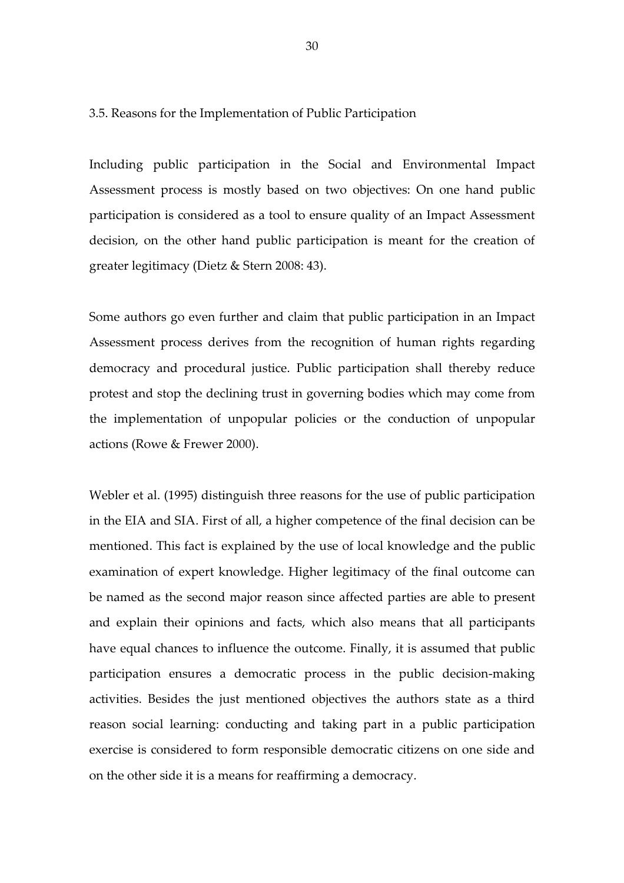## 3.5. Reasons for the Implementation of Public Participation

Including public participation in the Social and Environmental Impact Assessment process is mostly based on two objectives: On one hand public participation is considered as a tool to ensure quality of an Impact Assessment decision, on the other hand public participation is meant for the creation of greater legitimacy (Dietz & Stern 2008: 43).

Some authors go even further and claim that public participation in an Impact Assessment process derives from the recognition of human rights regarding democracy and procedural justice. Public participation shall thereby reduce protest and stop the declining trust in governing bodies which may come from the implementation of unpopular policies or the conduction of unpopular actions (Rowe & Frewer 2000).

Webler et al. (1995) distinguish three reasons for the use of public participation in the EIA and SIA. First of all, a higher competence of the final decision can be mentioned. This fact is explained by the use of local knowledge and the public examination of expert knowledge. Higher legitimacy of the final outcome can be named as the second major reason since affected parties are able to present and explain their opinions and facts, which also means that all participants have equal chances to influence the outcome. Finally, it is assumed that public participation ensures a democratic process in the public decision-making activities. Besides the just mentioned objectives the authors state as a third reason social learning: conducting and taking part in a public participation exercise is considered to form responsible democratic citizens on one side and on the other side it is a means for reaffirming a democracy.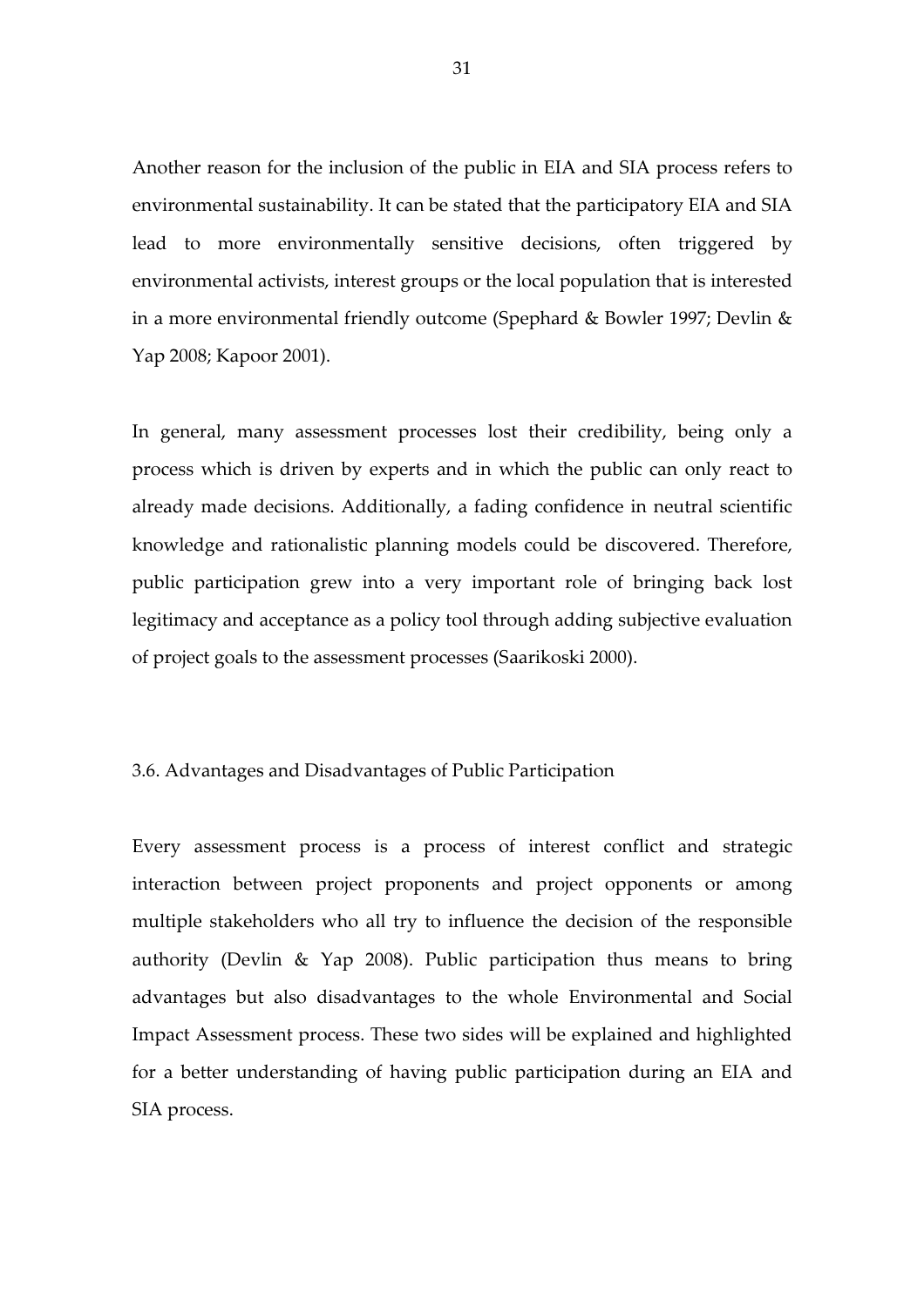Another reason for the inclusion of the public in EIA and SIA process refers to environmental sustainability. It can be stated that the participatory EIA and SIA lead to more environmentally sensitive decisions, often triggered by environmental activists, interest groups or the local population that is interested in a more environmental friendly outcome (Spephard & Bowler 1997; Devlin & Yap 2008; Kapoor 2001).

In general, many assessment processes lost their credibility, being only a process which is driven by experts and in which the public can only react to already made decisions. Additionally, a fading confidence in neutral scientific knowledge and rationalistic planning models could be discovered. Therefore, public participation grew into a very important role of bringing back lost legitimacy and acceptance as a policy tool through adding subjective evaluation of project goals to the assessment processes (Saarikoski 2000).

### 3.6. Advantages and Disadvantages of Public Participation

Every assessment process is a process of interest conflict and strategic interaction between project proponents and project opponents or among multiple stakeholders who all try to influence the decision of the responsible authority (Devlin & Yap 2008). Public participation thus means to bring advantages but also disadvantages to the whole Environmental and Social Impact Assessment process. These two sides will be explained and highlighted for a better understanding of having public participation during an EIA and SIA process.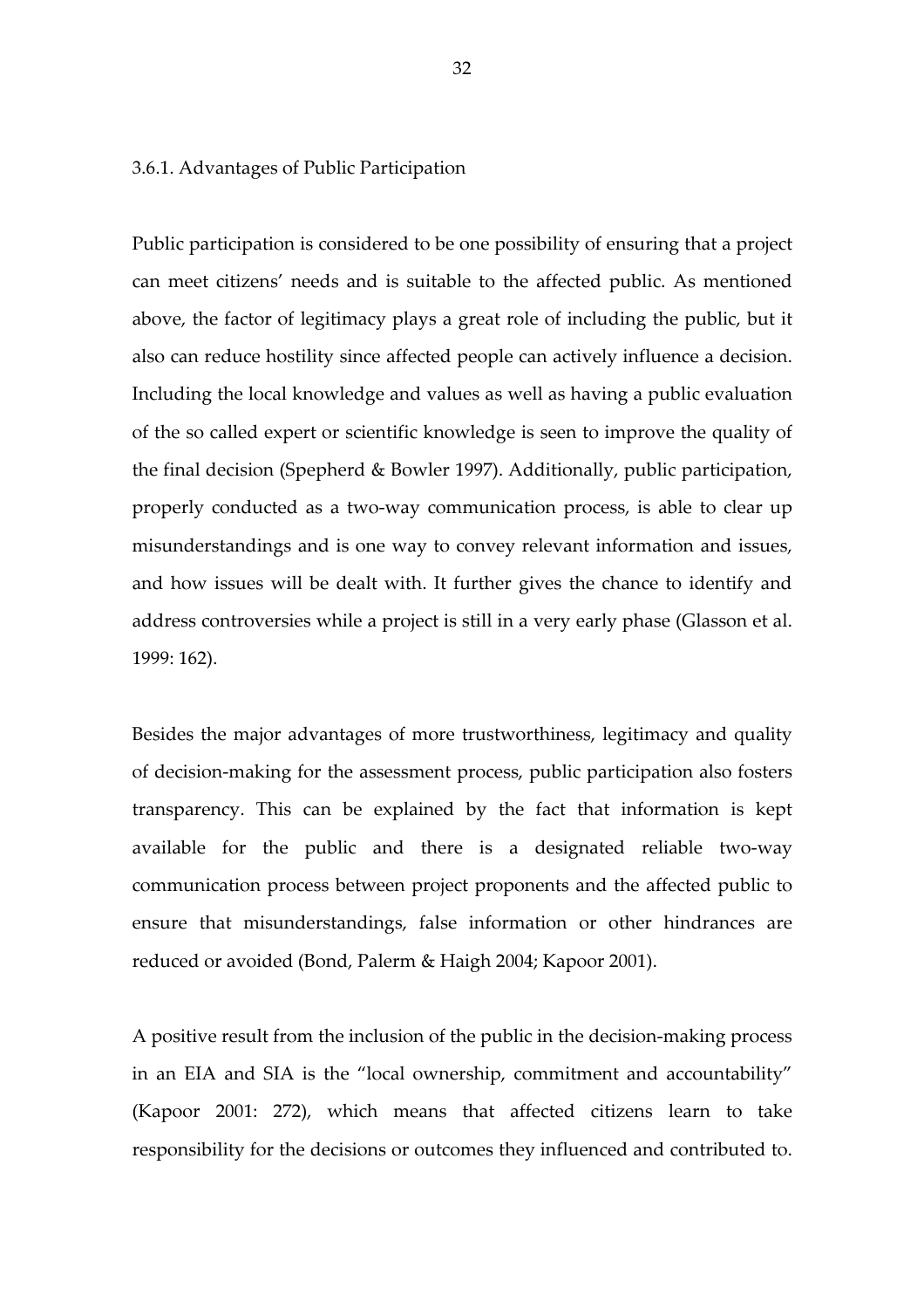### 3.6.1. Advantages of Public Participation

Public participation is considered to be one possibility of ensuring that a project can meet citizens' needs and is suitable to the affected public. As mentioned above, the factor of legitimacy plays a great role of including the public, but it also can reduce hostility since affected people can actively influence a decision. Including the local knowledge and values as well as having a public evaluation of the so called expert or scientific knowledge is seen to improve the quality of the final decision (Spepherd & Bowler 1997). Additionally, public participation, properly conducted as a two-way communication process, is able to clear up misunderstandings and is one way to convey relevant information and issues, and how issues will be dealt with. It further gives the chance to identify and address controversies while a project is still in a very early phase (Glasson et al. 1999: 162).

Besides the major advantages of more trustworthiness, legitimacy and quality of decision-making for the assessment process, public participation also fosters transparency. This can be explained by the fact that information is kept available for the public and there is a designated reliable two-way communication process between project proponents and the affected public to ensure that misunderstandings, false information or other hindrances are reduced or avoided (Bond, Palerm & Haigh 2004; Kapoor 2001).

A positive result from the inclusion of the public in the decision-making process in an EIA and SIA is the "local ownership, commitment and accountability" (Kapoor 2001: 272), which means that affected citizens learn to take responsibility for the decisions or outcomes they influenced and contributed to.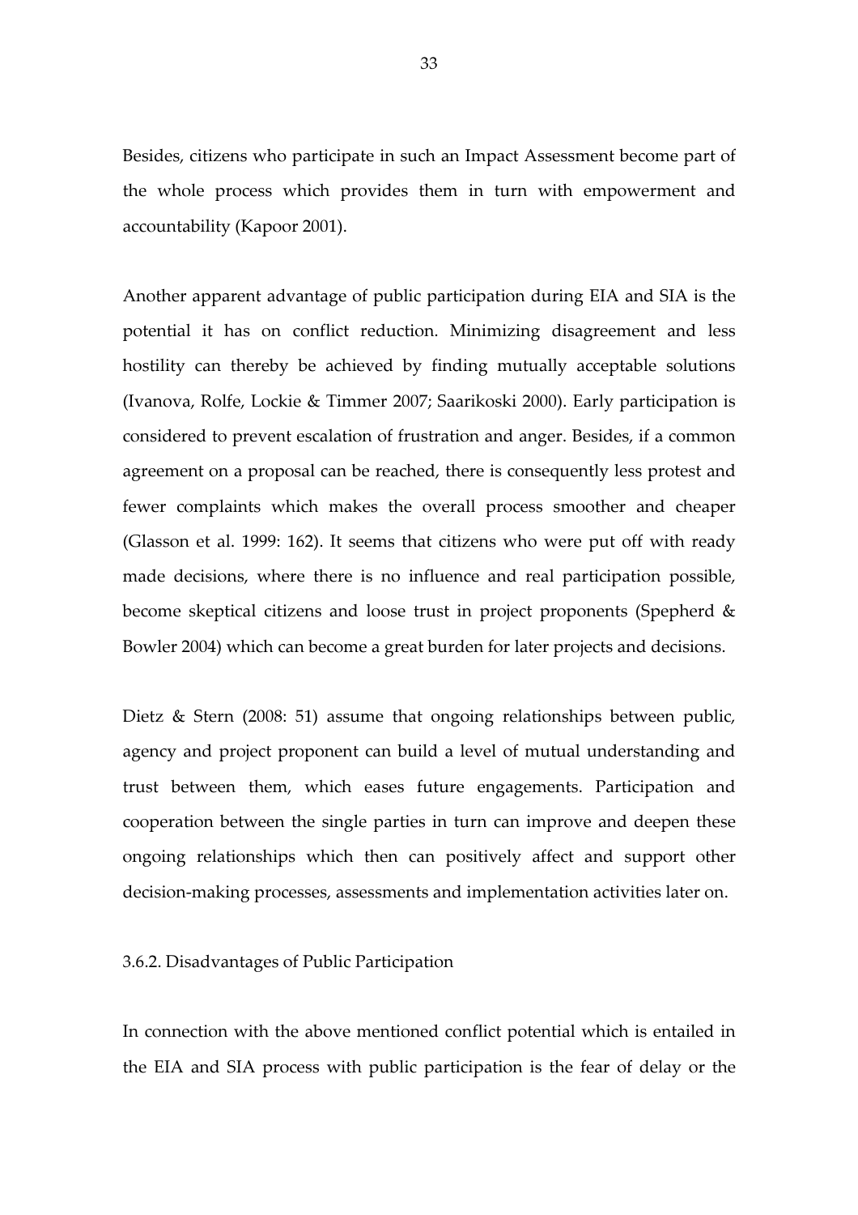Besides, citizens who participate in such an Impact Assessment become part of the whole process which provides them in turn with empowerment and accountability (Kapoor 2001).

Another apparent advantage of public participation during EIA and SIA is the potential it has on conflict reduction. Minimizing disagreement and less hostility can thereby be achieved by finding mutually acceptable solutions (Ivanova, Rolfe, Lockie & Timmer 2007; Saarikoski 2000). Early participation is considered to prevent escalation of frustration and anger. Besides, if a common agreement on a proposal can be reached, there is consequently less protest and fewer complaints which makes the overall process smoother and cheaper (Glasson et al. 1999: 162). It seems that citizens who were put off with ready made decisions, where there is no influence and real participation possible, become skeptical citizens and loose trust in project proponents (Spepherd & Bowler 2004) which can become a great burden for later projects and decisions.

Dietz & Stern (2008: 51) assume that ongoing relationships between public, agency and project proponent can build a level of mutual understanding and trust between them, which eases future engagements. Participation and cooperation between the single parties in turn can improve and deepen these ongoing relationships which then can positively affect and support other decision-making processes, assessments and implementation activities later on.

### 3.6.2. Disadvantages of Public Participation

In connection with the above mentioned conflict potential which is entailed in the EIA and SIA process with public participation is the fear of delay or the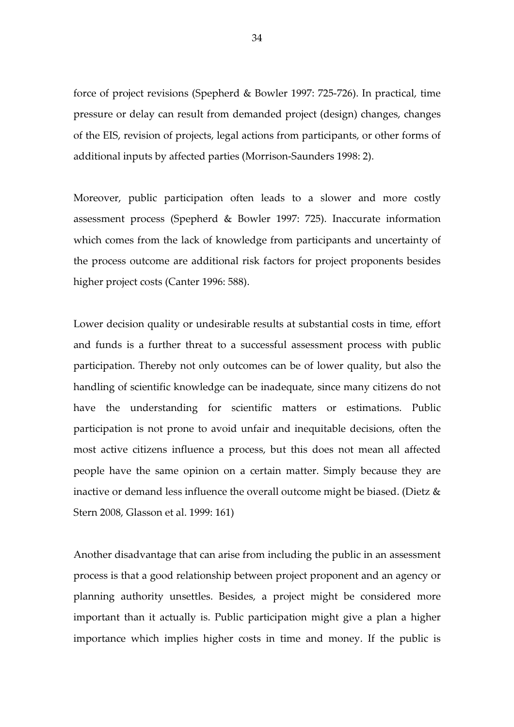force of project revisions (Spepherd & Bowler 1997: 725-726). In practical, time pressure or delay can result from demanded project (design) changes, changes of the EIS, revision of projects, legal actions from participants, or other forms of additional inputs by affected parties (Morrison-Saunders 1998: 2).

Moreover, public participation often leads to a slower and more costly assessment process (Spepherd & Bowler 1997: 725). Inaccurate information which comes from the lack of knowledge from participants and uncertainty of the process outcome are additional risk factors for project proponents besides higher project costs (Canter 1996: 588).

Lower decision quality or undesirable results at substantial costs in time, effort and funds is a further threat to a successful assessment process with public participation. Thereby not only outcomes can be of lower quality, but also the handling of scientific knowledge can be inadequate, since many citizens do not have the understanding for scientific matters or estimations. Public participation is not prone to avoid unfair and inequitable decisions, often the most active citizens influence a process, but this does not mean all affected people have the same opinion on a certain matter. Simply because they are inactive or demand less influence the overall outcome might be biased. (Dietz & Stern 2008, Glasson et al. 1999: 161)

Another disadvantage that can arise from including the public in an assessment process is that a good relationship between project proponent and an agency or planning authority unsettles. Besides, a project might be considered more important than it actually is. Public participation might give a plan a higher importance which implies higher costs in time and money. If the public is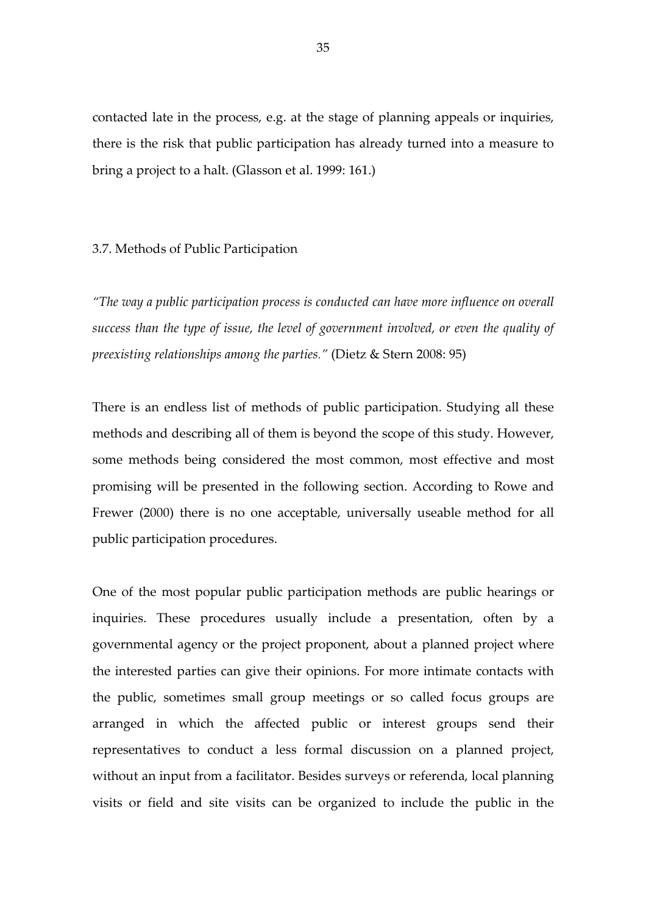contacted late in the process, e.g. at the stage of planning appeals or inquiries, there is the risk that public participation has already turned into a measure to bring a project to a halt. (Glasson et al. 1999: 161.)

## 3.7. Methods of Public Participation

*"The way a public participation process is conducted can have more influence on overall success than the type of issue, the level of government involved, or even the quality of preexisting relationships among the parties."* (Dietz & Stern 2008: 95)

There is an endless list of methods of public participation. Studying all these methods and describing all of them is beyond the scope of this study. However, some methods being considered the most common, most effective and most promising will be presented in the following section. According to Rowe and Frewer (2000) there is no one acceptable, universally useable method for all public participation procedures.

One of the most popular public participation methods are public hearings or inquiries. These procedures usually include a presentation, often by a governmental agency or the project proponent, about a planned project where the interested parties can give their opinions. For more intimate contacts with the public, sometimes small group meetings or so called focus groups are arranged in which the affected public or interest groups send their representatives to conduct a less formal discussion on a planned project, without an input from a facilitator. Besides surveys or referenda, local planning visits or field and site visits can be organized to include the public in the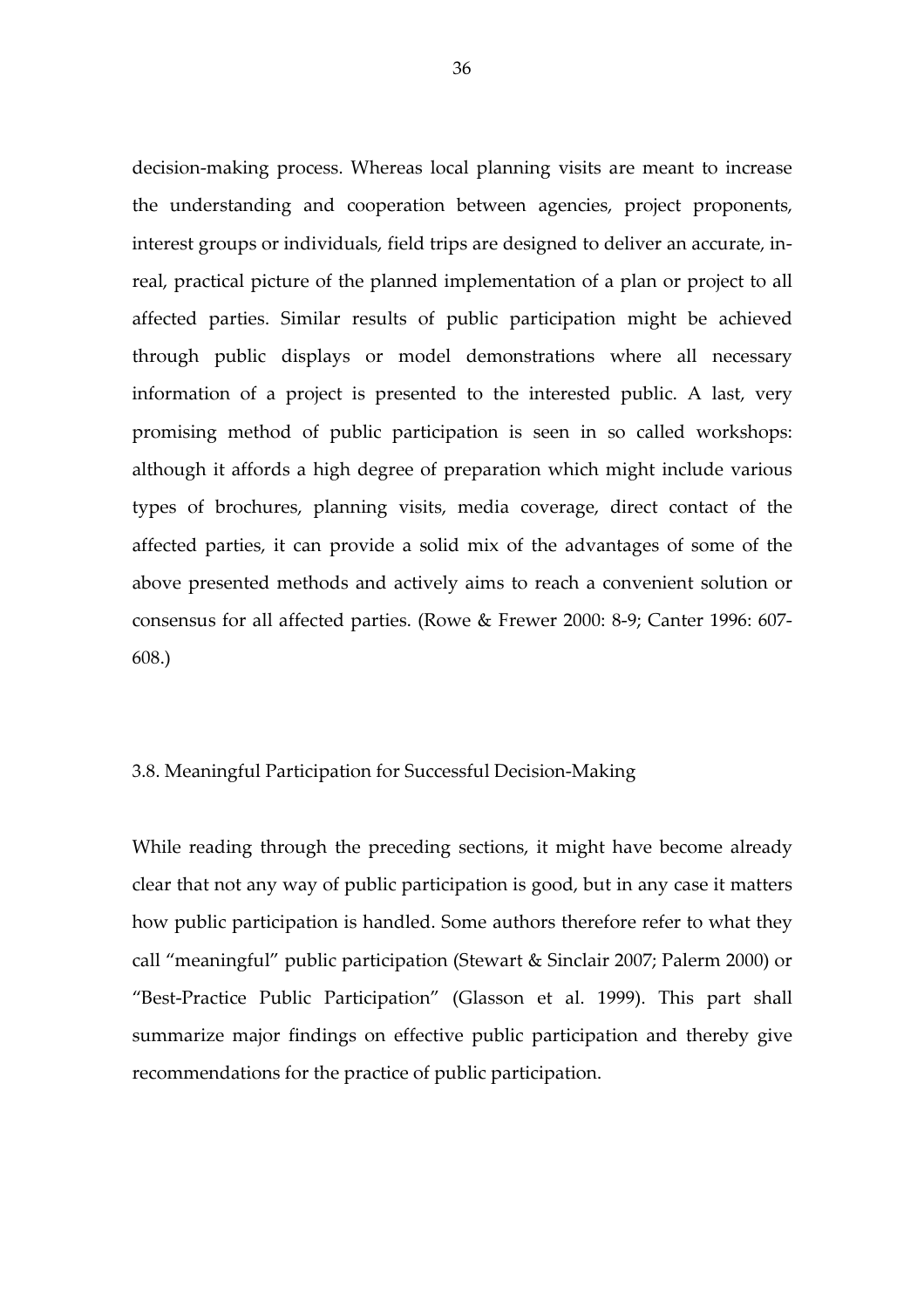decision-making process. Whereas local planning visits are meant to increase the understanding and cooperation between agencies, project proponents, interest groups or individuals, field trips are designed to deliver an accurate, in-real, practical picture of the planned implementation of a plan or project to all affected parties. Similar results of public participation might be achieved through public displays or model demonstrations where all necessary information of a project is presented to the interested public. A last, very promising method of public participation is seen in so called workshops: although it affords a high degree of preparation which might include various types of brochures, planning visits, media coverage, direct contact of the affected parties, it can provide a solid mix of the advantages of some of the above presented methods and actively aims to reach a convenient solution or consensus for all affected parties. (Rowe & Frewer 2000: 8-9; Canter 1996: 607-608.)

### 3.8. Meaningful Participation for Successful Decision-Making

While reading through the preceding sections, it might have become already clear that not any way of public participation is good, but in any case it matters how public participation is handled. Some authors therefore refer to what they call "meaningful" public participation (Stewart & Sinclair 2007; Palerm 2000) or "Best-Practice Public Participation" (Glasson et al. 1999). This part shall summarize major findings on effective public participation and thereby give recommendations for the practice of public participation.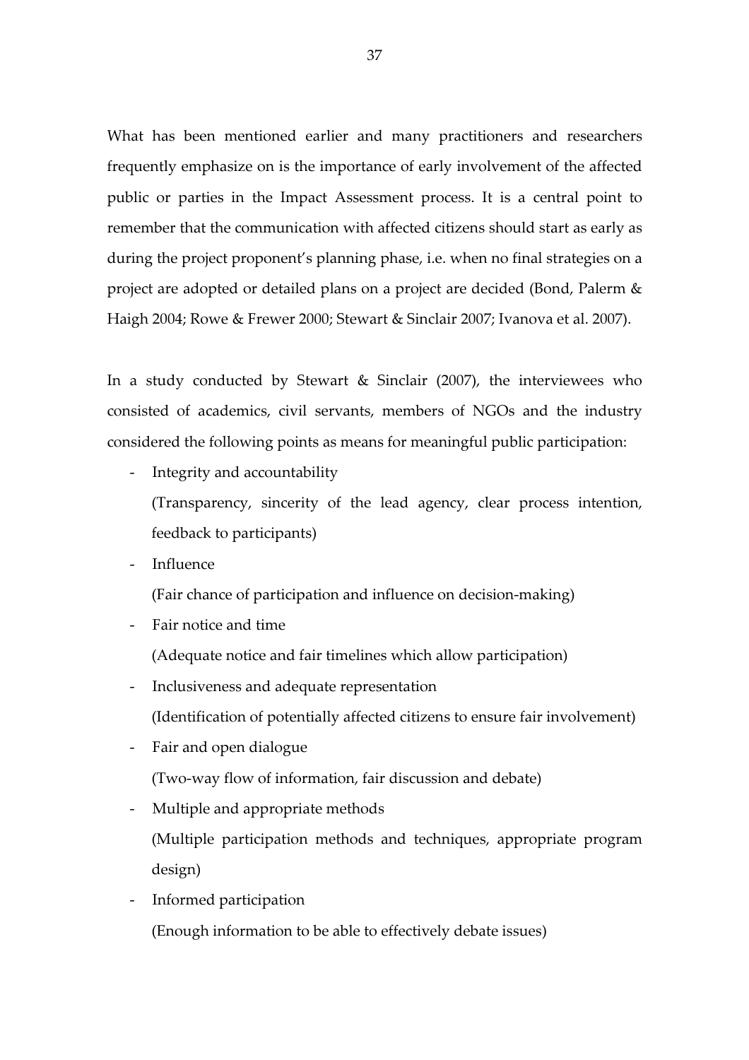What has been mentioned earlier and many practitioners and researchers frequently emphasize on is the importance of early involvement of the affected public or parties in the Impact Assessment process. It is a central point to remember that the communication with affected citizens should start as early as during the project proponent's planning phase, i.e. when no final strategies on a project are adopted or detailed plans on a project are decided (Bond, Palerm & Haigh 2004; Rowe & Frewer 2000; Stewart & Sinclair 2007; Ivanova et al. 2007).

In a study conducted by Stewart & Sinclair (2007), the interviewees who consisted of academics, civil servants, members of NGOs and the industry considered the following points as means for meaningful public participation:

- Integrity and accountability
  (Transparency, sincerity of the lead agency, clear process intention, feedback to participants)
- Influence
  (Fair chance of participation and influence on decision-making)
- Fair notice and time
  (Adequate notice and fair timelines which allow participation)
- Inclusiveness and adequate representation
  (Identification of potentially affected citizens to ensure fair involvement)
- Fair and open dialogue
  (Two-way flow of information, fair discussion and debate)
- Multiple and appropriate methods
  (Multiple participation methods and techniques, appropriate program design)
- Informed participation
  (Enough information to be able to effectively debate issues)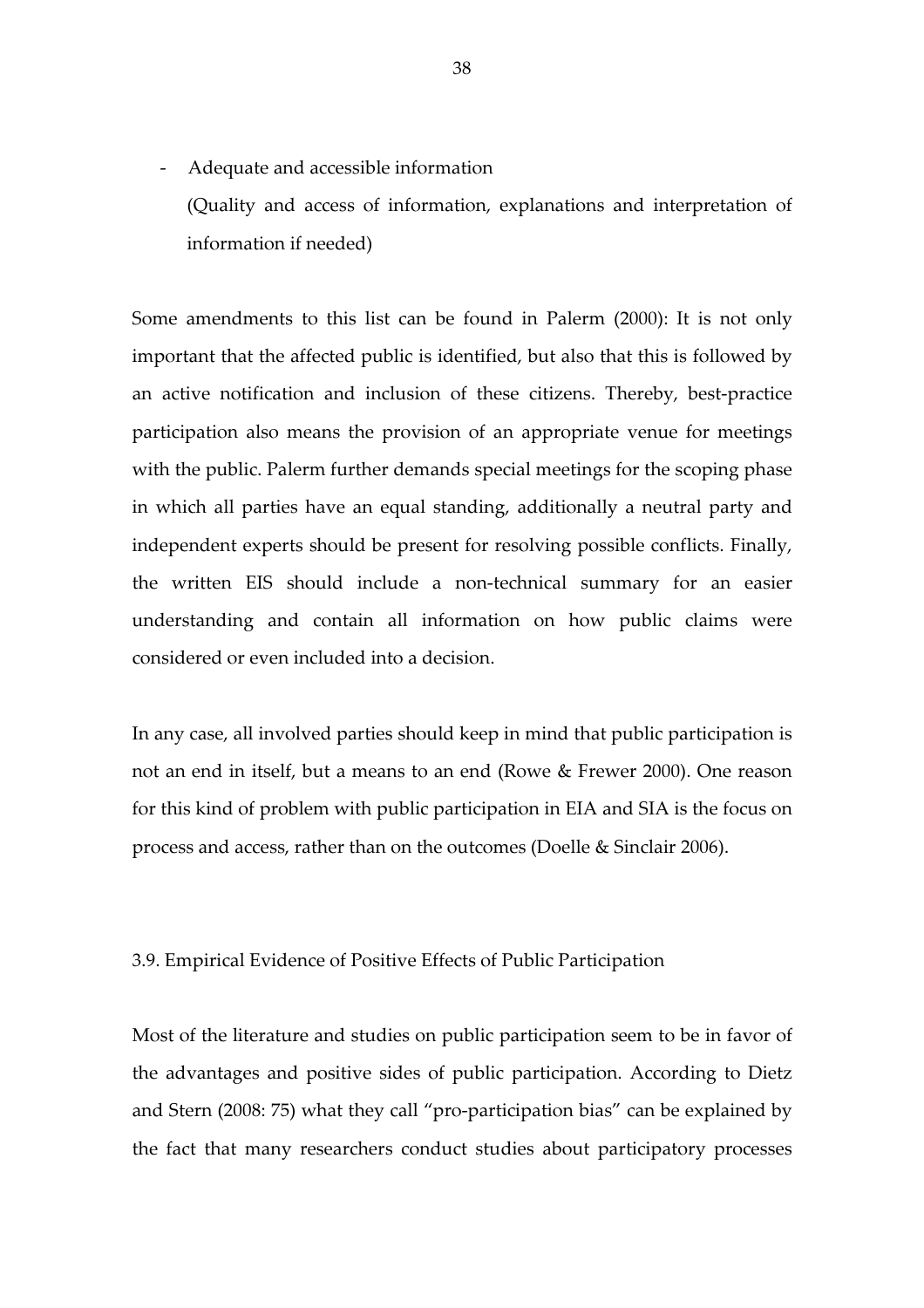- Adequate and accessible information
  (Quality and access of information, explanations and interpretation of information if needed)

Some amendments to this list can be found in Palerm (2000): It is not only important that the affected public is identified, but also that this is followed by an active notification and inclusion of these citizens. Thereby, best-practice participation also means the provision of an appropriate venue for meetings with the public. Palerm further demands special meetings for the scoping phase in which all parties have an equal standing, additionally a neutral party and independent experts should be present for resolving possible conflicts. Finally, the written EIS should include a non-technical summary for an easier understanding and contain all information on how public claims were considered or even included into a decision.

In any case, all involved parties should keep in mind that public participation is not an end in itself, but a means to an end (Rowe & Frewer 2000). One reason for this kind of problem with public participation in EIA and SIA is the focus on process and access, rather than on the outcomes (Doelle & Sinclair 2006).

### 3.9. Empirical Evidence of Positive Effects of Public Participation

Most of the literature and studies on public participation seem to be in favor of the advantages and positive sides of public participation. According to Dietz and Stern (2008: 75) what they call "pro-participation bias" can be explained by the fact that many researchers conduct studies about participatory processes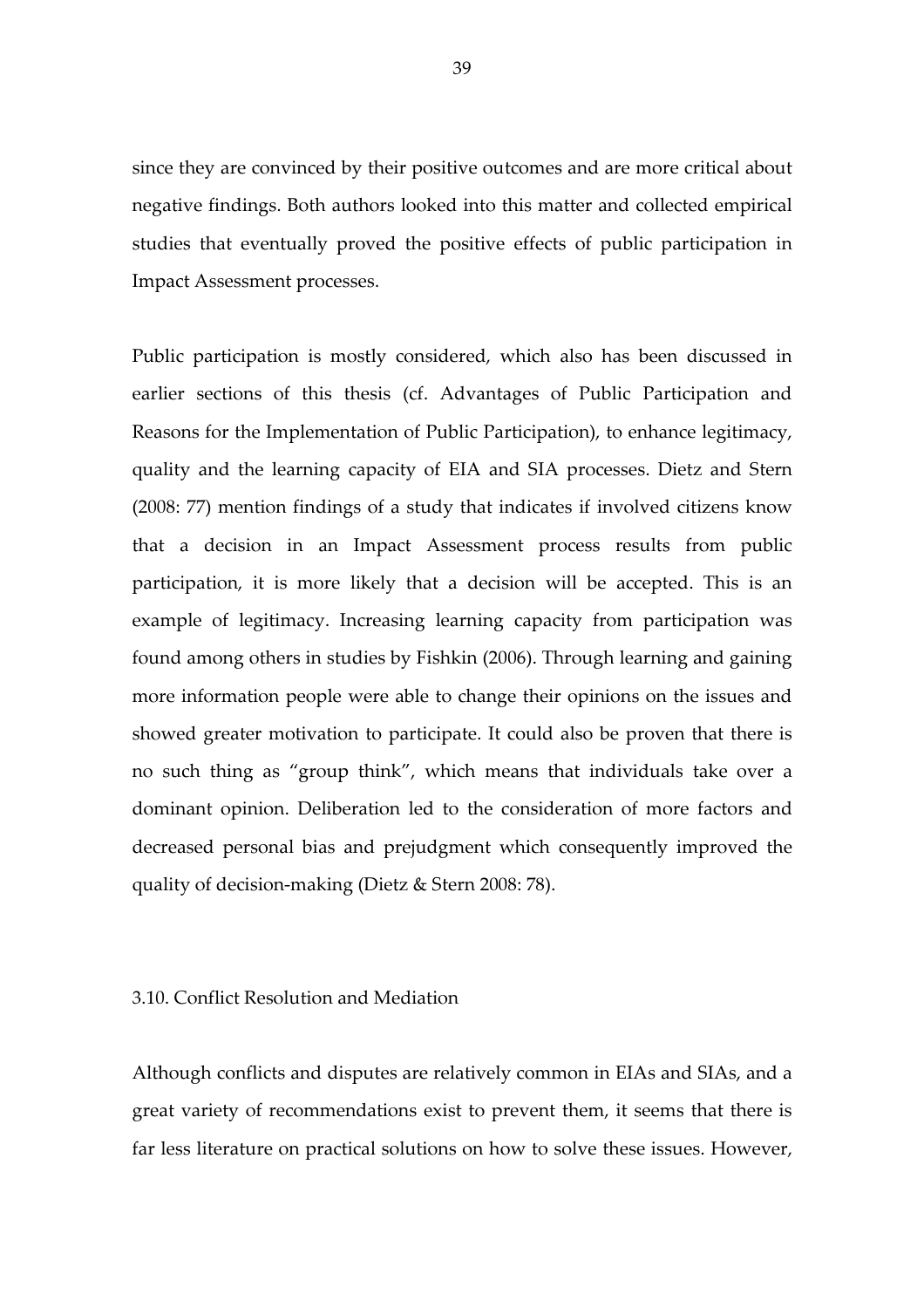since they are convinced by their positive outcomes and are more critical about negative findings. Both authors looked into this matter and collected empirical studies that eventually proved the positive effects of public participation in Impact Assessment processes.

Public participation is mostly considered, which also has been discussed in earlier sections of this thesis (cf. Advantages of Public Participation and Reasons for the Implementation of Public Participation), to enhance legitimacy, quality and the learning capacity of EIA and SIA processes. Dietz and Stern (2008: 77) mention findings of a study that indicates if involved citizens know that a decision in an Impact Assessment process results from public participation, it is more likely that a decision will be accepted. This is an example of legitimacy. Increasing learning capacity from participation was found among others in studies by Fishkin (2006). Through learning and gaining more information people were able to change their opinions on the issues and showed greater motivation to participate. It could also be proven that there is no such thing as "group think", which means that individuals take over a dominant opinion. Deliberation led to the consideration of more factors and decreased personal bias and prejudgment which consequently improved the quality of decision-making (Dietz & Stern 2008: 78).

### 3.10. Conflict Resolution and Mediation

Although conflicts and disputes are relatively common in EIAs and SIAs, and a great variety of recommendations exist to prevent them, it seems that there is far less literature on practical solutions on how to solve these issues. However,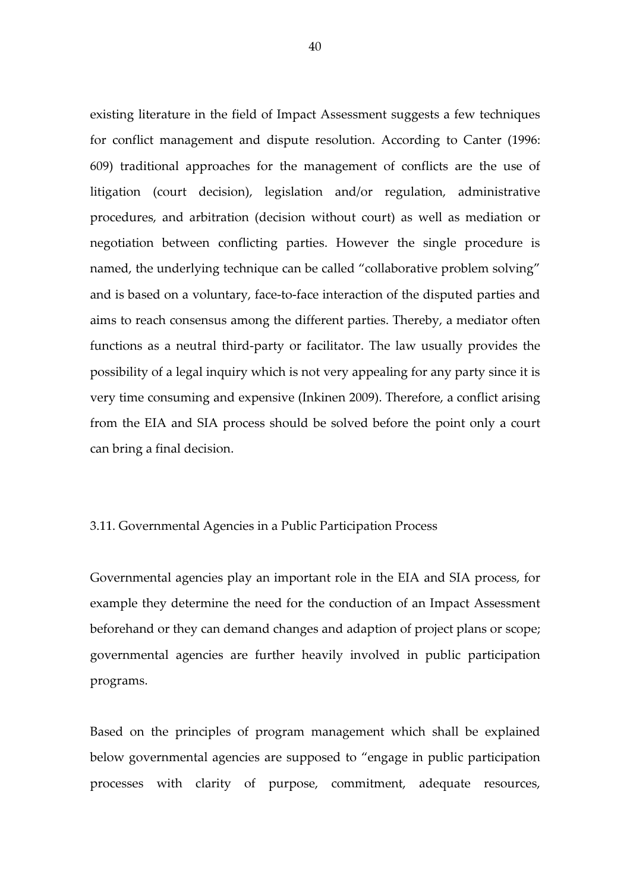existing literature in the field of Impact Assessment suggests a few techniques for conflict management and dispute resolution. According to Canter (1996: 609) traditional approaches for the management of conflicts are the use of litigation (court decision), legislation and/or regulation, administrative procedures, and arbitration (decision without court) as well as mediation or negotiation between conflicting parties. However the single procedure is named, the underlying technique can be called "collaborative problem solving" and is based on a voluntary, face-to-face interaction of the disputed parties and aims to reach consensus among the different parties. Thereby, a mediator often functions as a neutral third-party or facilitator. The law usually provides the possibility of a legal inquiry which is not very appealing for any party since it is very time consuming and expensive (Inkinen 2009). Therefore, a conflict arising from the EIA and SIA process should be solved before the point only a court can bring a final decision.

## 3.11. Governmental Agencies in a Public Participation Process

Governmental agencies play an important role in the EIA and SIA process, for example they determine the need for the conduction of an Impact Assessment beforehand or they can demand changes and adaption of project plans or scope; governmental agencies are further heavily involved in public participation programs.

Based on the principles of program management which shall be explained below governmental agencies are supposed to "engage in public participation processes with clarity of purpose, commitment, adequate resources,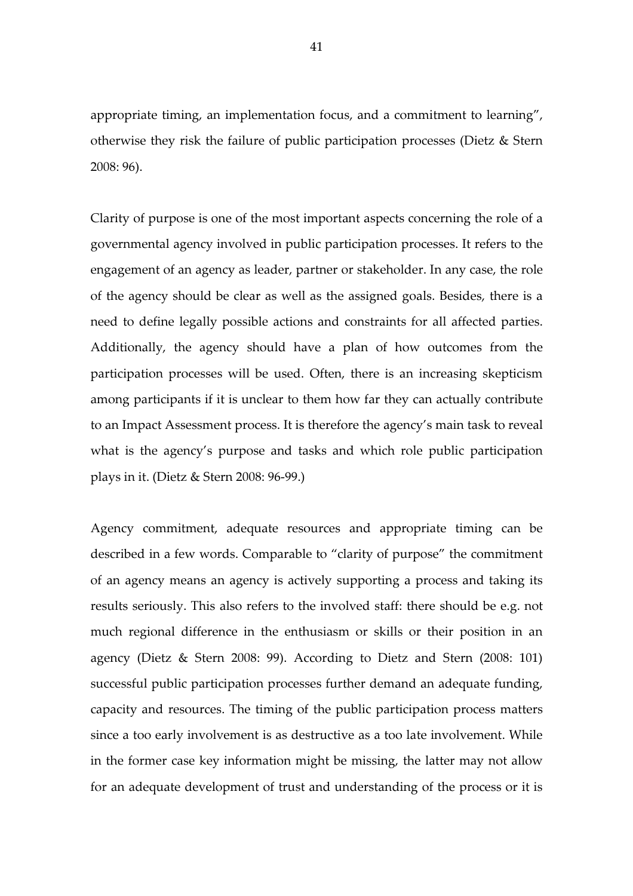appropriate timing, an implementation focus, and a commitment to learning", otherwise they risk the failure of public participation processes (Dietz & Stern 2008: 96).

Clarity of purpose is one of the most important aspects concerning the role of a governmental agency involved in public participation processes. It refers to the engagement of an agency as leader, partner or stakeholder. In any case, the role of the agency should be clear as well as the assigned goals. Besides, there is a need to define legally possible actions and constraints for all affected parties. Additionally, the agency should have a plan of how outcomes from the participation processes will be used. Often, there is an increasing skepticism among participants if it is unclear to them how far they can actually contribute to an Impact Assessment process. It is therefore the agency's main task to reveal what is the agency's purpose and tasks and which role public participation plays in it. (Dietz & Stern 2008: 96-99.)

Agency commitment, adequate resources and appropriate timing can be described in a few words. Comparable to "clarity of purpose" the commitment of an agency means an agency is actively supporting a process and taking its results seriously. This also refers to the involved staff: there should be e.g. not much regional difference in the enthusiasm or skills or their position in an agency (Dietz & Stern 2008: 99). According to Dietz and Stern (2008: 101) successful public participation processes further demand an adequate funding, capacity and resources. The timing of the public participation process matters since a too early involvement is as destructive as a too late involvement. While in the former case key information might be missing, the latter may not allow for an adequate development of trust and understanding of the process or it is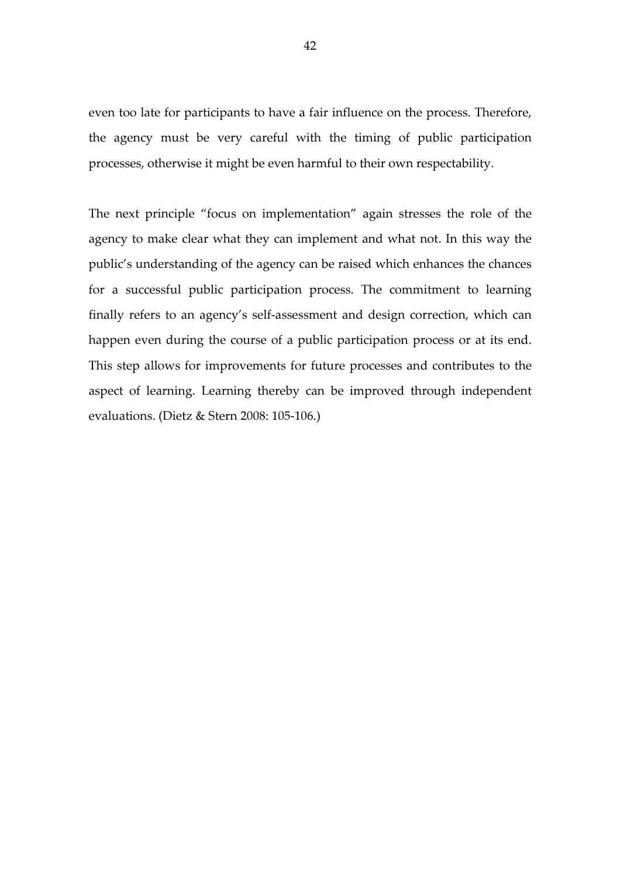even too late for participants to have a fair influence on the process. Therefore, the agency must be very careful with the timing of public participation processes, otherwise it might be even harmful to their own respectability.

The next principle "focus on implementation" again stresses the role of the agency to make clear what they can implement and what not. In this way the public's understanding of the agency can be raised which enhances the chances for a successful public participation process. The commitment to learning finally refers to an agency's self-assessment and design correction, which can happen even during the course of a public participation process or at its end. This step allows for improvements for future processes and contributes to the aspect of learning. Learning thereby can be improved through independent evaluations. (Dietz & Stern 2008: 105-106.)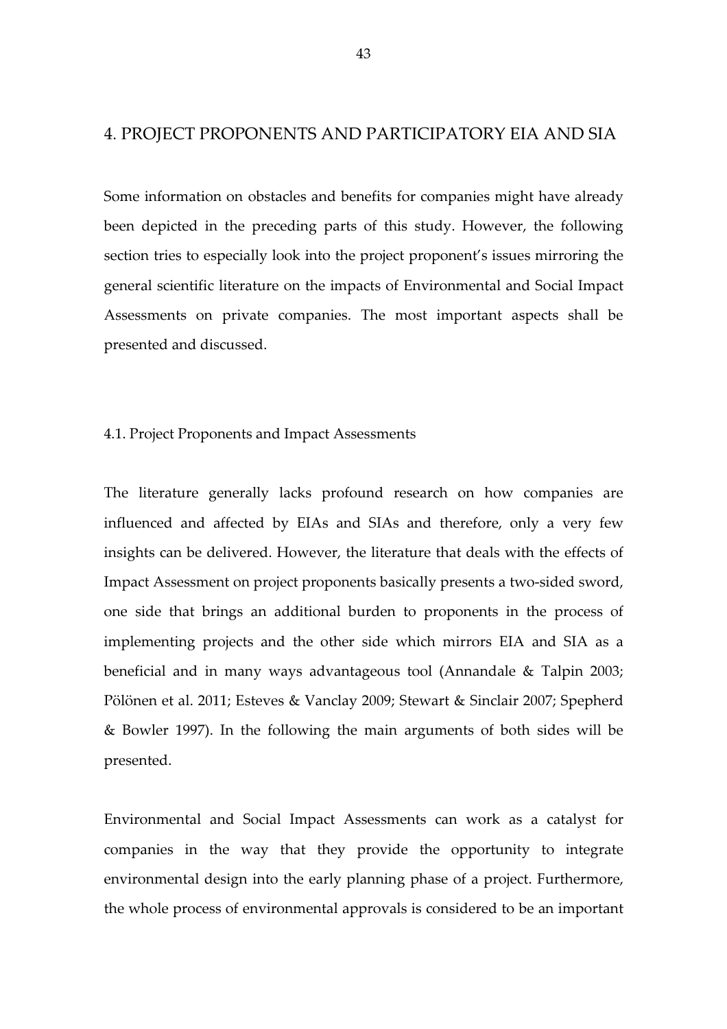# 4. PROJECT PROPONENTS AND PARTICIPATORY EIA AND SIA

Some information on obstacles and benefits for companies might have already been depicted in the preceding parts of this study. However, the following section tries to especially look into the project proponent's issues mirroring the general scientific literature on the impacts of Environmental and Social Impact Assessments on private companies. The most important aspects shall be presented and discussed.

## 4.1. Project Proponents and Impact Assessments

The literature generally lacks profound research on how companies are influenced and affected by EIAs and SIAs and therefore, only a very few insights can be delivered. However, the literature that deals with the effects of Impact Assessment on project proponents basically presents a two-sided sword, one side that brings an additional burden to proponents in the process of implementing projects and the other side which mirrors EIA and SIA as a beneficial and in many ways advantageous tool (Annandale & Talpin 2003; Pölönen et al. 2011; Esteves & Vanclay 2009; Stewart & Sinclair 2007; Spepherd & Bowler 1997). In the following the main arguments of both sides will be presented.

Environmental and Social Impact Assessments can work as a catalyst for companies in the way that they provide the opportunity to integrate environmental design into the early planning phase of a project. Furthermore, the whole process of environmental approvals is considered to be an important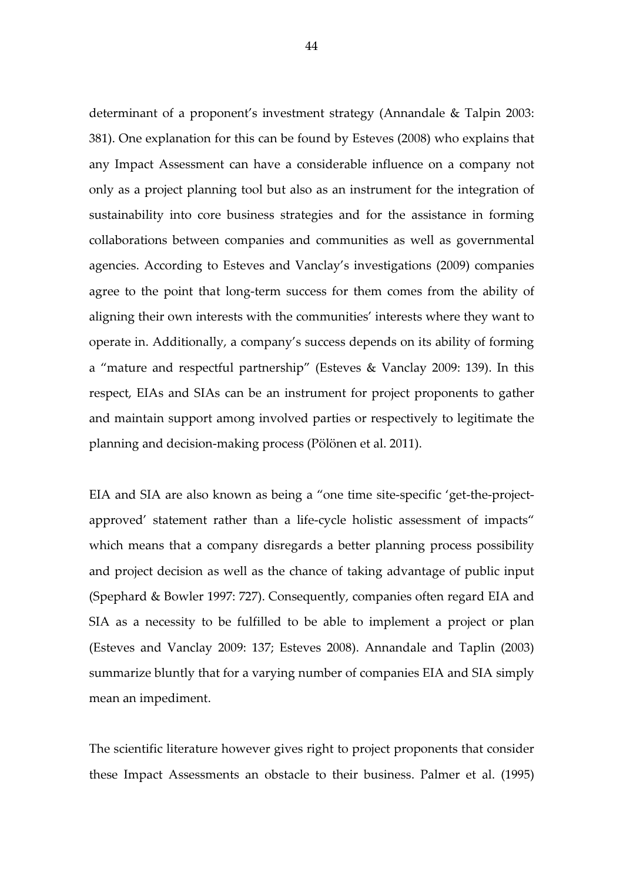determinant of a proponent's investment strategy (Annandale & Talpin 2003: 381). One explanation for this can be found by Esteves (2008) who explains that any Impact Assessment can have a considerable influence on a company not only as a project planning tool but also as an instrument for the integration of sustainability into core business strategies and for the assistance in forming collaborations between companies and communities as well as governmental agencies. According to Esteves and Vanclay's investigations (2009) companies agree to the point that long-term success for them comes from the ability of aligning their own interests with the communities' interests where they want to operate in. Additionally, a company's success depends on its ability of forming a "mature and respectful partnership" (Esteves & Vanclay 2009: 139). In this respect, EIAs and SIAs can be an instrument for project proponents to gather and maintain support among involved parties or respectively to legitimate the planning and decision-making process (Pölönen et al. 2011).

EIA and SIA are also known as being a "one time site-specific 'get-the-project-approved' statement rather than a life-cycle holistic assessment of impacts" which means that a company disregards a better planning process possibility and project decision as well as the chance of taking advantage of public input (Spephard & Bowler 1997: 727). Consequently, companies often regard EIA and SIA as a necessity to be fulfilled to be able to implement a project or plan (Esteves and Vanclay 2009: 137; Esteves 2008). Annandale and Taplin (2003) summarize bluntly that for a varying number of companies EIA and SIA simply mean an impediment.

The scientific literature however gives right to project proponents that consider these Impact Assessments an obstacle to their business. Palmer et al. (1995)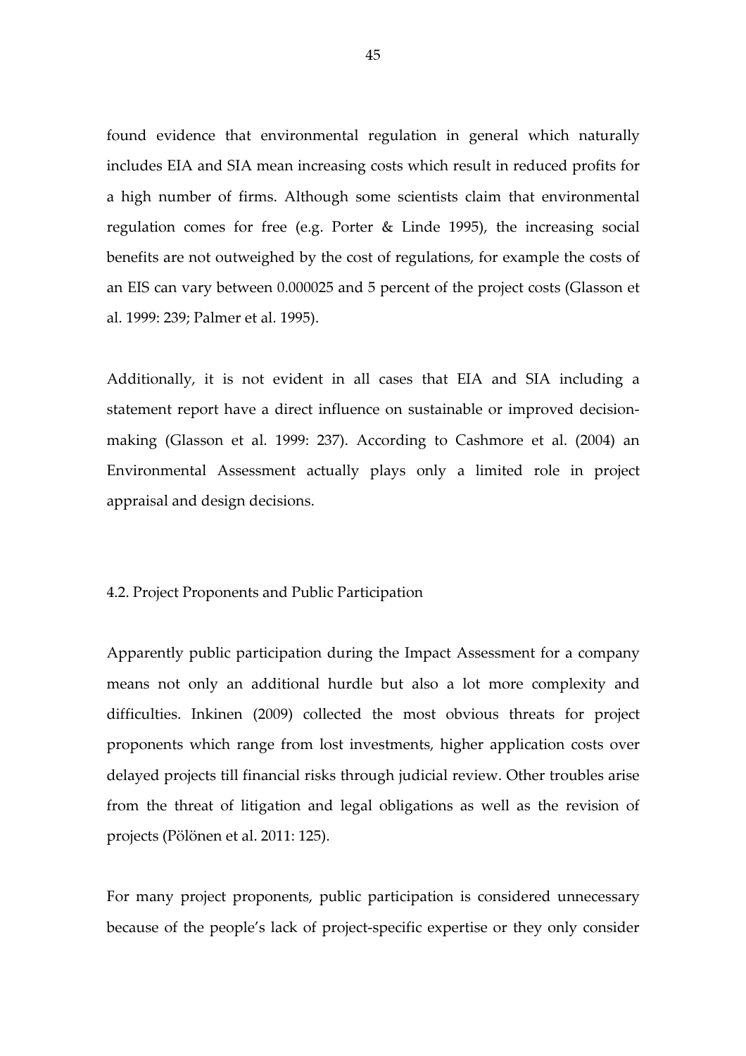found evidence that environmental regulation in general which naturally includes EIA and SIA mean increasing costs which result in reduced profits for a high number of firms. Although some scientists claim that environmental regulation comes for free (e.g. Porter & Linde 1995), the increasing social benefits are not outweighed by the cost of regulations, for example the costs of an EIS can vary between 0.000025 and 5 percent of the project costs (Glasson et al. 1999: 239; Palmer et al. 1995).

Additionally, it is not evident in all cases that EIA and SIA including a statement report have a direct influence on sustainable or improved decision-making (Glasson et al. 1999: 237). According to Cashmore et al. (2004) an Environmental Assessment actually plays only a limited role in project appraisal and design decisions.

## 4.2. Project Proponents and Public Participation

Apparently public participation during the Impact Assessment for a company means not only an additional hurdle but also a lot more complexity and difficulties. Inkinen (2009) collected the most obvious threats for project proponents which range from lost investments, higher application costs over delayed projects till financial risks through judicial review. Other troubles arise from the threat of litigation and legal obligations as well as the revision of projects (Pölönen et al. 2011: 125).

For many project proponents, public participation is considered unnecessary because of the people's lack of project-specific expertise or they only consider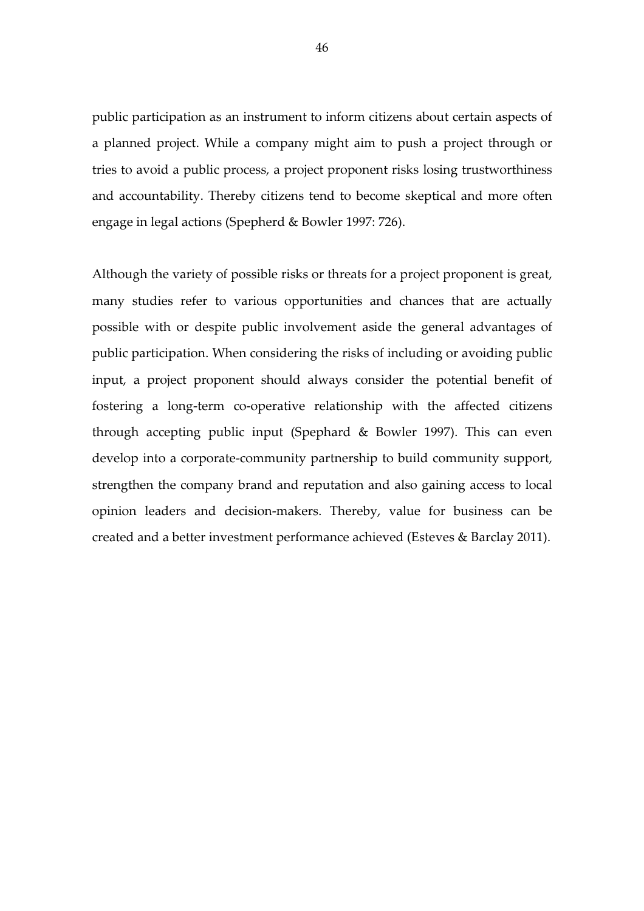public participation as an instrument to inform citizens about certain aspects of a planned project. While a company might aim to push a project through or tries to avoid a public process, a project proponent risks losing trustworthiness and accountability. Thereby citizens tend to become skeptical and more often engage in legal actions (Spepherd & Bowler 1997: 726).

Although the variety of possible risks or threats for a project proponent is great, many studies refer to various opportunities and chances that are actually possible with or despite public involvement aside the general advantages of public participation. When considering the risks of including or avoiding public input, a project proponent should always consider the potential benefit of fostering a long-term co-operative relationship with the affected citizens through accepting public input (Spephard & Bowler 1997). This can even develop into a corporate-community partnership to build community support, strengthen the company brand and reputation and also gaining access to local opinion leaders and decision-makers. Thereby, value for business can be created and a better investment performance achieved (Esteves & Barclay 2011).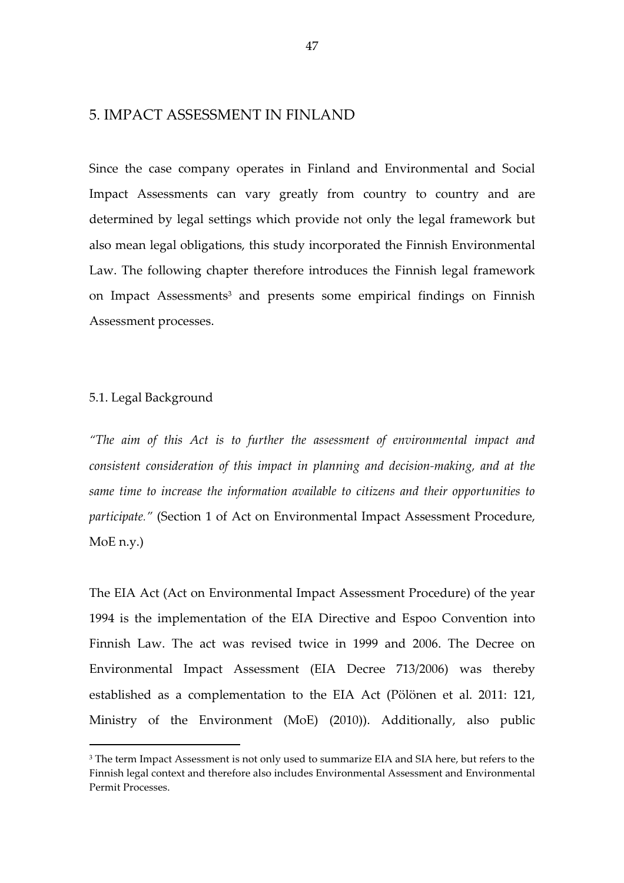# 5. IMPACT ASSESSMENT IN FINLAND

Since the case company operates in Finland and Environmental and Social Impact Assessments can vary greatly from country to country and are determined by legal settings which provide not only the legal framework but also mean legal obligations, this study incorporated the Finnish Environmental Law. The following chapter therefore introduces the Finnish legal framework on Impact Assessments[3] and presents some empirical findings on Finnish Assessment processes.

## 5.1. Legal Background

*"The aim of this Act is to further the assessment of environmental impact and consistent consideration of this impact in planning and decision-making, and at the same time to increase the information available to citizens and their opportunities to participate."* (Section 1 of Act on Environmental Impact Assessment Procedure, MoE n.y.)

The EIA Act (Act on Environmental Impact Assessment Procedure) of the year 1994 is the implementation of the EIA Directive and Espoo Convention into Finnish Law. The act was revised twice in 1999 and 2006. The Decree on Environmental Impact Assessment (EIA Decree 713/2006) was thereby established as a complementation to the EIA Act (Pölönen et al. 2011: 121, Ministry of the Environment (MoE) (2010)). Additionally, also public

[3] The term Impact Assessment is not only used to summarize EIA and SIA here, but refers to the Finnish legal context and therefore also includes Environmental Assessment and Environmental Permit Processes.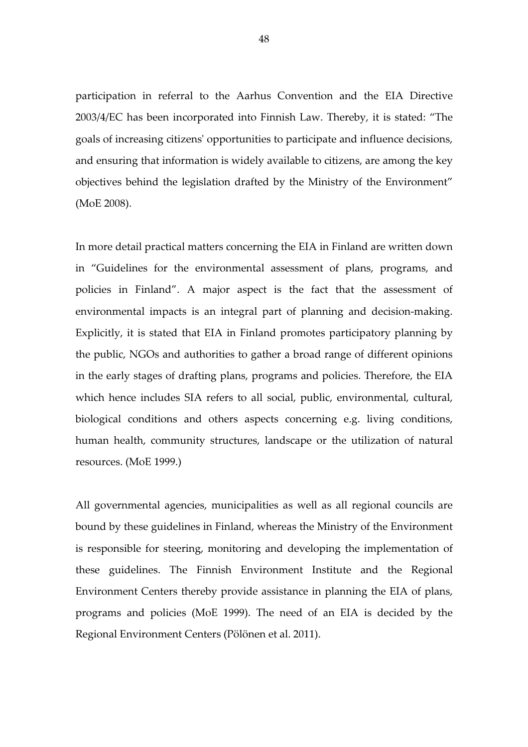participation in referral to the Aarhus Convention and the EIA Directive 2003/4/EC has been incorporated into Finnish Law. Thereby, it is stated: "The goals of increasing citizens' opportunities to participate and influence decisions, and ensuring that information is widely available to citizens, are among the key objectives behind the legislation drafted by the Ministry of the Environment" (MoE 2008).

In more detail practical matters concerning the EIA in Finland are written down in "Guidelines for the environmental assessment of plans, programs, and policies in Finland". A major aspect is the fact that the assessment of environmental impacts is an integral part of planning and decision-making. Explicitly, it is stated that EIA in Finland promotes participatory planning by the public, NGOs and authorities to gather a broad range of different opinions in the early stages of drafting plans, programs and policies. Therefore, the EIA which hence includes SIA refers to all social, public, environmental, cultural, biological conditions and others aspects concerning e.g. living conditions, human health, community structures, landscape or the utilization of natural resources. (MoE 1999.)

All governmental agencies, municipalities as well as all regional councils are bound by these guidelines in Finland, whereas the Ministry of the Environment is responsible for steering, monitoring and developing the implementation of these guidelines. The Finnish Environment Institute and the Regional Environment Centers thereby provide assistance in planning the EIA of plans, programs and policies (MoE 1999). The need of an EIA is decided by the Regional Environment Centers (Pölönen et al. 2011).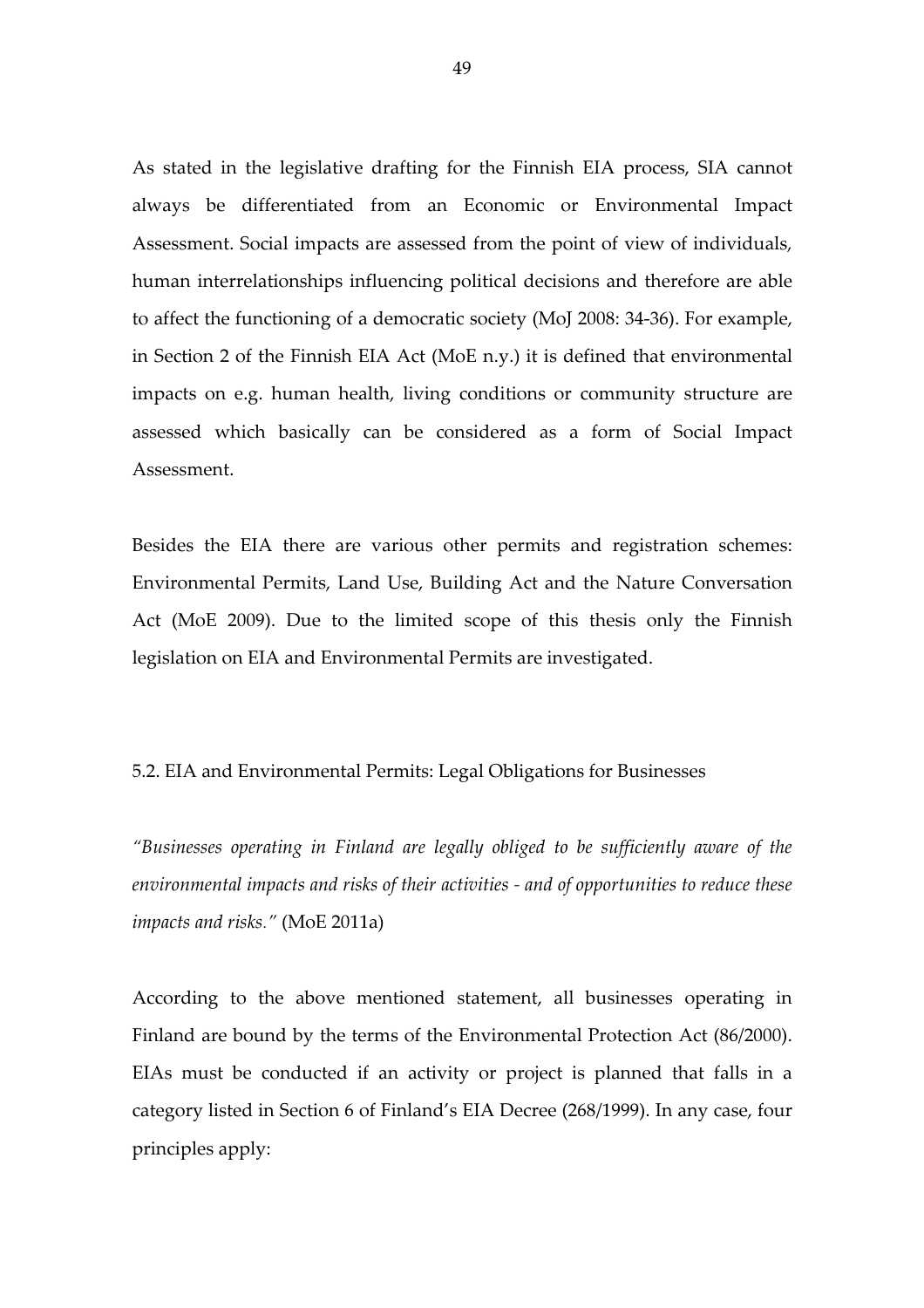As stated in the legislative drafting for the Finnish EIA process, SIA cannot always be differentiated from an Economic or Environmental Impact Assessment. Social impacts are assessed from the point of view of individuals, human interrelationships influencing political decisions and therefore are able to affect the functioning of a democratic society (MoJ 2008: 34-36). For example, in Section 2 of the Finnish EIA Act (MoE n.y.) it is defined that environmental impacts on e.g. human health, living conditions or community structure are assessed which basically can be considered as a form of Social Impact Assessment.

Besides the EIA there are various other permits and registration schemes: Environmental Permits, Land Use, Building Act and the Nature Conversation Act (MoE 2009). Due to the limited scope of this thesis only the Finnish legislation on EIA and Environmental Permits are investigated.

## 5.2. EIA and Environmental Permits: Legal Obligations for Businesses

*"Businesses operating in Finland are legally obliged to be sufficiently aware of the environmental impacts and risks of their activities - and of opportunities to reduce these impacts and risks."* (MoE 2011a)

According to the above mentioned statement, all businesses operating in Finland are bound by the terms of the Environmental Protection Act (86/2000). EIAs must be conducted if an activity or project is planned that falls in a category listed in Section 6 of Finland's EIA Decree (268/1999). In any case, four principles apply: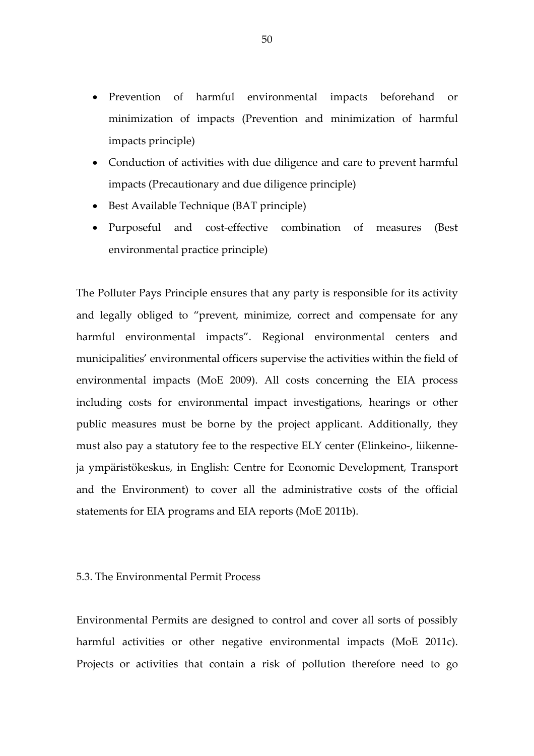- Prevention of harmful environmental impacts beforehand or minimization of impacts (Prevention and minimization of harmful impacts principle)
- Conduction of activities with due diligence and care to prevent harmful impacts (Precautionary and due diligence principle)
- Best Available Technique (BAT principle)
- Purposeful and cost-effective combination of measures (Best environmental practice principle)

The Polluter Pays Principle ensures that any party is responsible for its activity and legally obliged to "prevent, minimize, correct and compensate for any harmful environmental impacts". Regional environmental centers and municipalities' environmental officers supervise the activities within the field of environmental impacts (MoE 2009). All costs concerning the EIA process including costs for environmental impact investigations, hearings or other public measures must be borne by the project applicant. Additionally, they must also pay a statutory fee to the respective ELY center (Elinkeino-, liikenne- ja ympäristökeskus, in English: Centre for Economic Development, Transport and the Environment) to cover all the administrative costs of the official statements for EIA programs and EIA reports (MoE 2011b).

## 5.3. The Environmental Permit Process

Environmental Permits are designed to control and cover all sorts of possibly harmful activities or other negative environmental impacts (MoE 2011c). Projects or activities that contain a risk of pollution therefore need to go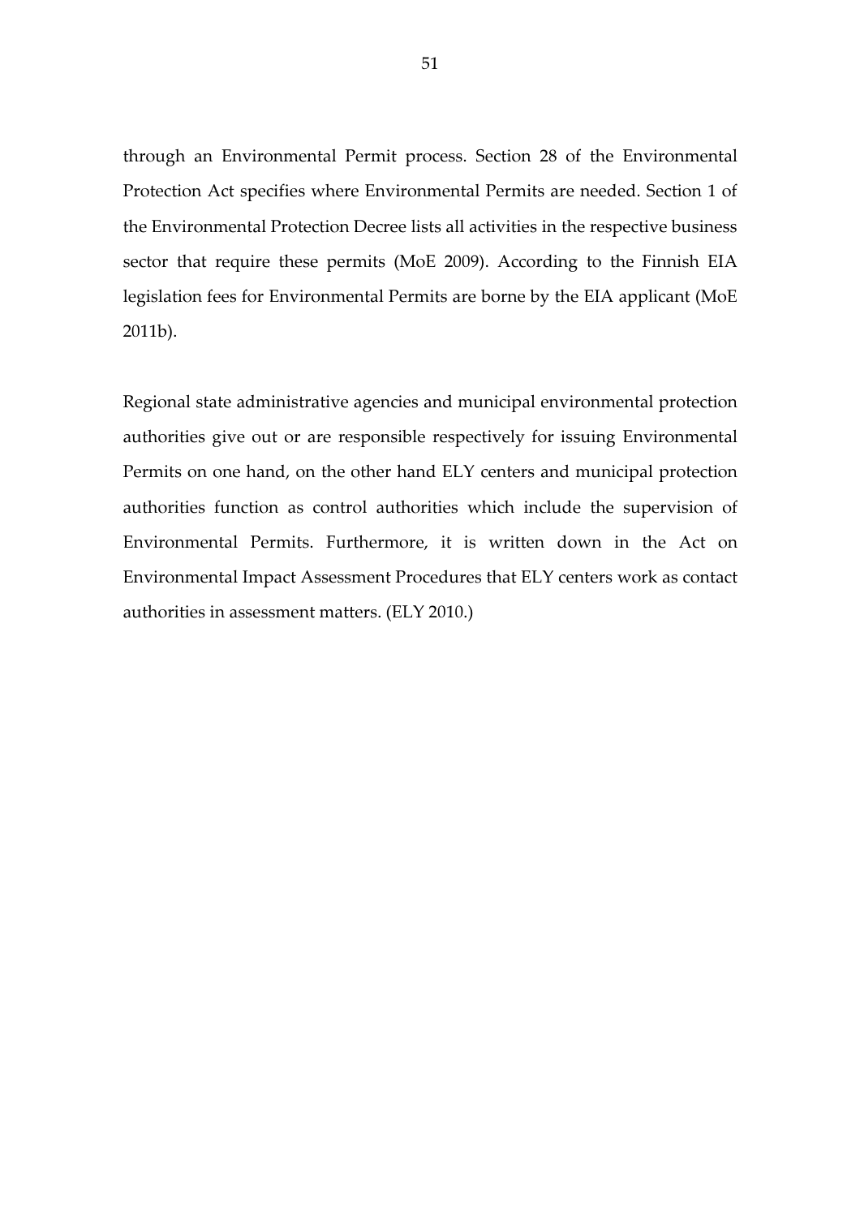through an Environmental Permit process. Section 28 of the Environmental Protection Act specifies where Environmental Permits are needed. Section 1 of the Environmental Protection Decree lists all activities in the respective business sector that require these permits (MoE 2009). According to the Finnish EIA legislation fees for Environmental Permits are borne by the EIA applicant (MoE 2011b).

Regional state administrative agencies and municipal environmental protection authorities give out or are responsible respectively for issuing Environmental Permits on one hand, on the other hand ELY centers and municipal protection authorities function as control authorities which include the supervision of Environmental Permits. Furthermore, it is written down in the Act on Environmental Impact Assessment Procedures that ELY centers work as contact authorities in assessment matters. (ELY 2010.)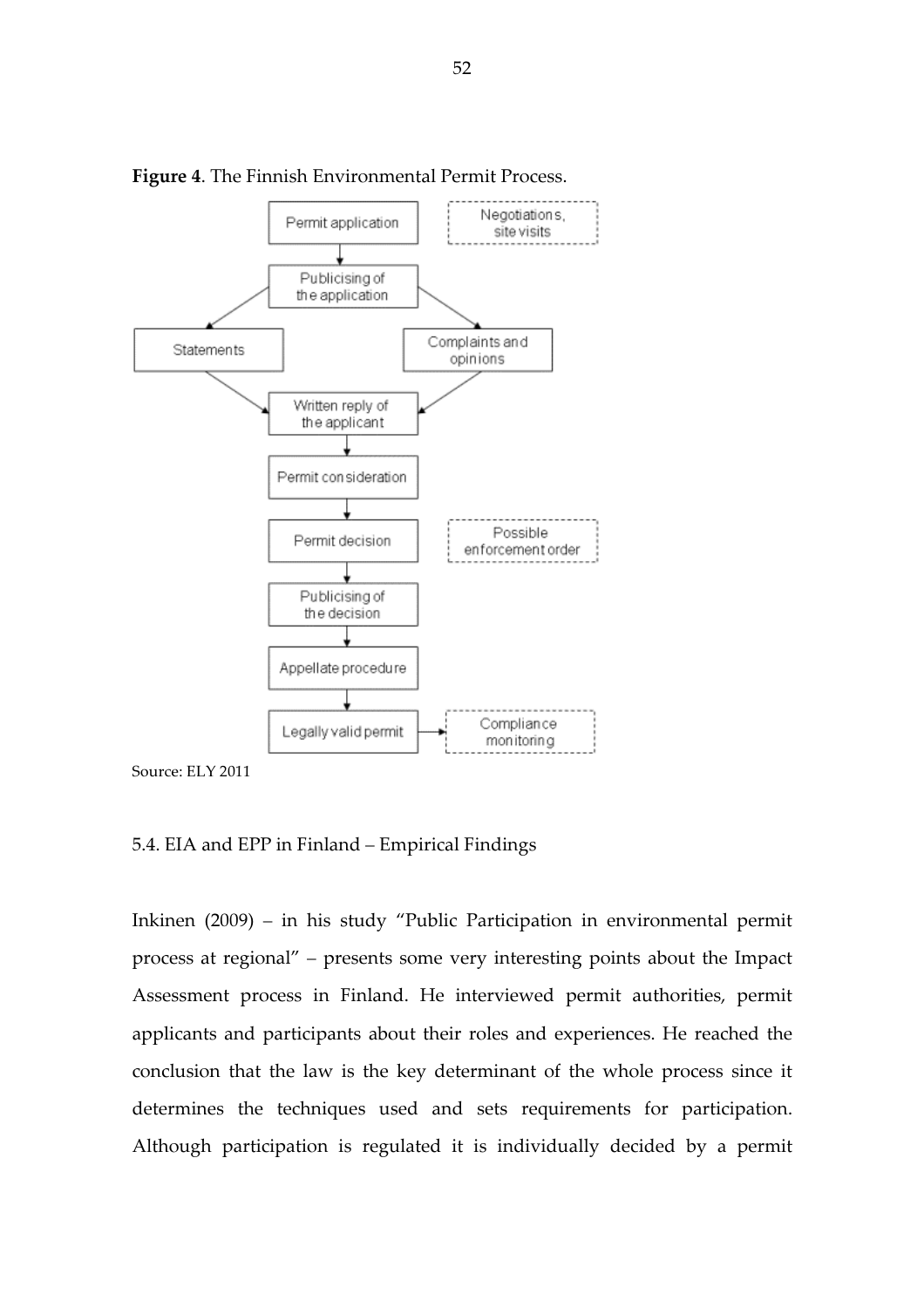**Figure 4**. The Finnish Environmental Permit Process.

Source: ELY 2011

5.4. EIA and EPP in Finland – Empirical Findings

Inkinen (2009) – in his study "Public Participation in environmental permit process at regional" – presents some very interesting points about the Impact Assessment process in Finland. He interviewed permit authorities, permit applicants and participants about their roles and experiences. He reached the conclusion that the law is the key determinant of the whole process since it determines the techniques used and sets requirements for participation. Although participation is regulated it is individually decided by a permit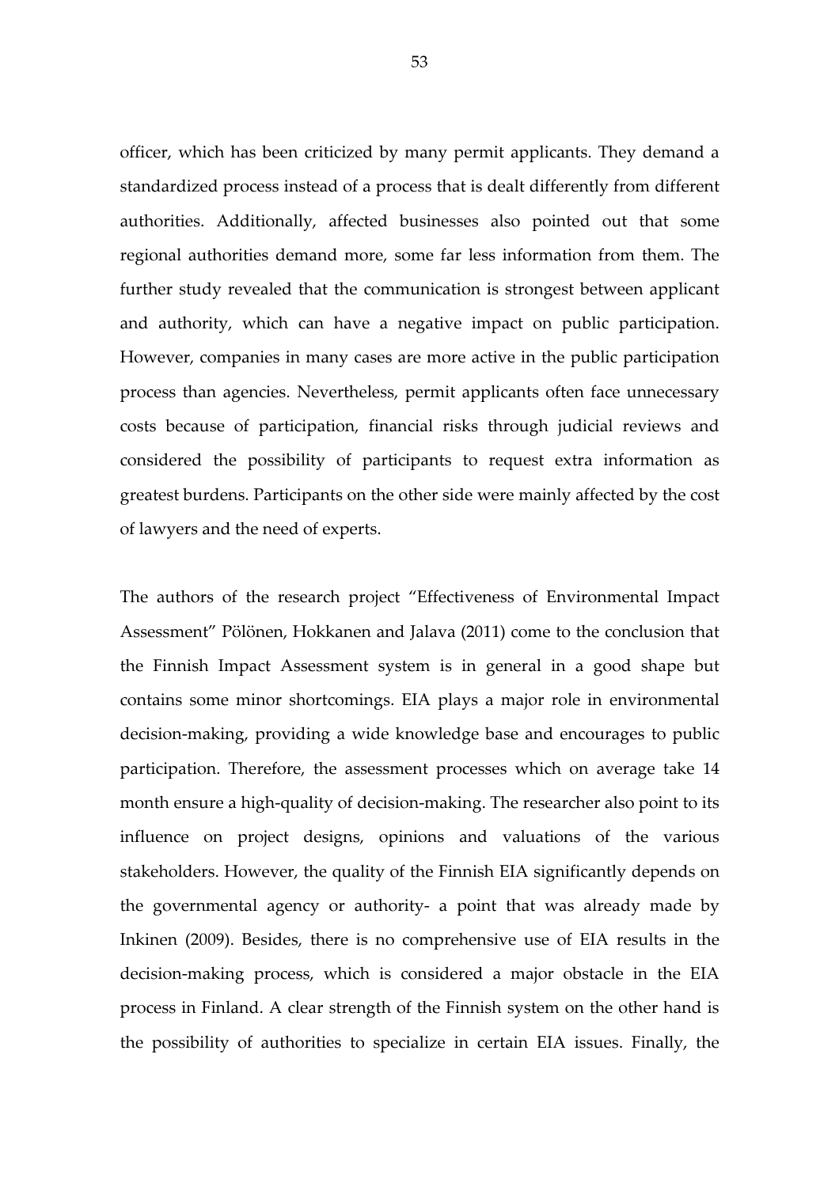officer, which has been criticized by many permit applicants. They demand a standardized process instead of a process that is dealt differently from different authorities. Additionally, affected businesses also pointed out that some regional authorities demand more, some far less information from them. The further study revealed that the communication is strongest between applicant and authority, which can have a negative impact on public participation. However, companies in many cases are more active in the public participation process than agencies. Nevertheless, permit applicants often face unnecessary costs because of participation, financial risks through judicial reviews and considered the possibility of participants to request extra information as greatest burdens. Participants on the other side were mainly affected by the cost of lawyers and the need of experts.

The authors of the research project "Effectiveness of Environmental Impact Assessment" Pölönen, Hokkanen and Jalava (2011) come to the conclusion that the Finnish Impact Assessment system is in general in a good shape but contains some minor shortcomings. EIA plays a major role in environmental decision-making, providing a wide knowledge base and encourages to public participation. Therefore, the assessment processes which on average take 14 month ensure a high-quality of decision-making. The researcher also point to its influence on project designs, opinions and valuations of the various stakeholders. However, the quality of the Finnish EIA significantly depends on the governmental agency or authority- a point that was already made by Inkinen (2009). Besides, there is no comprehensive use of EIA results in the decision-making process, which is considered a major obstacle in the EIA process in Finland. A clear strength of the Finnish system on the other hand is the possibility of authorities to specialize in certain EIA issues. Finally, the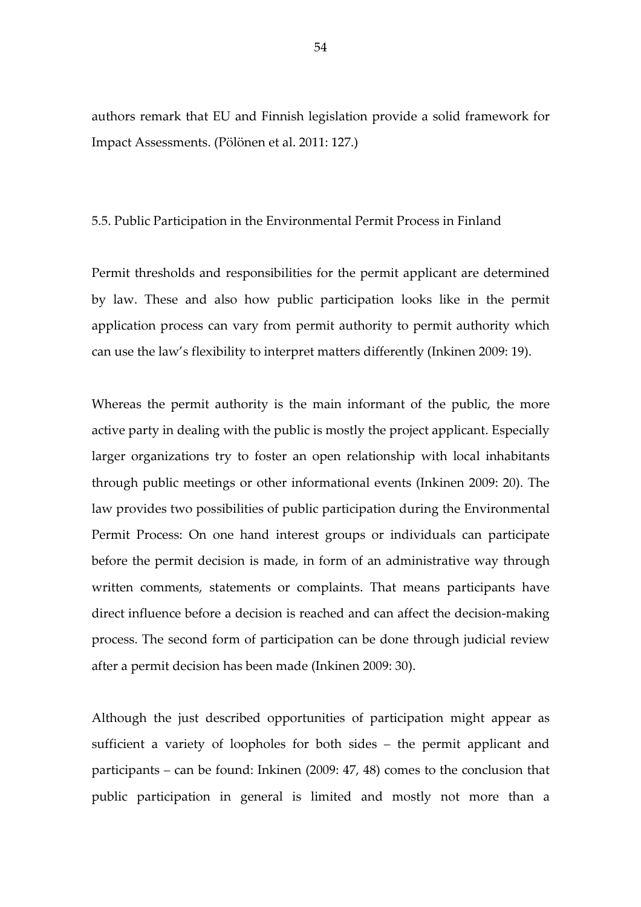authors remark that EU and Finnish legislation provide a solid framework for Impact Assessments. (Pölönen et al. 2011: 127.)

## 5.5. Public Participation in the Environmental Permit Process in Finland

Permit thresholds and responsibilities for the permit applicant are determined by law. These and also how public participation looks like in the permit application process can vary from permit authority to permit authority which can use the law's flexibility to interpret matters differently (Inkinen 2009: 19).

Whereas the permit authority is the main informant of the public, the more active party in dealing with the public is mostly the project applicant. Especially larger organizations try to foster an open relationship with local inhabitants through public meetings or other informational events (Inkinen 2009: 20). The law provides two possibilities of public participation during the Environmental Permit Process: On one hand interest groups or individuals can participate before the permit decision is made, in form of an administrative way through written comments, statements or complaints. That means participants have direct influence before a decision is reached and can affect the decision-making process. The second form of participation can be done through judicial review after a permit decision has been made (Inkinen 2009: 30).

Although the just described opportunities of participation might appear as sufficient a variety of loopholes for both sides – the permit applicant and participants – can be found: Inkinen (2009: 47, 48) comes to the conclusion that public participation in general is limited and mostly not more than a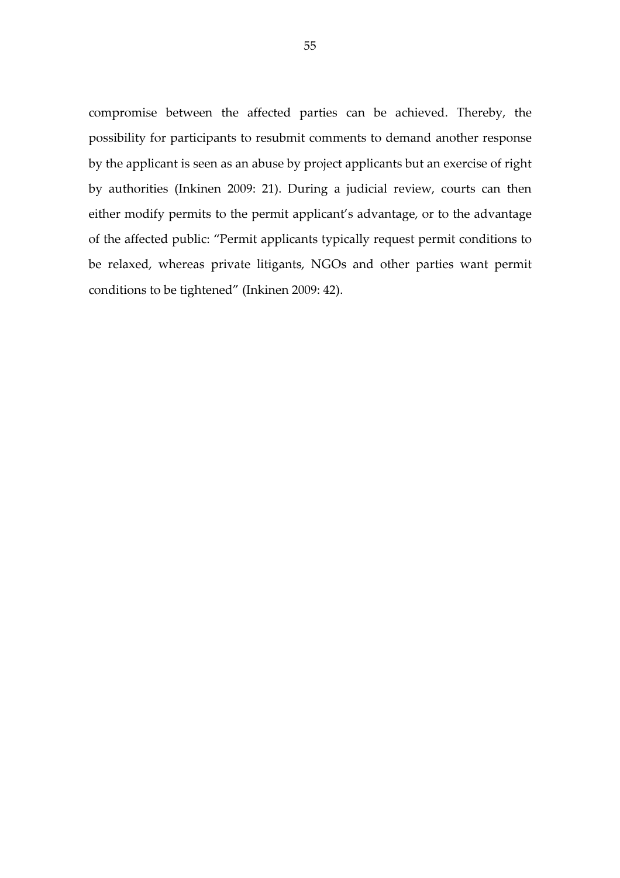compromise between the affected parties can be achieved. Thereby, the possibility for participants to resubmit comments to demand another response by the applicant is seen as an abuse by project applicants but an exercise of right by authorities (Inkinen 2009: 21). During a judicial review, courts can then either modify permits to the permit applicant's advantage, or to the advantage of the affected public: "Permit applicants typically request permit conditions to be relaxed, whereas private litigants, NGOs and other parties want permit conditions to be tightened" (Inkinen 2009: 42).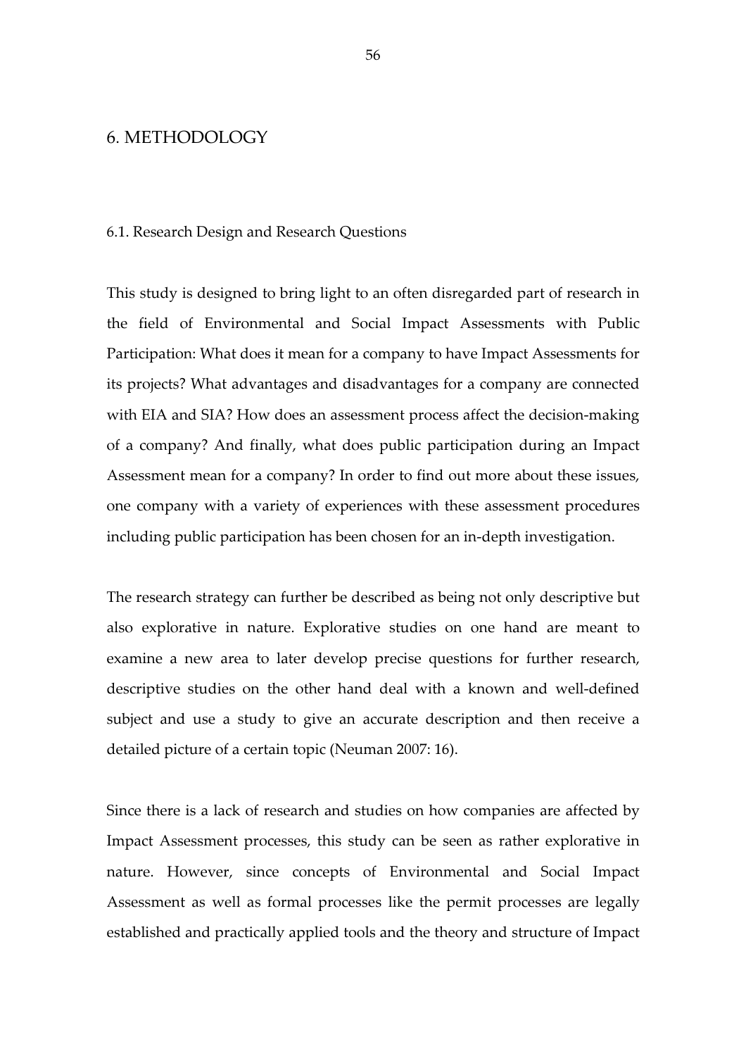# 6. METHODOLOGY

## 6.1. Research Design and Research Questions

This study is designed to bring light to an often disregarded part of research in the field of Environmental and Social Impact Assessments with Public Participation: What does it mean for a company to have Impact Assessments for its projects? What advantages and disadvantages for a company are connected with EIA and SIA? How does an assessment process affect the decision-making of a company? And finally, what does public participation during an Impact Assessment mean for a company? In order to find out more about these issues, one company with a variety of experiences with these assessment procedures including public participation has been chosen for an in-depth investigation.

The research strategy can further be described as being not only descriptive but also explorative in nature. Explorative studies on one hand are meant to examine a new area to later develop precise questions for further research, descriptive studies on the other hand deal with a known and well-defined subject and use a study to give an accurate description and then receive a detailed picture of a certain topic (Neuman 2007: 16).

Since there is a lack of research and studies on how companies are affected by Impact Assessment processes, this study can be seen as rather explorative in nature. However, since concepts of Environmental and Social Impact Assessment as well as formal processes like the permit processes are legally established and practically applied tools and the theory and structure of Impact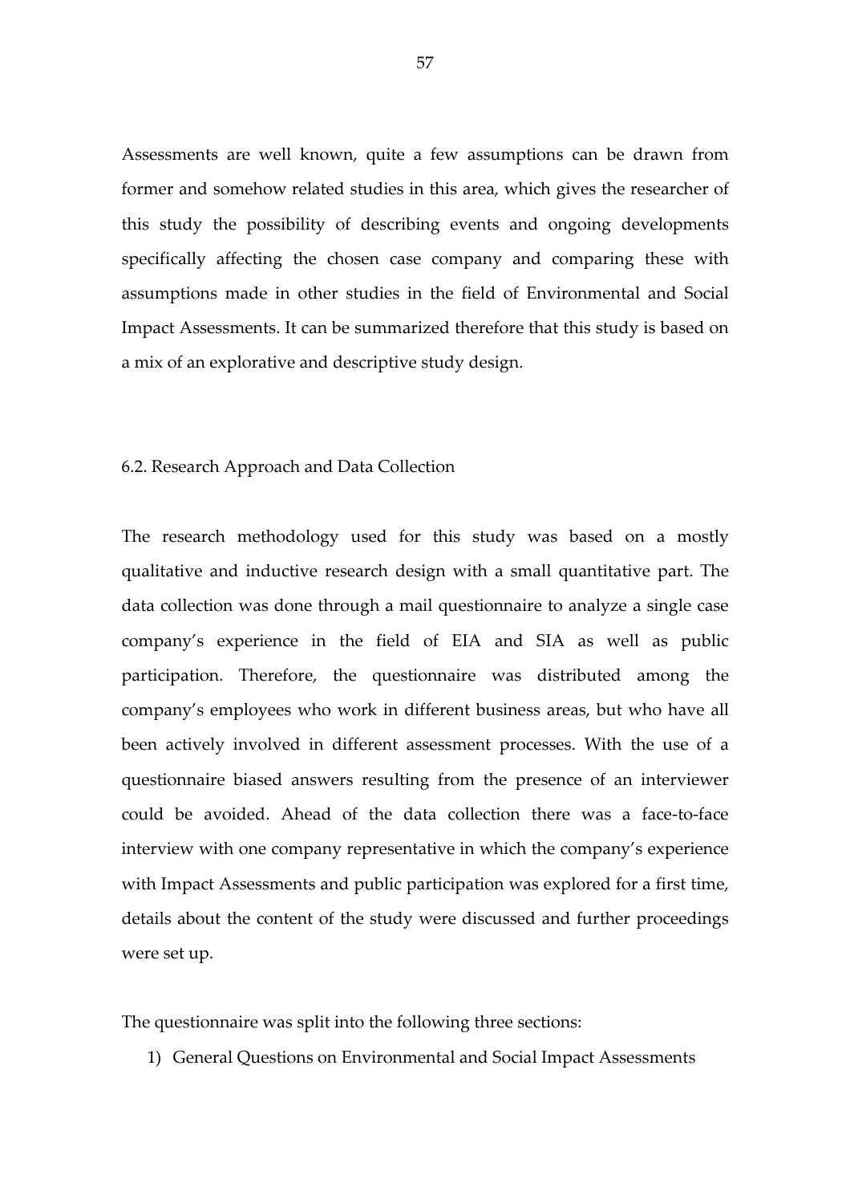Assessments are well known, quite a few assumptions can be drawn from former and somehow related studies in this area, which gives the researcher of this study the possibility of describing events and ongoing developments specifically affecting the chosen case company and comparing these with assumptions made in other studies in the field of Environmental and Social Impact Assessments. It can be summarized therefore that this study is based on a mix of an explorative and descriptive study design.

### 6.2. Research Approach and Data Collection

The research methodology used for this study was based on a mostly qualitative and inductive research design with a small quantitative part. The data collection was done through a mail questionnaire to analyze a single case company's experience in the field of EIA and SIA as well as public participation. Therefore, the questionnaire was distributed among the company's employees who work in different business areas, but who have all been actively involved in different assessment processes. With the use of a questionnaire biased answers resulting from the presence of an interviewer could be avoided. Ahead of the data collection there was a face-to-face interview with one company representative in which the company's experience with Impact Assessments and public participation was explored for a first time, details about the content of the study were discussed and further proceedings were set up.

The questionnaire was split into the following three sections:

1) General Questions on Environmental and Social Impact Assessments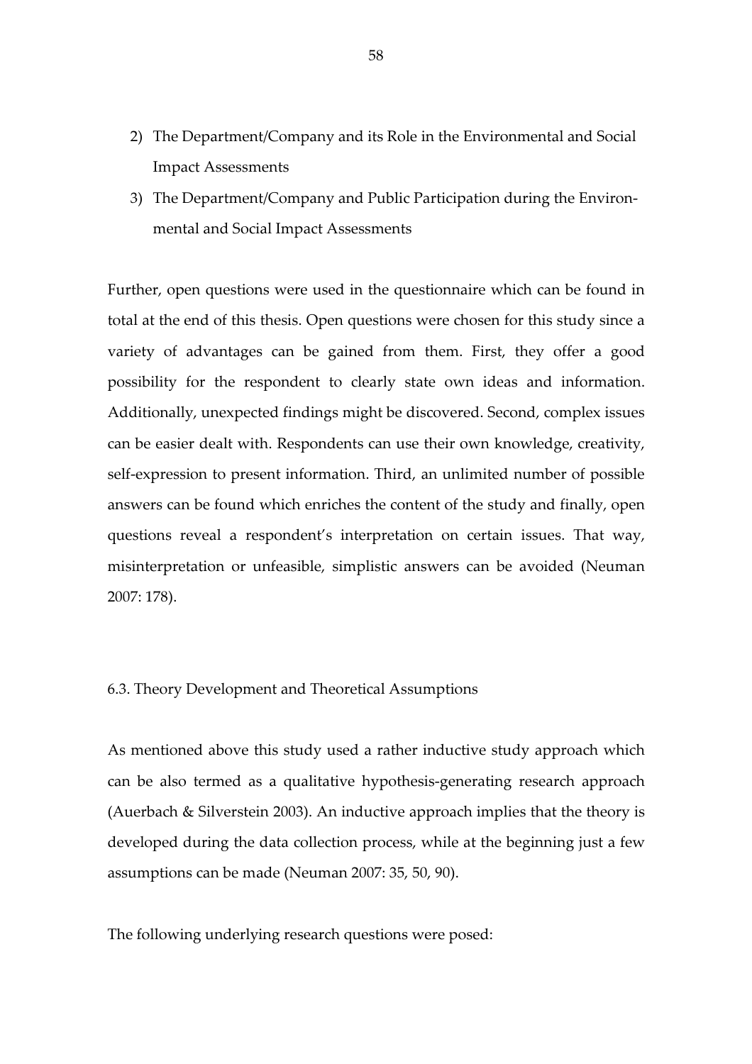2) The Department/Company and its Role in the Environmental and Social Impact Assessments
3) The Department/Company and Public Participation during the Environmental and Social Impact Assessments

Further, open questions were used in the questionnaire which can be found in total at the end of this thesis. Open questions were chosen for this study since a variety of advantages can be gained from them. First, they offer a good possibility for the respondent to clearly state own ideas and information. Additionally, unexpected findings might be discovered. Second, complex issues can be easier dealt with. Respondents can use their own knowledge, creativity, self-expression to present information. Third, an unlimited number of possible answers can be found which enriches the content of the study and finally, open questions reveal a respondent's interpretation on certain issues. That way, misinterpretation or unfeasible, simplistic answers can be avoided (Neuman 2007: 178).

## 6.3. Theory Development and Theoretical Assumptions

As mentioned above this study used a rather inductive study approach which can be also termed as a qualitative hypothesis-generating research approach (Auerbach & Silverstein 2003). An inductive approach implies that the theory is developed during the data collection process, while at the beginning just a few assumptions can be made (Neuman 2007: 35, 50, 90).

The following underlying research questions were posed: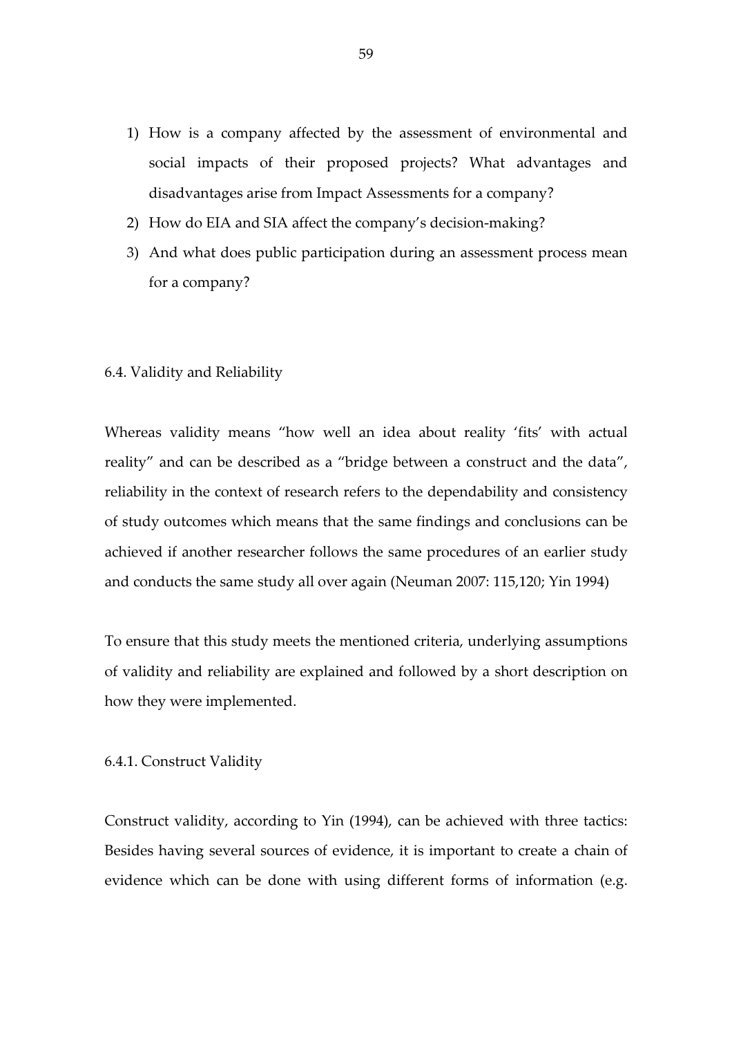1) How is a company affected by the assessment of environmental and social impacts of their proposed projects? What advantages and disadvantages arise from Impact Assessments for a company?
2) How do EIA and SIA affect the company's decision-making?
3) And what does public participation during an assessment process mean for a company?

### 6.4. Validity and Reliability

Whereas validity means "how well an idea about reality 'fits' with actual reality" and can be described as a "bridge between a construct and the data", reliability in the context of research refers to the dependability and consistency of study outcomes which means that the same findings and conclusions can be achieved if another researcher follows the same procedures of an earlier study and conducts the same study all over again (Neuman 2007: 115,120; Yin 1994)

To ensure that this study meets the mentioned criteria, underlying assumptions of validity and reliability are explained and followed by a short description on how they were implemented.

#### 6.4.1. Construct Validity

Construct validity, according to Yin (1994), can be achieved with three tactics: Besides having several sources of evidence, it is important to create a chain of evidence which can be done with using different forms of information (e.g.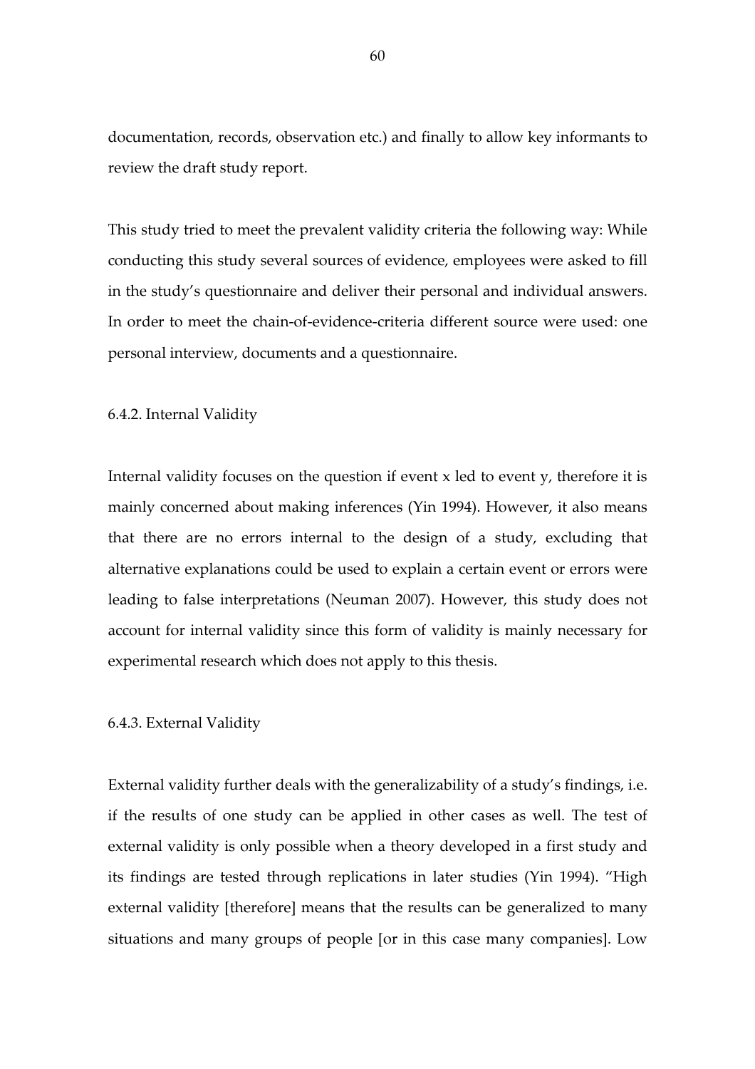documentation, records, observation etc.) and finally to allow key informants to review the draft study report.

This study tried to meet the prevalent validity criteria the following way: While conducting this study several sources of evidence, employees were asked to fill in the study's questionnaire and deliver their personal and individual answers. In order to meet the chain-of-evidence-criteria different source were used: one personal interview, documents and a questionnaire.

### 6.4.2. Internal Validity

Internal validity focuses on the question if event x led to event y, therefore it is mainly concerned about making inferences (Yin 1994). However, it also means that there are no errors internal to the design of a study, excluding that alternative explanations could be used to explain a certain event or errors were leading to false interpretations (Neuman 2007). However, this study does not account for internal validity since this form of validity is mainly necessary for experimental research which does not apply to this thesis.

### 6.4.3. External Validity

External validity further deals with the generalizability of a study's findings, i.e. if the results of one study can be applied in other cases as well. The test of external validity is only possible when a theory developed in a first study and its findings are tested through replications in later studies (Yin 1994). "High external validity [therefore] means that the results can be generalized to many situations and many groups of people [or in this case many companies]. Low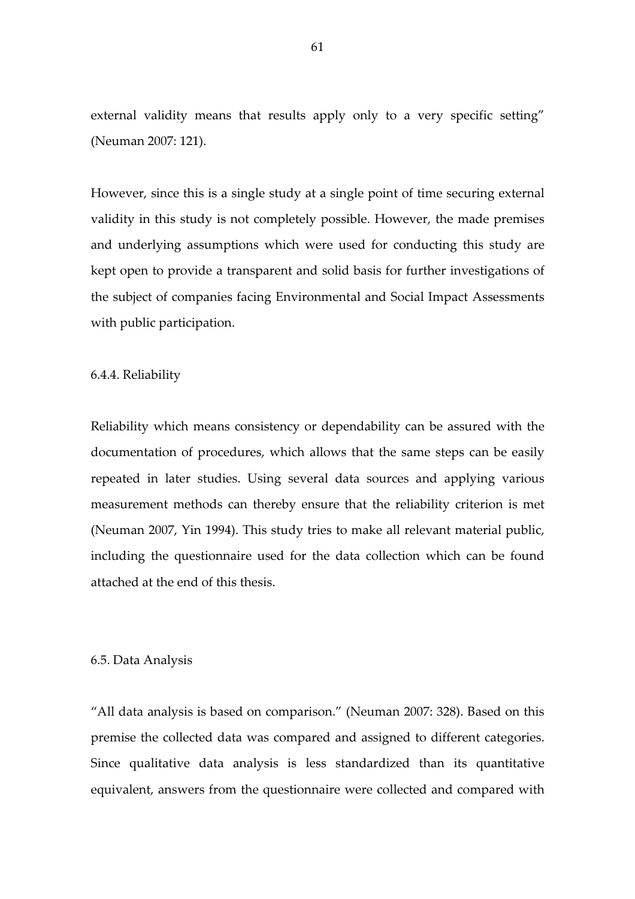external validity means that results apply only to a very specific setting" (Neuman 2007: 121).

However, since this is a single study at a single point of time securing external validity in this study is not completely possible. However, the made premises and underlying assumptions which were used for conducting this study are kept open to provide a transparent and solid basis for further investigations of the subject of companies facing Environmental and Social Impact Assessments with public participation.

### 6.4.4. Reliability

Reliability which means consistency or dependability can be assured with the documentation of procedures, which allows that the same steps can be easily repeated in later studies. Using several data sources and applying various measurement methods can thereby ensure that the reliability criterion is met (Neuman 2007, Yin 1994). This study tries to make all relevant material public, including the questionnaire used for the data collection which can be found attached at the end of this thesis.

## 6.5. Data Analysis

"All data analysis is based on comparison." (Neuman 2007: 328). Based on this premise the collected data was compared and assigned to different categories. Since qualitative data analysis is less standardized than its quantitative equivalent, answers from the questionnaire were collected and compared with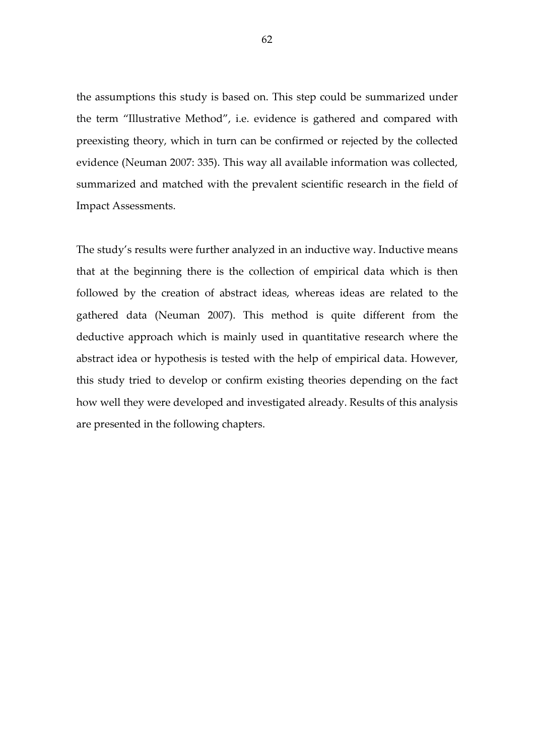the assumptions this study is based on. This step could be summarized under the term "Illustrative Method", i.e. evidence is gathered and compared with preexisting theory, which in turn can be confirmed or rejected by the collected evidence (Neuman 2007: 335). This way all available information was collected, summarized and matched with the prevalent scientific research in the field of Impact Assessments.

The study's results were further analyzed in an inductive way. Inductive means that at the beginning there is the collection of empirical data which is then followed by the creation of abstract ideas, whereas ideas are related to the gathered data (Neuman 2007). This method is quite different from the deductive approach which is mainly used in quantitative research where the abstract idea or hypothesis is tested with the help of empirical data. However, this study tried to develop or confirm existing theories depending on the fact how well they were developed and investigated already. Results of this analysis are presented in the following chapters.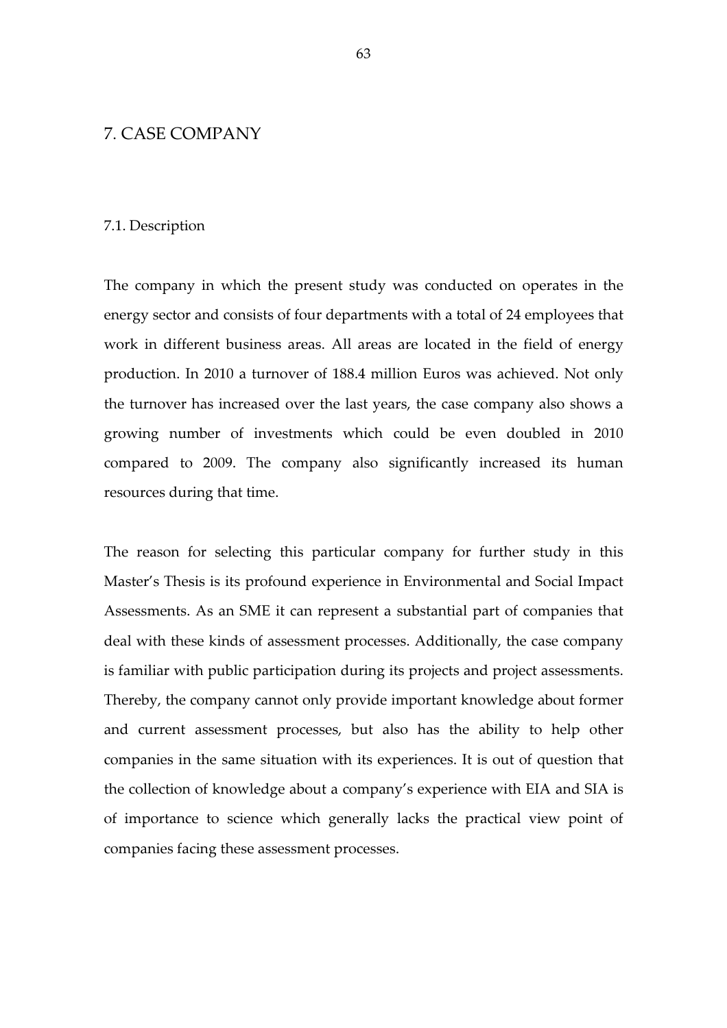# 7. CASE COMPANY

## 7.1. Description

The company in which the present study was conducted on operates in the energy sector and consists of four departments with a total of 24 employees that work in different business areas. All areas are located in the field of energy production. In 2010 a turnover of 188.4 million Euros was achieved. Not only the turnover has increased over the last years, the case company also shows a growing number of investments which could be even doubled in 2010 compared to 2009. The company also significantly increased its human resources during that time.

The reason for selecting this particular company for further study in this Master's Thesis is its profound experience in Environmental and Social Impact Assessments. As an SME it can represent a substantial part of companies that deal with these kinds of assessment processes. Additionally, the case company is familiar with public participation during its projects and project assessments. Thereby, the company cannot only provide important knowledge about former and current assessment processes, but also has the ability to help other companies in the same situation with its experiences. It is out of question that the collection of knowledge about a company's experience with EIA and SIA is of importance to science which generally lacks the practical view point of companies facing these assessment processes.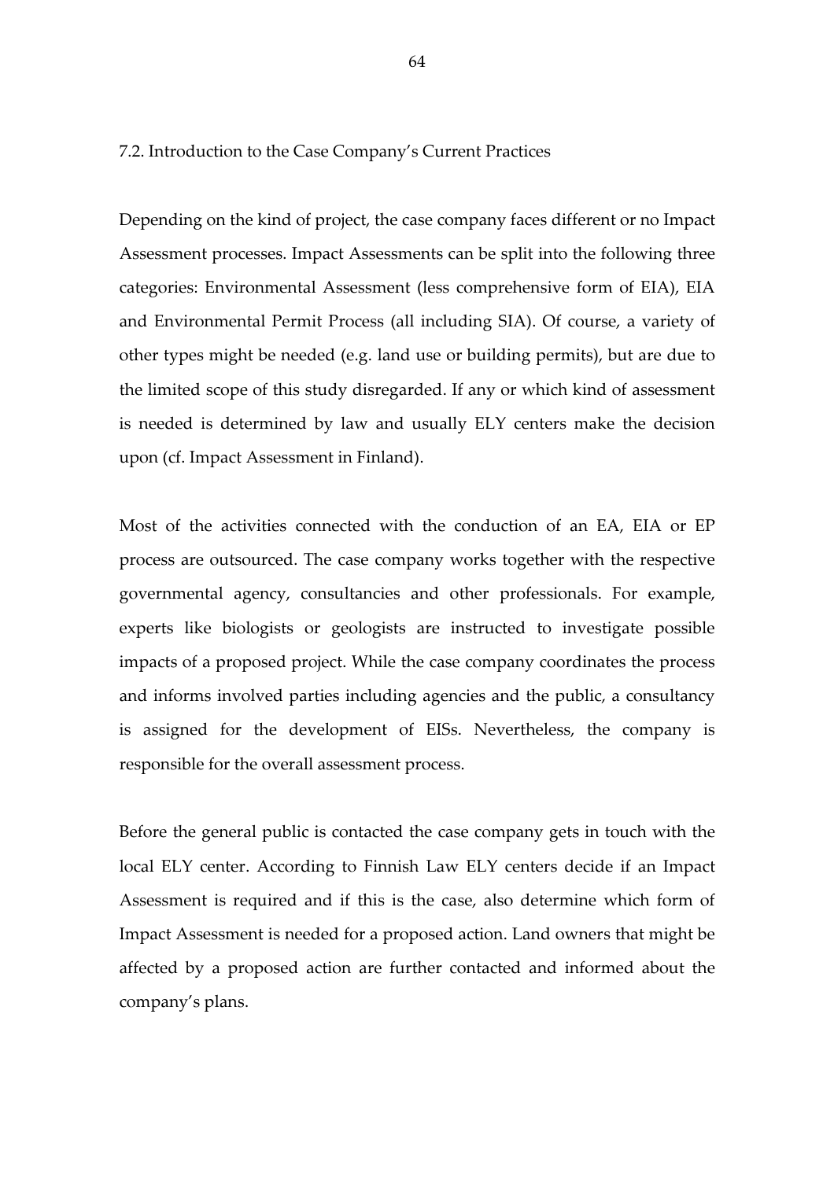## 7.2. Introduction to the Case Company's Current Practices

Depending on the kind of project, the case company faces different or no Impact Assessment processes. Impact Assessments can be split into the following three categories: Environmental Assessment (less comprehensive form of EIA), EIA and Environmental Permit Process (all including SIA). Of course, a variety of other types might be needed (e.g. land use or building permits), but are due to the limited scope of this study disregarded. If any or which kind of assessment is needed is determined by law and usually ELY centers make the decision upon (cf. Impact Assessment in Finland).

Most of the activities connected with the conduction of an EA, EIA or EP process are outsourced. The case company works together with the respective governmental agency, consultancies and other professionals. For example, experts like biologists or geologists are instructed to investigate possible impacts of a proposed project. While the case company coordinates the process and informs involved parties including agencies and the public, a consultancy is assigned for the development of EISs. Nevertheless, the company is responsible for the overall assessment process.

Before the general public is contacted the case company gets in touch with the local ELY center. According to Finnish Law ELY centers decide if an Impact Assessment is required and if this is the case, also determine which form of Impact Assessment is needed for a proposed action. Land owners that might be affected by a proposed action are further contacted and informed about the company's plans.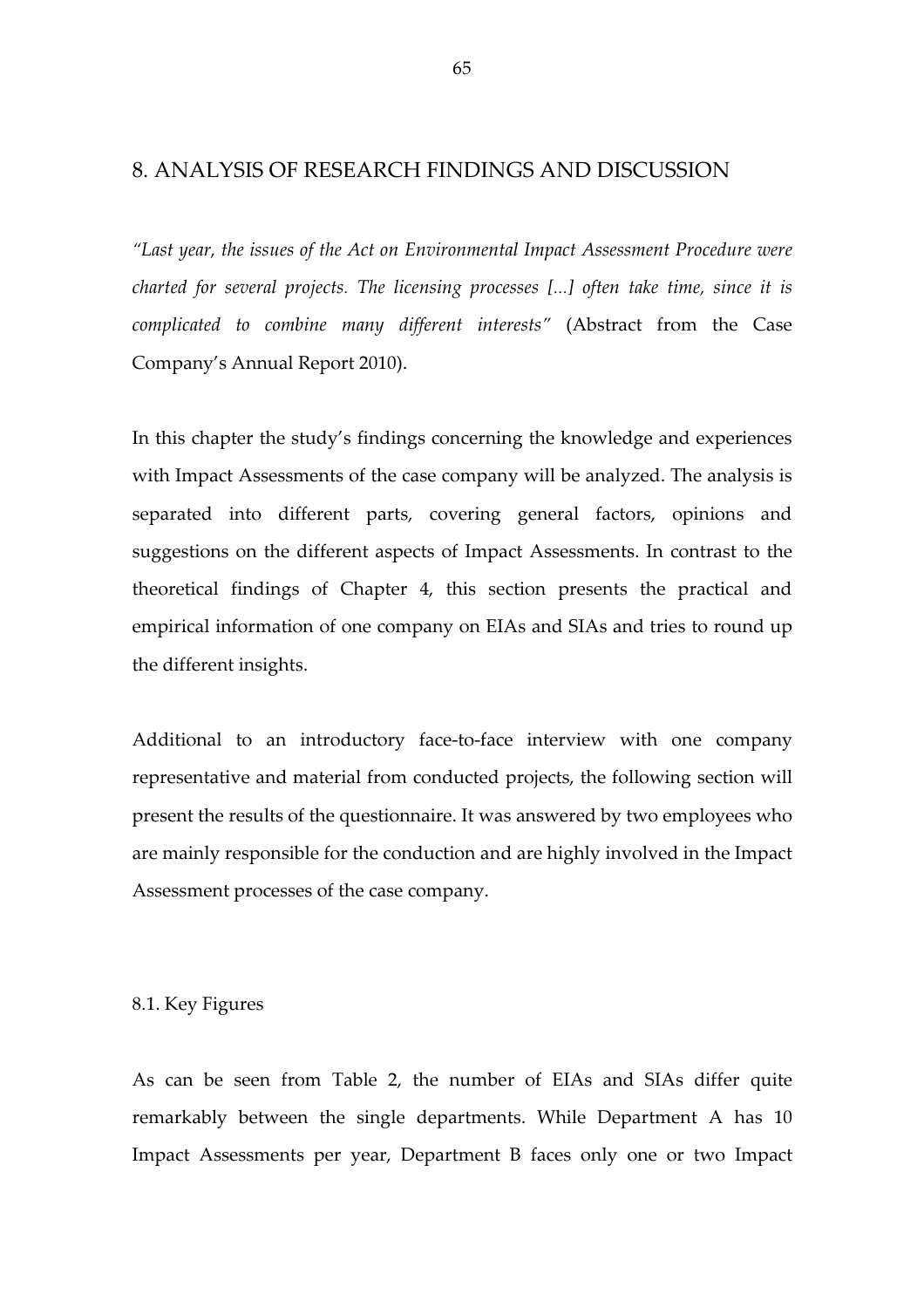# 8. ANALYSIS OF RESEARCH FINDINGS AND DISCUSSION

*"Last year, the issues of the Act on Environmental Impact Assessment Procedure were charted for several projects. The licensing processes [...] often take time, since it is complicated to combine many different interests"* (Abstract from the Case Company's Annual Report 2010).

In this chapter the study's findings concerning the knowledge and experiences with Impact Assessments of the case company will be analyzed. The analysis is separated into different parts, covering general factors, opinions and suggestions on the different aspects of Impact Assessments. In contrast to the theoretical findings of Chapter 4, this section presents the practical and empirical information of one company on EIAs and SIAs and tries to round up the different insights.

Additional to an introductory face-to-face interview with one company representative and material from conducted projects, the following section will present the results of the questionnaire. It was answered by two employees who are mainly responsible for the conduction and are highly involved in the Impact Assessment processes of the case company.

## 8.1. Key Figures

As can be seen from Table 2, the number of EIAs and SIAs differ quite remarkably between the single departments. While Department A has 10 Impact Assessments per year, Department B faces only one or two Impact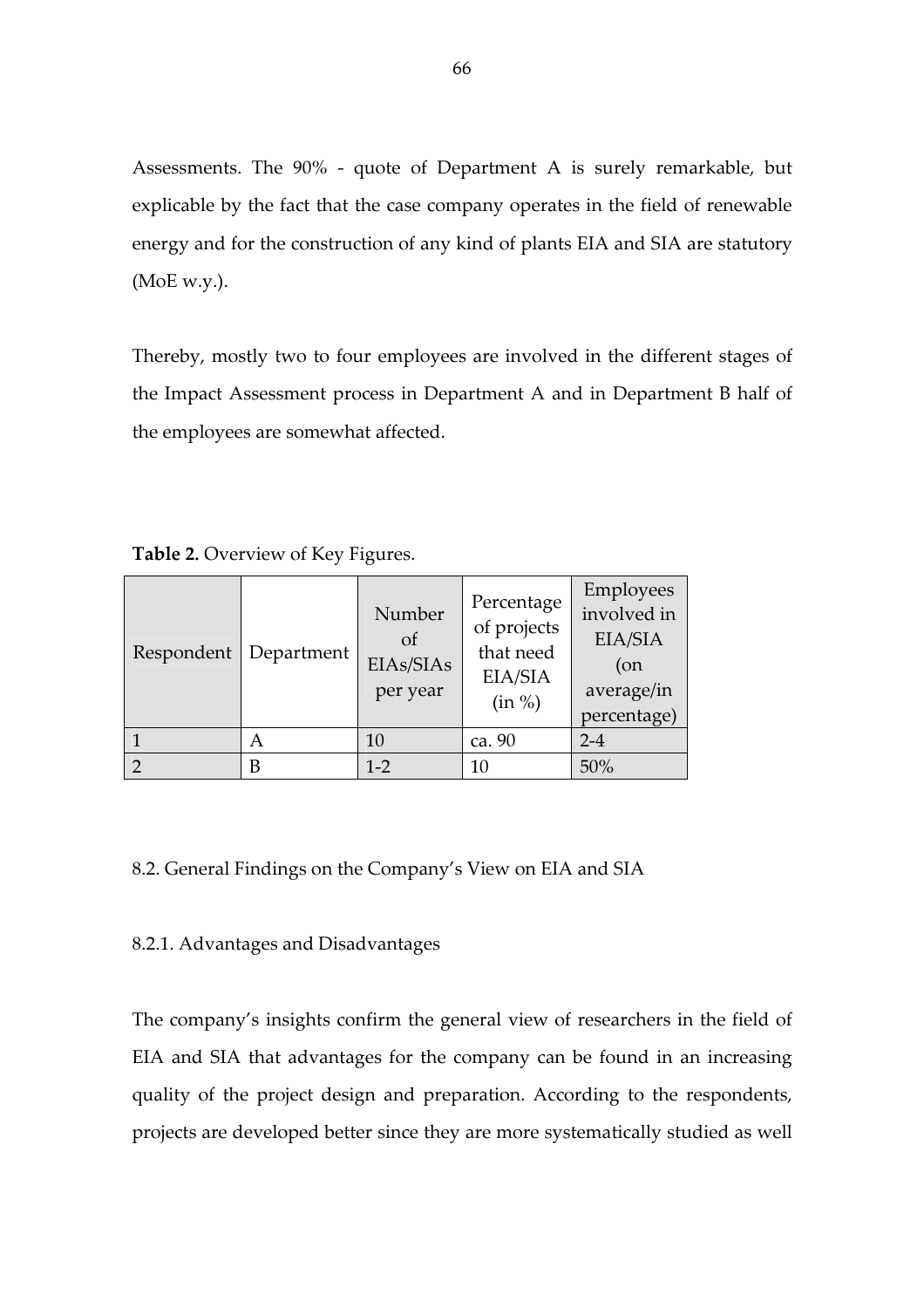Assessments. The 90% - quote of Department A is surely remarkable, but explicable by the fact that the case company operates in the field of renewable energy and for the construction of any kind of plants EIA and SIA are statutory (MoE w.y.).

Thereby, mostly two to four employees are involved in the different stages of the Impact Assessment process in Department A and in Department B half of the employees are somewhat affected.

**Table 2.** Overview of Key Figures.

| Respondent | Department | Number of EIAs/SIAs per year | Percentage of projects that need EIA/SIA (in %) | Employees involved in EIA/SIA (on average/in percentage) |
|---|---|---|---|---|
| 1 | A | 10 | ca. 90 | 2-4 |
| 2 | B | 1-2 | 10 | 50% |

8.2. General Findings on the Company's View on EIA and SIA

8.2.1. Advantages and Disadvantages

The company's insights confirm the general view of researchers in the field of EIA and SIA that advantages for the company can be found in an increasing quality of the project design and preparation. According to the respondents, projects are developed better since they are more systematically studied as well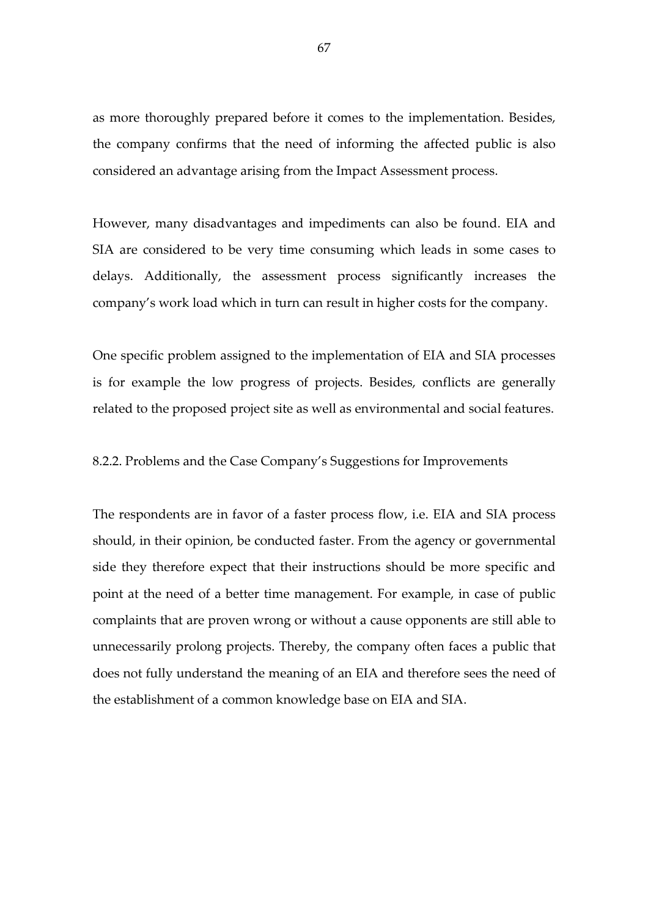as more thoroughly prepared before it comes to the implementation. Besides, the company confirms that the need of informing the affected public is also considered an advantage arising from the Impact Assessment process.

However, many disadvantages and impediments can also be found. EIA and SIA are considered to be very time consuming which leads in some cases to delays. Additionally, the assessment process significantly increases the company's work load which in turn can result in higher costs for the company.

One specific problem assigned to the implementation of EIA and SIA processes is for example the low progress of projects. Besides, conflicts are generally related to the proposed project site as well as environmental and social features.

### 8.2.2. Problems and the Case Company's Suggestions for Improvements

The respondents are in favor of a faster process flow, i.e. EIA and SIA process should, in their opinion, be conducted faster. From the agency or governmental side they therefore expect that their instructions should be more specific and point at the need of a better time management. For example, in case of public complaints that are proven wrong or without a cause opponents are still able to unnecessarily prolong projects. Thereby, the company often faces a public that does not fully understand the meaning of an EIA and therefore sees the need of the establishment of a common knowledge base on EIA and SIA.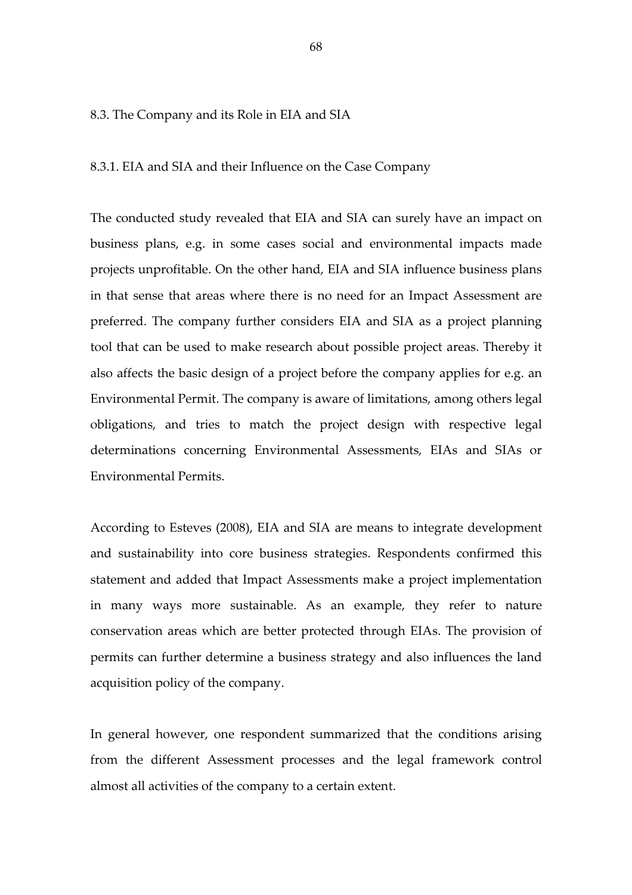## 8.3. The Company and its Role in EIA and SIA

### 8.3.1. EIA and SIA and their Influence on the Case Company

The conducted study revealed that EIA and SIA can surely have an impact on business plans, e.g. in some cases social and environmental impacts made projects unprofitable. On the other hand, EIA and SIA influence business plans in that sense that areas where there is no need for an Impact Assessment are preferred. The company further considers EIA and SIA as a project planning tool that can be used to make research about possible project areas. Thereby it also affects the basic design of a project before the company applies for e.g. an Environmental Permit. The company is aware of limitations, among others legal obligations, and tries to match the project design with respective legal determinations concerning Environmental Assessments, EIAs and SIAs or Environmental Permits.

According to Esteves (2008), EIA and SIA are means to integrate development and sustainability into core business strategies. Respondents confirmed this statement and added that Impact Assessments make a project implementation in many ways more sustainable. As an example, they refer to nature conservation areas which are better protected through EIAs. The provision of permits can further determine a business strategy and also influences the land acquisition policy of the company.

In general however, one respondent summarized that the conditions arising from the different Assessment processes and the legal framework control almost all activities of the company to a certain extent.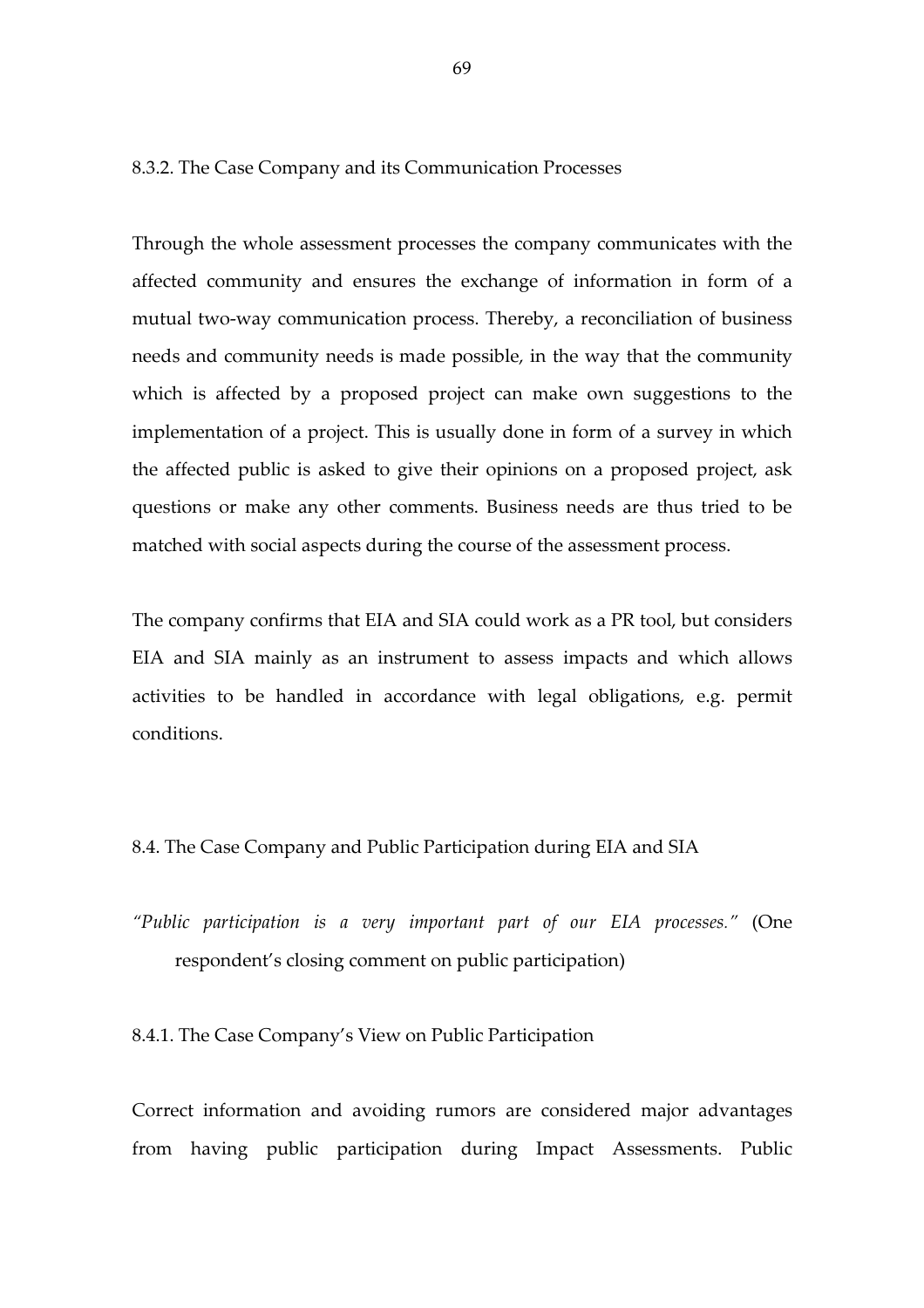### 8.3.2. The Case Company and its Communication Processes

Through the whole assessment processes the company communicates with the affected community and ensures the exchange of information in form of a mutual two-way communication process. Thereby, a reconciliation of business needs and community needs is made possible, in the way that the community which is affected by a proposed project can make own suggestions to the implementation of a project. This is usually done in form of a survey in which the affected public is asked to give their opinions on a proposed project, ask questions or make any other comments. Business needs are thus tried to be matched with social aspects during the course of the assessment process.

The company confirms that EIA and SIA could work as a PR tool, but considers EIA and SIA mainly as an instrument to assess impacts and which allows activities to be handled in accordance with legal obligations, e.g. permit conditions.

## 8.4. The Case Company and Public Participation during EIA and SIA

*"Public participation is a very important part of our EIA processes."* (One respondent's closing comment on public participation)

### 8.4.1. The Case Company's View on Public Participation

Correct information and avoiding rumors are considered major advantages from having public participation during Impact Assessments. Public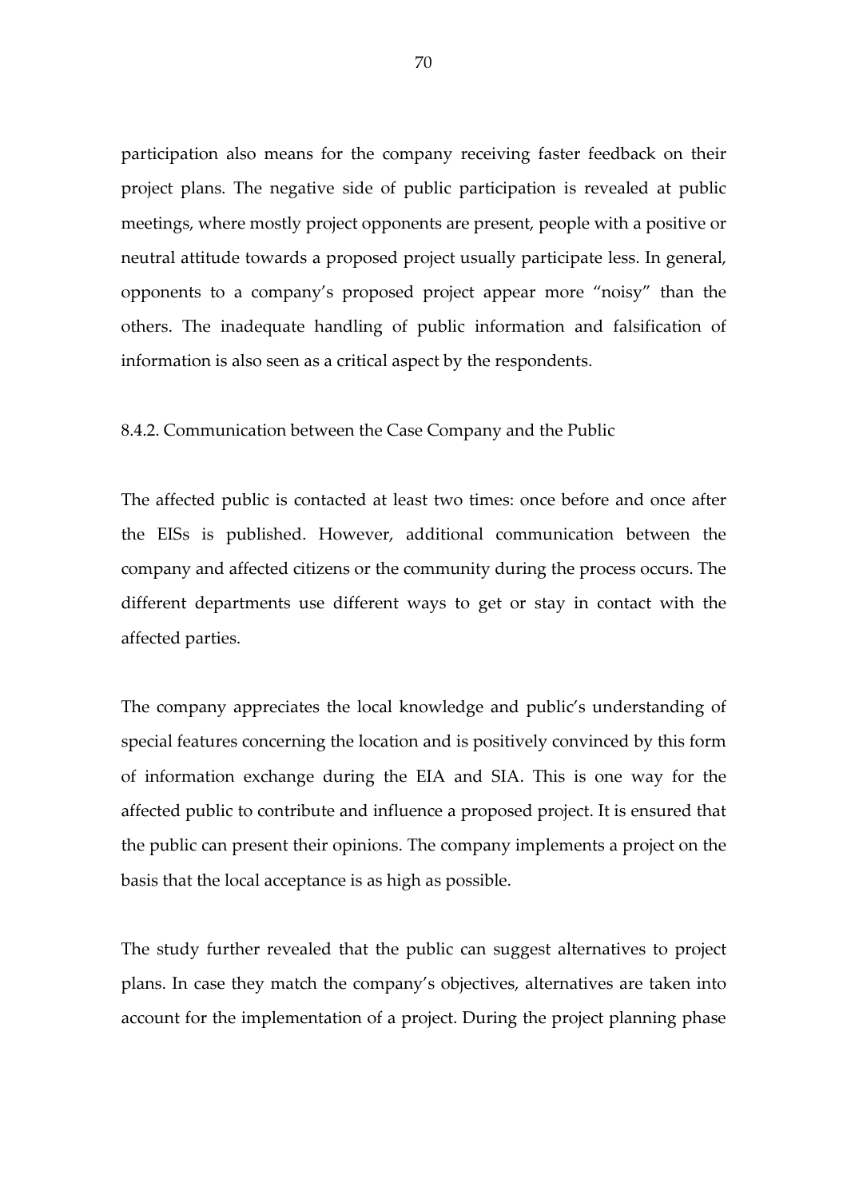participation also means for the company receiving faster feedback on their project plans. The negative side of public participation is revealed at public meetings, where mostly project opponents are present, people with a positive or neutral attitude towards a proposed project usually participate less. In general, opponents to a company's proposed project appear more "noisy" than the others. The inadequate handling of public information and falsification of information is also seen as a critical aspect by the respondents.

### 8.4.2. Communication between the Case Company and the Public

The affected public is contacted at least two times: once before and once after the EISs is published. However, additional communication between the company and affected citizens or the community during the process occurs. The different departments use different ways to get or stay in contact with the affected parties.

The company appreciates the local knowledge and public's understanding of special features concerning the location and is positively convinced by this form of information exchange during the EIA and SIA. This is one way for the affected public to contribute and influence a proposed project. It is ensured that the public can present their opinions. The company implements a project on the basis that the local acceptance is as high as possible.

The study further revealed that the public can suggest alternatives to project plans. In case they match the company's objectives, alternatives are taken into account for the implementation of a project. During the project planning phase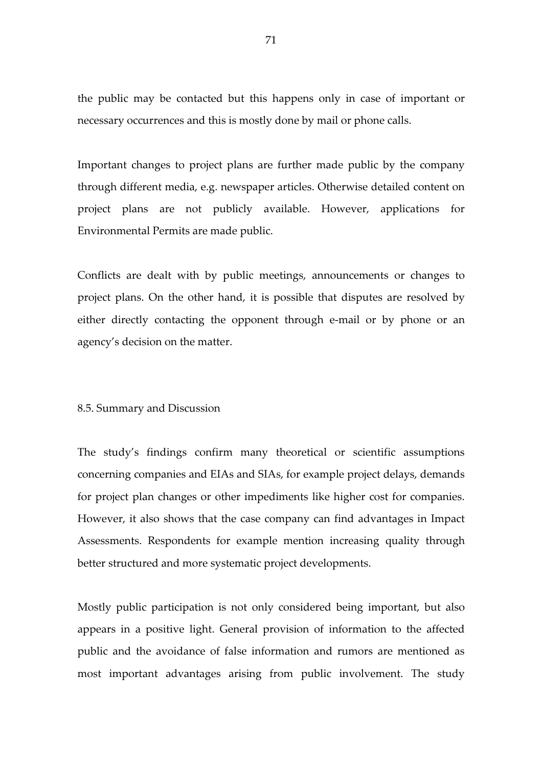the public may be contacted but this happens only in case of important or necessary occurrences and this is mostly done by mail or phone calls.

Important changes to project plans are further made public by the company through different media, e.g. newspaper articles. Otherwise detailed content on project plans are not publicly available. However, applications for Environmental Permits are made public.

Conflicts are dealt with by public meetings, announcements or changes to project plans. On the other hand, it is possible that disputes are resolved by either directly contacting the opponent through e-mail or by phone or an agency's decision on the matter.

### 8.5. Summary and Discussion

The study's findings confirm many theoretical or scientific assumptions concerning companies and EIAs and SIAs, for example project delays, demands for project plan changes or other impediments like higher cost for companies. However, it also shows that the case company can find advantages in Impact Assessments. Respondents for example mention increasing quality through better structured and more systematic project developments.

Mostly public participation is not only considered being important, but also appears in a positive light. General provision of information to the affected public and the avoidance of false information and rumors are mentioned as most important advantages arising from public involvement. The study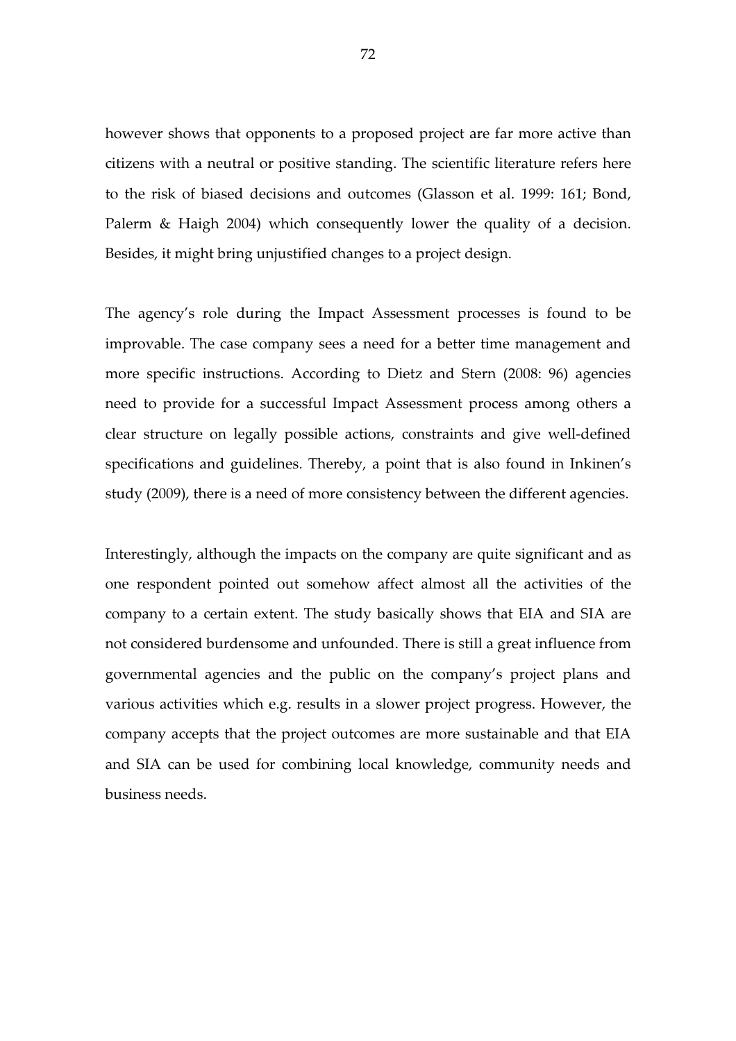however shows that opponents to a proposed project are far more active than citizens with a neutral or positive standing. The scientific literature refers here to the risk of biased decisions and outcomes (Glasson et al. 1999: 161; Bond, Palerm & Haigh 2004) which consequently lower the quality of a decision. Besides, it might bring unjustified changes to a project design.

The agency's role during the Impact Assessment processes is found to be improvable. The case company sees a need for a better time management and more specific instructions. According to Dietz and Stern (2008: 96) agencies need to provide for a successful Impact Assessment process among others a clear structure on legally possible actions, constraints and give well-defined specifications and guidelines. Thereby, a point that is also found in Inkinen's study (2009), there is a need of more consistency between the different agencies.

Interestingly, although the impacts on the company are quite significant and as one respondent pointed out somehow affect almost all the activities of the company to a certain extent. The study basically shows that EIA and SIA are not considered burdensome and unfounded. There is still a great influence from governmental agencies and the public on the company's project plans and various activities which e.g. results in a slower project progress. However, the company accepts that the project outcomes are more sustainable and that EIA and SIA can be used for combining local knowledge, community needs and business needs.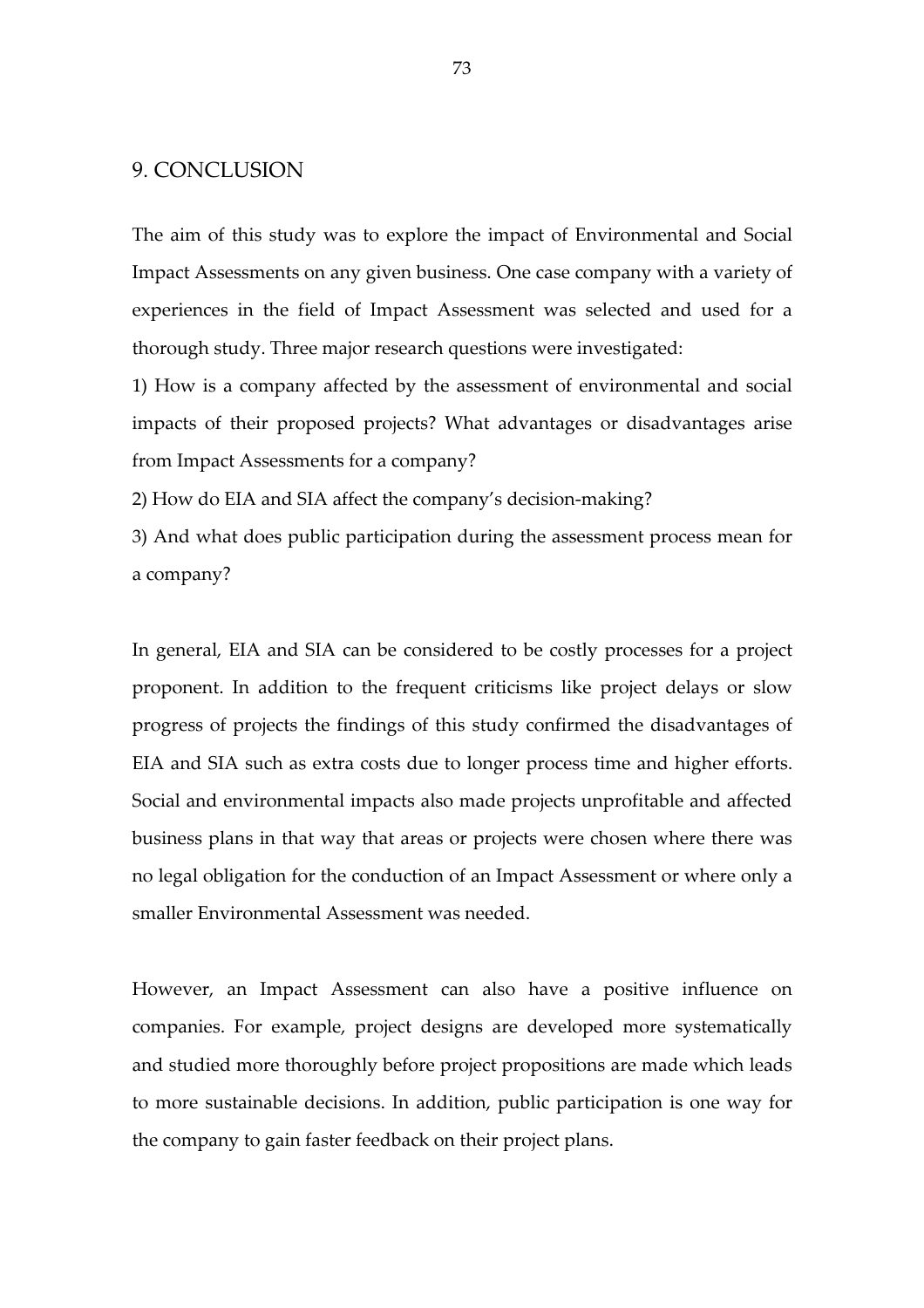# 9. CONCLUSION

The aim of this study was to explore the impact of Environmental and Social Impact Assessments on any given business. One case company with a variety of experiences in the field of Impact Assessment was selected and used for a thorough study. Three major research questions were investigated:

1) How is a company affected by the assessment of environmental and social impacts of their proposed projects? What advantages or disadvantages arise from Impact Assessments for a company?

2) How do EIA and SIA affect the company's decision-making?

3) And what does public participation during the assessment process mean for a company?

In general, EIA and SIA can be considered to be costly processes for a project proponent. In addition to the frequent criticisms like project delays or slow progress of projects the findings of this study confirmed the disadvantages of EIA and SIA such as extra costs due to longer process time and higher efforts. Social and environmental impacts also made projects unprofitable and affected business plans in that way that areas or projects were chosen where there was no legal obligation for the conduction of an Impact Assessment or where only a smaller Environmental Assessment was needed.

However, an Impact Assessment can also have a positive influence on companies. For example, project designs are developed more systematically and studied more thoroughly before project propositions are made which leads to more sustainable decisions. In addition, public participation is one way for the company to gain faster feedback on their project plans.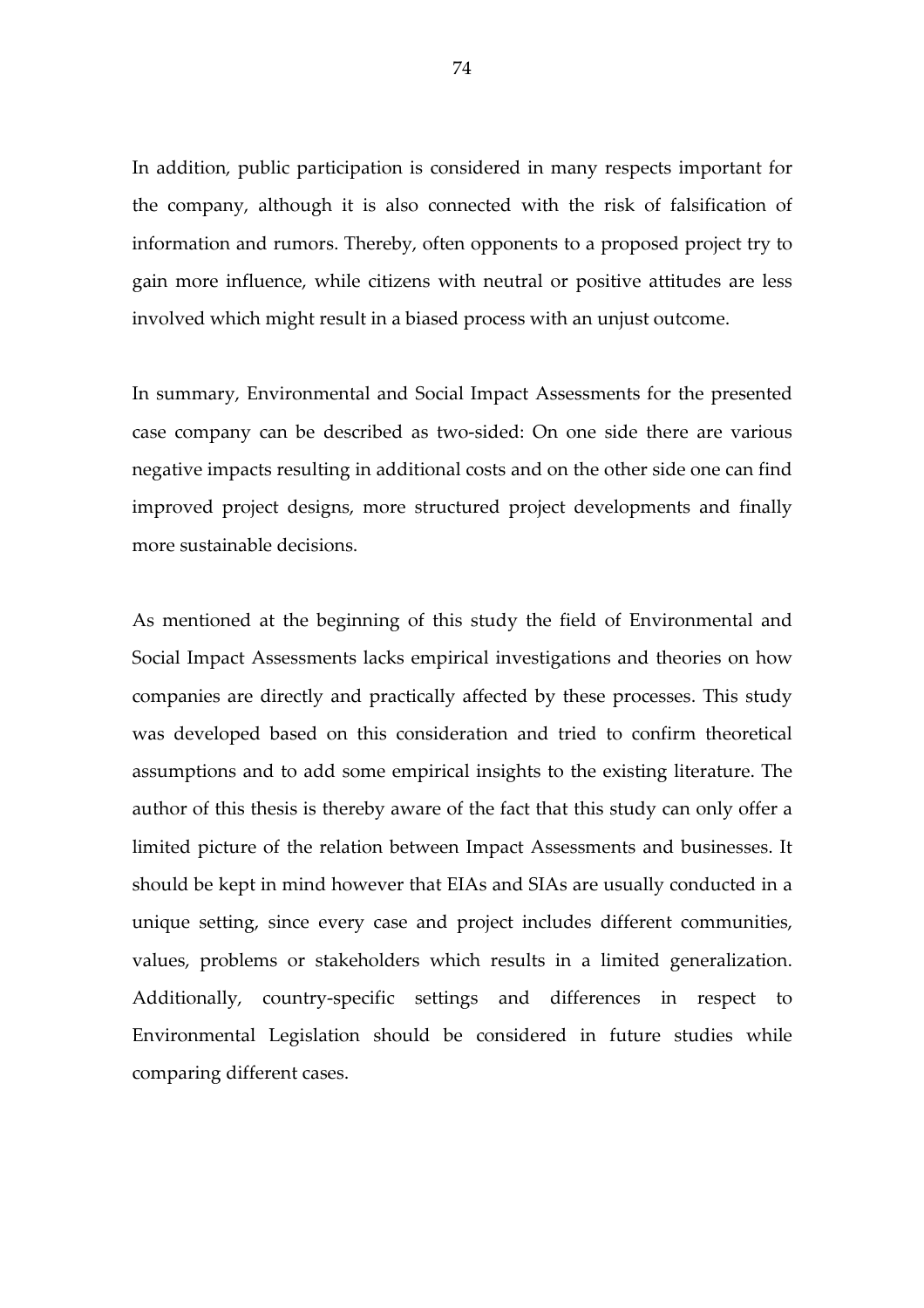In addition, public participation is considered in many respects important for the company, although it is also connected with the risk of falsification of information and rumors. Thereby, often opponents to a proposed project try to gain more influence, while citizens with neutral or positive attitudes are less involved which might result in a biased process with an unjust outcome.

In summary, Environmental and Social Impact Assessments for the presented case company can be described as two-sided: On one side there are various negative impacts resulting in additional costs and on the other side one can find improved project designs, more structured project developments and finally more sustainable decisions.

As mentioned at the beginning of this study the field of Environmental and Social Impact Assessments lacks empirical investigations and theories on how companies are directly and practically affected by these processes. This study was developed based on this consideration and tried to confirm theoretical assumptions and to add some empirical insights to the existing literature. The author of this thesis is thereby aware of the fact that this study can only offer a limited picture of the relation between Impact Assessments and businesses. It should be kept in mind however that EIAs and SIAs are usually conducted in a unique setting, since every case and project includes different communities, values, problems or stakeholders which results in a limited generalization. Additionally, country-specific settings and differences in respect to Environmental Legislation should be considered in future studies while comparing different cases.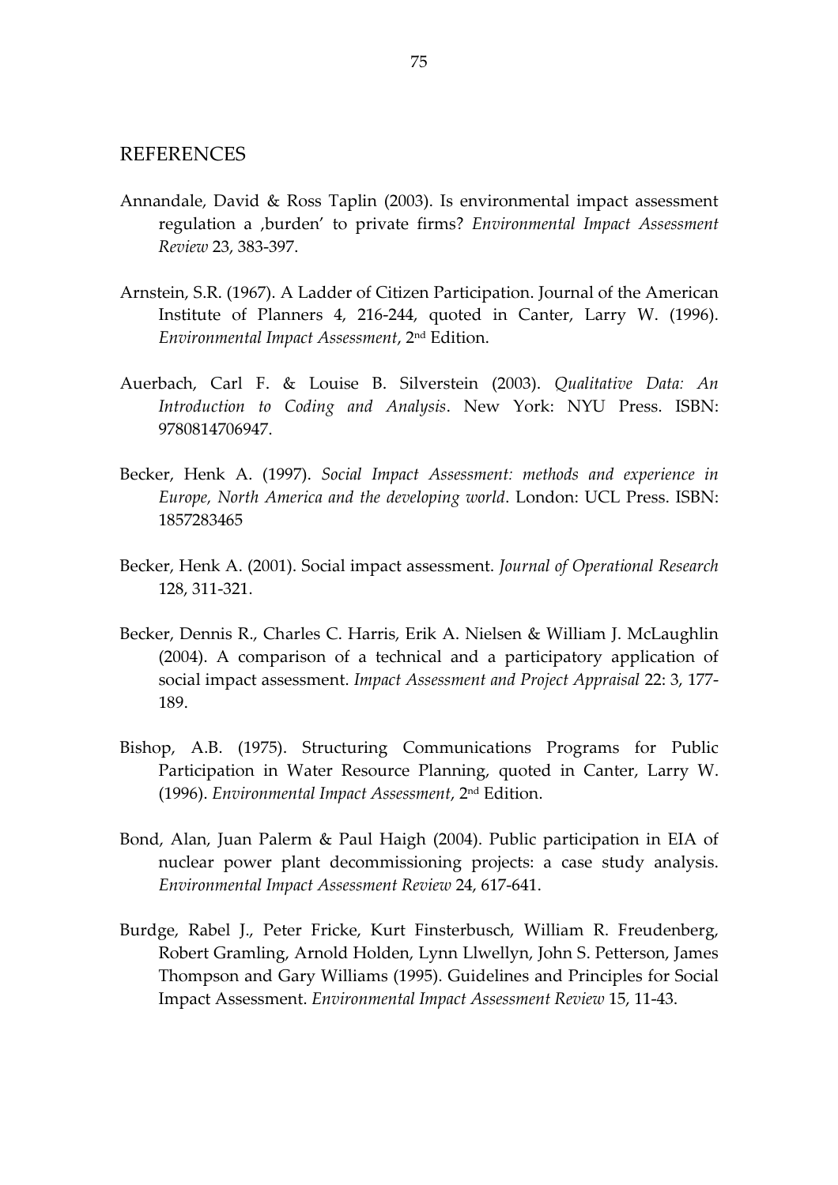## REFERENCES

Annandale, David & Ross Taplin (2003). Is environmental impact assessment regulation a ‚burden' to private firms? *Environmental Impact Assessment Review* 23, 383-397.

Arnstein, S.R. (1967). A Ladder of Citizen Participation. Journal of the American Institute of Planners 4, 216-244, quoted in Canter, Larry W. (1996). *Environmental Impact Assessment*, 2nd Edition.

Auerbach, Carl F. & Louise B. Silverstein (2003). *Qualitative Data: An Introduction to Coding and Analysis*. New York: NYU Press. ISBN: 9780814706947.

Becker, Henk A. (1997). *Social Impact Assessment: methods and experience in Europe, North America and the developing world*. London: UCL Press. ISBN: 1857283465

Becker, Henk A. (2001). Social impact assessment. *Journal of Operational Research* 128, 311-321.

Becker, Dennis R., Charles C. Harris, Erik A. Nielsen & William J. McLaughlin (2004). A comparison of a technical and a participatory application of social impact assessment. *Impact Assessment and Project Appraisal* 22: 3, 177-189.

Bishop, A.B. (1975). Structuring Communications Programs for Public Participation in Water Resource Planning, quoted in Canter, Larry W. (1996). *Environmental Impact Assessment*, 2nd Edition.

Bond, Alan, Juan Palerm & Paul Haigh (2004). Public participation in EIA of nuclear power plant decommissioning projects: a case study analysis. *Environmental Impact Assessment Review* 24, 617-641.

Burdge, Rabel J., Peter Fricke, Kurt Finsterbusch, William R. Freudenberg, Robert Gramling, Arnold Holden, Lynn Llwellyn, John S. Petterson, James Thompson and Gary Williams (1995). Guidelines and Principles for Social Impact Assessment. *Environmental Impact Assessment Review* 15, 11-43.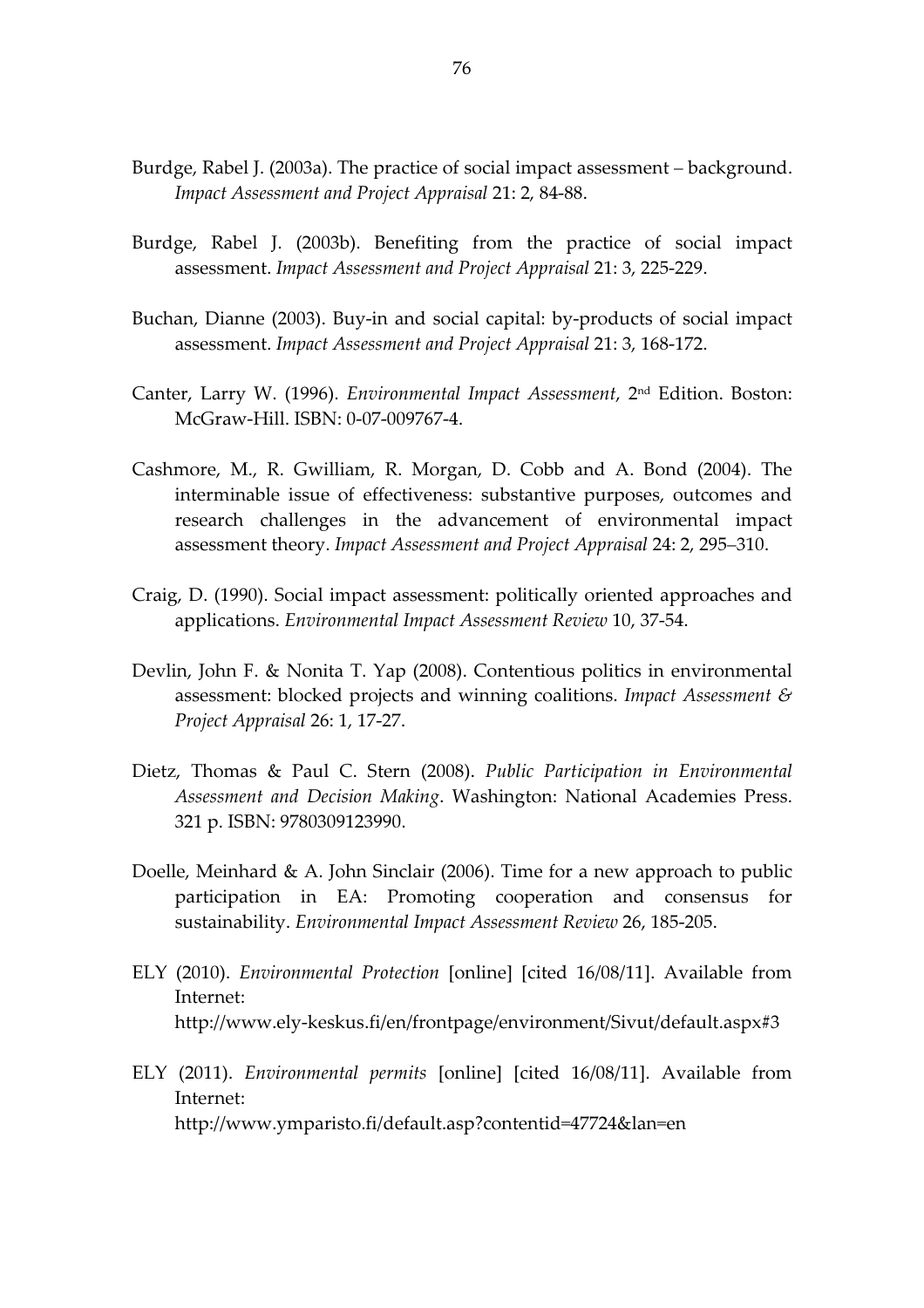Burdge, Rabel J. (2003a). The practice of social impact assessment – background. *Impact Assessment and Project Appraisal* 21: 2, 84-88.

Burdge, Rabel J. (2003b). Benefiting from the practice of social impact assessment. *Impact Assessment and Project Appraisal* 21: 3, 225-229.

Buchan, Dianne (2003). Buy-in and social capital: by-products of social impact assessment. *Impact Assessment and Project Appraisal* 21: 3, 168-172.

Canter, Larry W. (1996). *Environmental Impact Assessment*, 2nd Edition. Boston: McGraw-Hill. ISBN: 0-07-009767-4.

Cashmore, M., R. Gwilliam, R. Morgan, D. Cobb and A. Bond (2004). The interminable issue of effectiveness: substantive purposes, outcomes and research challenges in the advancement of environmental impact assessment theory. *Impact Assessment and Project Appraisal* 24: 2, 295–310.

Craig, D. (1990). Social impact assessment: politically oriented approaches and applications. *Environmental Impact Assessment Review* 10, 37-54.

Devlin, John F. & Nonita T. Yap (2008). Contentious politics in environmental assessment: blocked projects and winning coalitions. *Impact Assessment & Project Appraisal* 26: 1, 17-27.

Dietz, Thomas & Paul C. Stern (2008). *Public Participation in Environmental Assessment and Decision Making*. Washington: National Academies Press. 321 p. ISBN: 9780309123990.

Doelle, Meinhard & A. John Sinclair (2006). Time for a new approach to public participation in EA: Promoting cooperation and consensus for sustainability. *Environmental Impact Assessment Review* 26, 185-205.

ELY (2010). *Environmental Protection* [online] [cited 16/08/11]. Available from Internet:
http://www.ely-keskus.fi/en/frontpage/environment/Sivut/default.aspx#3

ELY (2011). *Environmental permits* [online] [cited 16/08/11]. Available from Internet:
http://www.ymparisto.fi/default.asp?contentid=47724&lan=en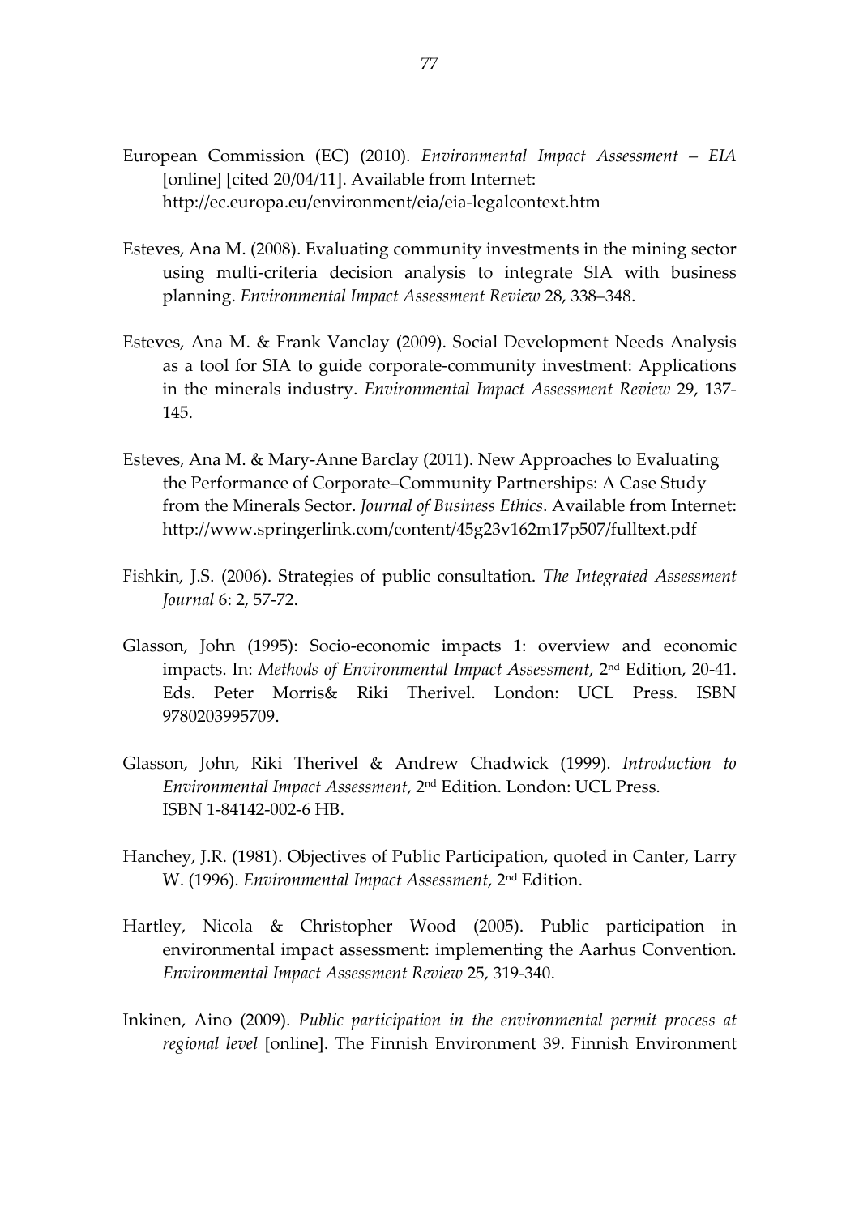European Commission (EC) (2010). *Environmental Impact Assessment – EIA* [online] [cited 20/04/11]. Available from Internet: http://ec.europa.eu/environment/eia/eia-legalcontext.htm

Esteves, Ana M. (2008). Evaluating community investments in the mining sector using multi-criteria decision analysis to integrate SIA with business planning. *Environmental Impact Assessment Review* 28, 338–348.

Esteves, Ana M. & Frank Vanclay (2009). Social Development Needs Analysis as a tool for SIA to guide corporate-community investment: Applications in the minerals industry. *Environmental Impact Assessment Review* 29, 137-145.

Esteves, Ana M. & Mary-Anne Barclay (2011). New Approaches to Evaluating the Performance of Corporate–Community Partnerships: A Case Study from the Minerals Sector. *Journal of Business Ethics*. Available from Internet: http://www.springerlink.com/content/45g23v162m17p507/fulltext.pdf

Fishkin, J.S. (2006). Strategies of public consultation. *The Integrated Assessment Journal* 6: 2, 57-72.

Glasson, John (1995): Socio-economic impacts 1: overview and economic impacts. In: *Methods of Environmental Impact Assessment*, 2nd Edition, 20-41. Eds. Peter Morris& Riki Therivel. London: UCL Press. ISBN 9780203995709.

Glasson, John, Riki Therivel & Andrew Chadwick (1999). *Introduction to Environmental Impact Assessment*, 2nd Edition. London: UCL Press. ISBN 1-84142-002-6 HB.

Hanchey, J.R. (1981). Objectives of Public Participation, quoted in Canter, Larry W. (1996). *Environmental Impact Assessment*, 2nd Edition.

Hartley, Nicola & Christopher Wood (2005). Public participation in environmental impact assessment: implementing the Aarhus Convention. *Environmental Impact Assessment Review* 25, 319-340.

Inkinen, Aino (2009). *Public participation in the environmental permit process at regional level* [online]. The Finnish Environment 39. Finnish Environment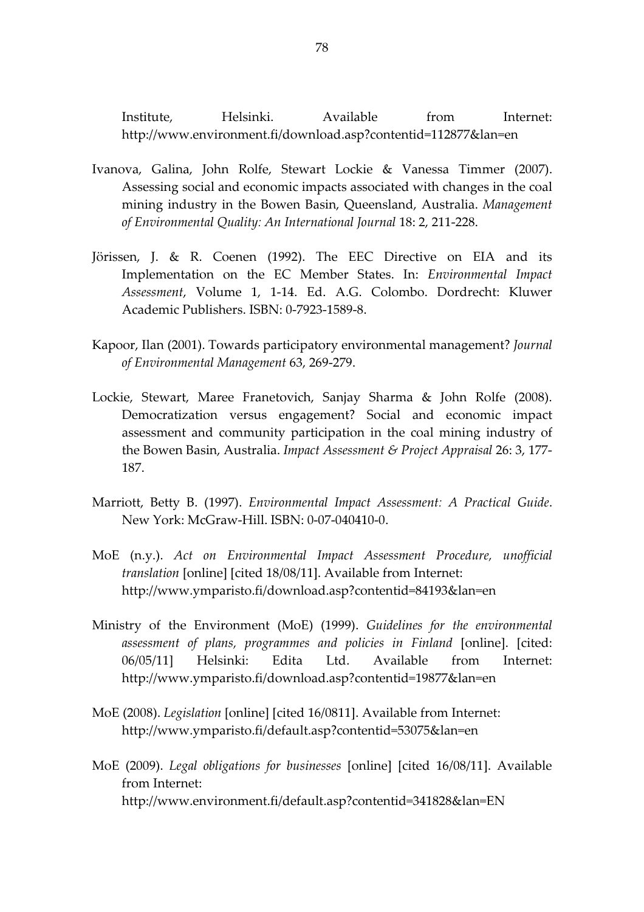Institute, Helsinki. Available from Internet: http://www.environment.fi/download.asp?contentid=112877&lan=en

Ivanova, Galina, John Rolfe, Stewart Lockie & Vanessa Timmer (2007). Assessing social and economic impacts associated with changes in the coal mining industry in the Bowen Basin, Queensland, Australia. *Management of Environmental Quality: An International Journal* 18: 2, 211-228.

Jörissen, J. & R. Coenen (1992). The EEC Directive on EIA and its Implementation on the EC Member States. In: *Environmental Impact Assessment*, Volume 1, 1-14. Ed. A.G. Colombo. Dordrecht: Kluwer Academic Publishers. ISBN: 0-7923-1589-8.

Kapoor, Ilan (2001). Towards participatory environmental management? *Journal of Environmental Management* 63, 269-279.

Lockie, Stewart, Maree Franetovich, Sanjay Sharma & John Rolfe (2008). Democratization versus engagement? Social and economic impact assessment and community participation in the coal mining industry of the Bowen Basin, Australia. *Impact Assessment & Project Appraisal* 26: 3, 177-187.

Marriott, Betty B. (1997). *Environmental Impact Assessment: A Practical Guide*. New York: McGraw-Hill. ISBN: 0-07-040410-0.

MoE (n.y.). *Act on Environmental Impact Assessment Procedure, unofficial translation* [online] [cited 18/08/11]. Available from Internet: http://www.ymparisto.fi/download.asp?contentid=84193&lan=en

Ministry of the Environment (MoE) (1999). *Guidelines for the environmental assessment of plans, programmes and policies in Finland* [online]. [cited: 06/05/11] Helsinki: Edita Ltd. Available from Internet: http://www.ymparisto.fi/download.asp?contentid=19877&lan=en

MoE (2008). *Legislation* [online] [cited 16/0811]. Available from Internet: http://www.ymparisto.fi/default.asp?contentid=53075&lan=en

MoE (2009). *Legal obligations for businesses* [online] [cited 16/08/11]. Available from Internet: http://www.environment.fi/default.asp?contentid=341828&lan=EN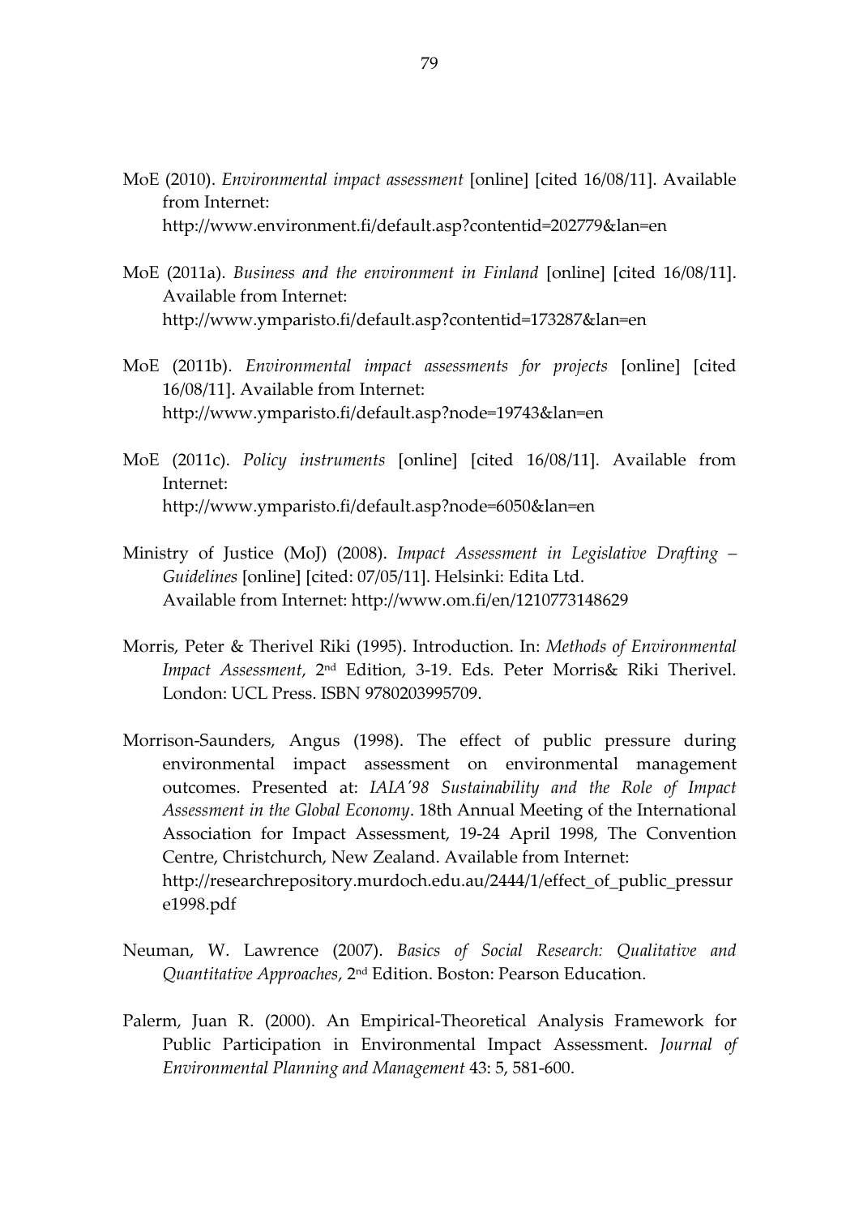MoE (2010). *Environmental impact assessment* [online] [cited 16/08/11]. Available from Internet: http://www.environment.fi/default.asp?contentid=202779&lan=en

MoE (2011a). *Business and the environment in Finland* [online] [cited 16/08/11]. Available from Internet: http://www.ymparisto.fi/default.asp?contentid=173287&lan=en

MoE (2011b). *Environmental impact assessments for projects* [online] [cited 16/08/11]. Available from Internet: http://www.ymparisto.fi/default.asp?node=19743&lan=en

MoE (2011c). *Policy instruments* [online] [cited 16/08/11]. Available from Internet: http://www.ymparisto.fi/default.asp?node=6050&lan=en

Ministry of Justice (MoJ) (2008). *Impact Assessment in Legislative Drafting – Guidelines* [online] [cited: 07/05/11]. Helsinki: Edita Ltd. Available from Internet: http://www.om.fi/en/1210773148629

Morris, Peter & Therivel Riki (1995). Introduction. In: *Methods of Environmental Impact Assessment*, 2nd Edition, 3-19. Eds. Peter Morris& Riki Therivel. London: UCL Press. ISBN 9780203995709.

Morrison-Saunders, Angus (1998). The effect of public pressure during environmental impact assessment on environmental management outcomes. Presented at: *IAIA'98 Sustainability and the Role of Impact Assessment in the Global Economy*. 18th Annual Meeting of the International Association for Impact Assessment, 19-24 April 1998, The Convention Centre, Christchurch, New Zealand. Available from Internet: http://researchrepository.murdoch.edu.au/2444/1/effect_of_public_pressure1998.pdf

Neuman, W. Lawrence (2007). *Basics of Social Research: Qualitative and Quantitative Approaches*, 2nd Edition. Boston: Pearson Education.

Palerm, Juan R. (2000). An Empirical-Theoretical Analysis Framework for Public Participation in Environmental Impact Assessment. *Journal of Environmental Planning and Management* 43: 5, 581-600.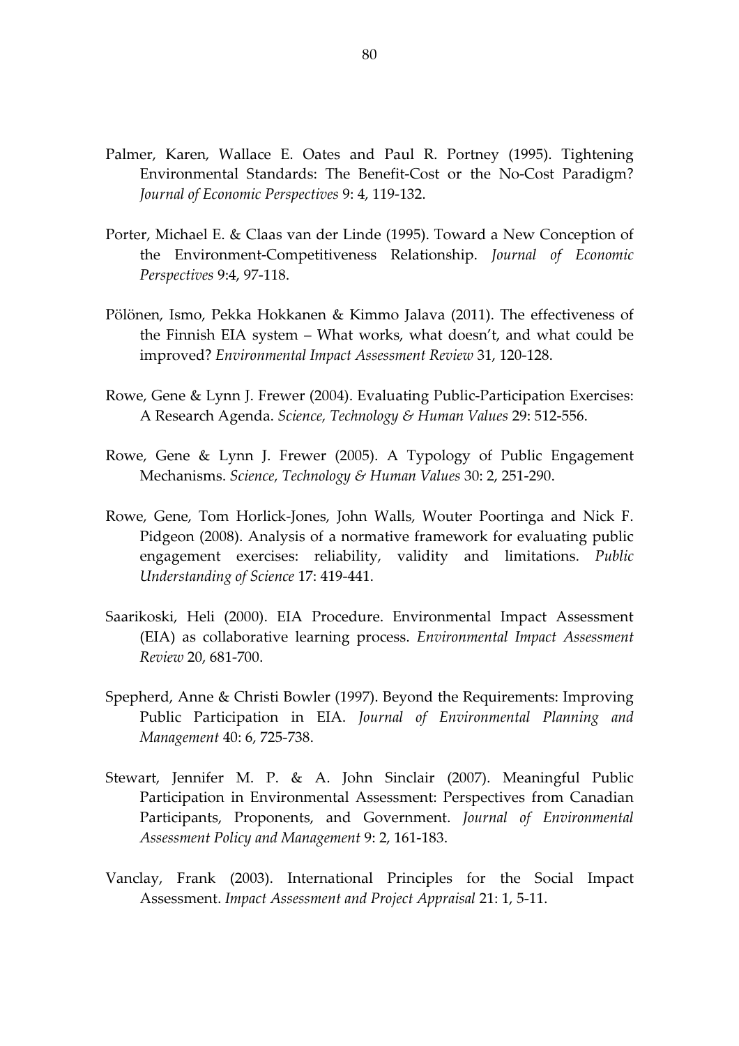Palmer, Karen, Wallace E. Oates and Paul R. Portney (1995). Tightening Environmental Standards: The Benefit-Cost or the No-Cost Paradigm? *Journal of Economic Perspectives* 9: 4, 119-132.

Porter, Michael E. & Claas van der Linde (1995). Toward a New Conception of the Environment-Competitiveness Relationship. *Journal of Economic Perspectives* 9:4, 97-118.

Pölönen, Ismo, Pekka Hokkanen & Kimmo Jalava (2011). The effectiveness of the Finnish EIA system – What works, what doesn't, and what could be improved? *Environmental Impact Assessment Review* 31, 120-128.

Rowe, Gene & Lynn J. Frewer (2004). Evaluating Public-Participation Exercises: A Research Agenda. *Science, Technology & Human Values* 29: 512-556.

Rowe, Gene & Lynn J. Frewer (2005). A Typology of Public Engagement Mechanisms. *Science, Technology & Human Values* 30: 2, 251-290.

Rowe, Gene, Tom Horlick-Jones, John Walls, Wouter Poortinga and Nick F. Pidgeon (2008). Analysis of a normative framework for evaluating public engagement exercises: reliability, validity and limitations. *Public Understanding of Science* 17: 419-441.

Saarikoski, Heli (2000). EIA Procedure. Environmental Impact Assessment (EIA) as collaborative learning process. *Environmental Impact Assessment Review* 20, 681-700.

Spepherd, Anne & Christi Bowler (1997). Beyond the Requirements: Improving Public Participation in EIA. *Journal of Environmental Planning and Management* 40: 6, 725-738.

Stewart, Jennifer M. P. & A. John Sinclair (2007). Meaningful Public Participation in Environmental Assessment: Perspectives from Canadian Participants, Proponents, and Government. *Journal of Environmental Assessment Policy and Management* 9: 2, 161-183.

Vanclay, Frank (2003). International Principles for the Social Impact Assessment. *Impact Assessment and Project Appraisal* 21: 1, 5-11.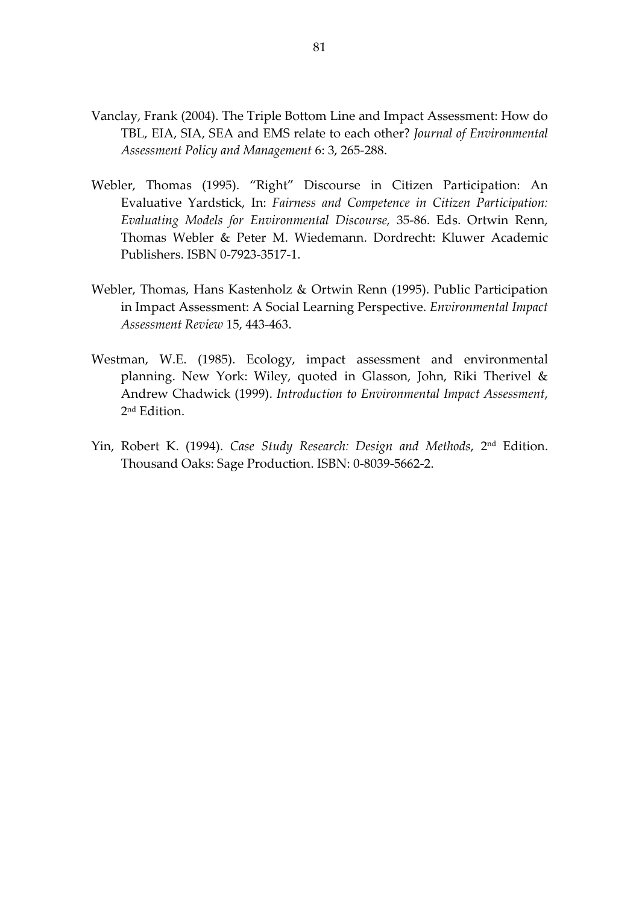Vanclay, Frank (2004). The Triple Bottom Line and Impact Assessment: How do TBL, EIA, SIA, SEA and EMS relate to each other? *Journal of Environmental Assessment Policy and Management* 6: 3, 265-288.

Webler, Thomas (1995). "Right" Discourse in Citizen Participation: An Evaluative Yardstick, In: *Fairness and Competence in Citizen Participation: Evaluating Models for Environmental Discourse,* 35-86. Eds. Ortwin Renn, Thomas Webler & Peter M. Wiedemann. Dordrecht: Kluwer Academic Publishers. ISBN 0-7923-3517-1.

Webler, Thomas, Hans Kastenholz & Ortwin Renn (1995). Public Participation in Impact Assessment: A Social Learning Perspective. *Environmental Impact Assessment Review* 15, 443-463.

Westman, W.E. (1985). Ecology, impact assessment and environmental planning. New York: Wiley, quoted in Glasson, John, Riki Therivel & Andrew Chadwick (1999). *Introduction to Environmental Impact Assessment*, 2nd Edition.

Yin, Robert K. (1994). *Case Study Research: Design and Methods*, 2nd Edition. Thousand Oaks: Sage Production. ISBN: 0-8039-5662-2.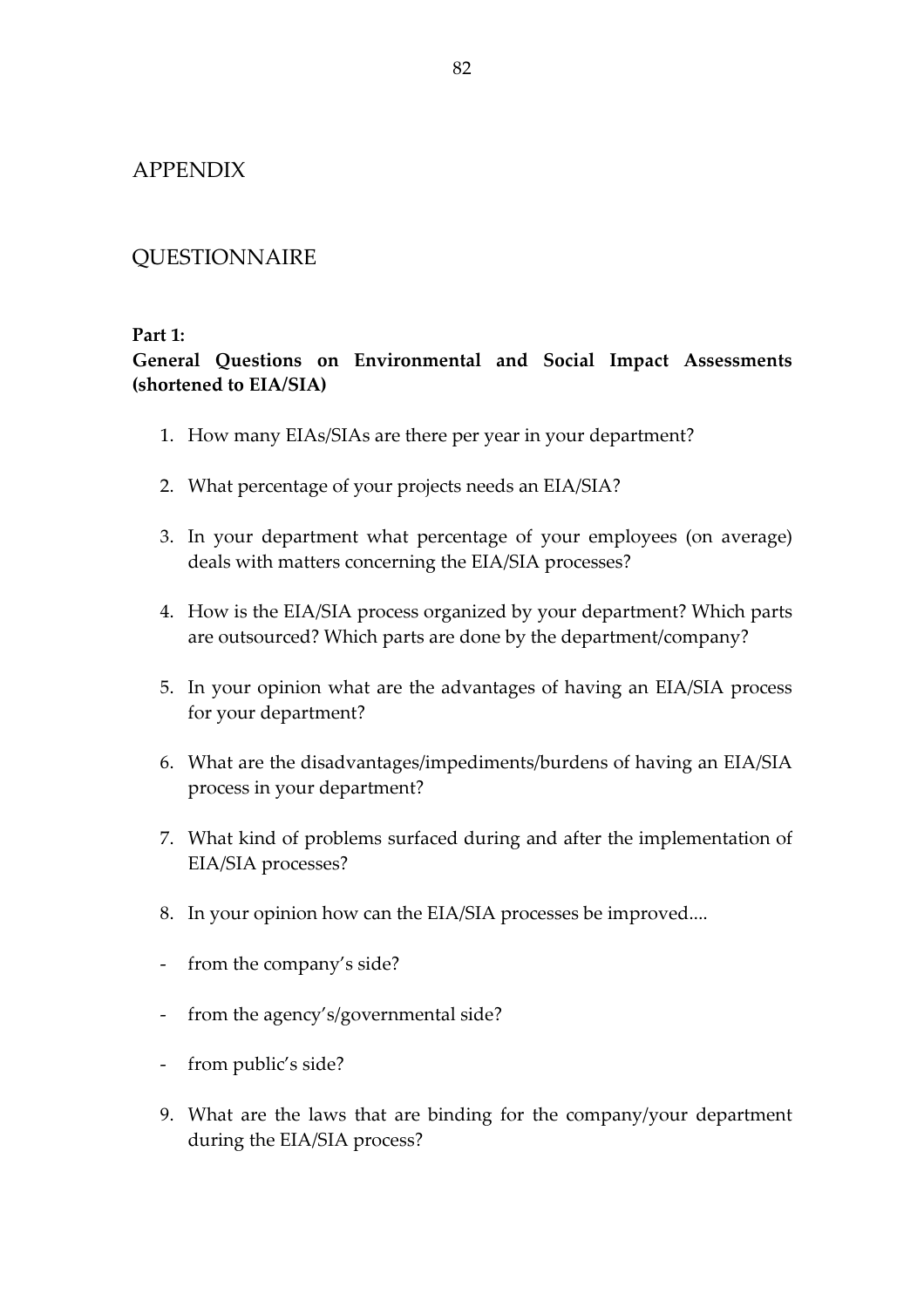# APPENDIX

## QUESTIONNAIRE

**Part 1:**

**General Questions on Environmental and Social Impact Assessments (shortened to EIA/SIA)**

1. How many EIAs/SIAs are there per year in your department?

2. What percentage of your projects needs an EIA/SIA?

3. In your department what percentage of your employees (on average) deals with matters concerning the EIA/SIA processes?

4. How is the EIA/SIA process organized by your department? Which parts are outsourced? Which parts are done by the department/company?

5. In your opinion what are the advantages of having an EIA/SIA process for your department?

6. What are the disadvantages/impediments/burdens of having an EIA/SIA process in your department?

7. What kind of problems surfaced during and after the implementation of EIA/SIA processes?

8. In your opinion how can the EIA/SIA processes be improved....

- from the company's side?

- from the agency's/governmental side?

- from public's side?

9. What are the laws that are binding for the company/your department during the EIA/SIA process?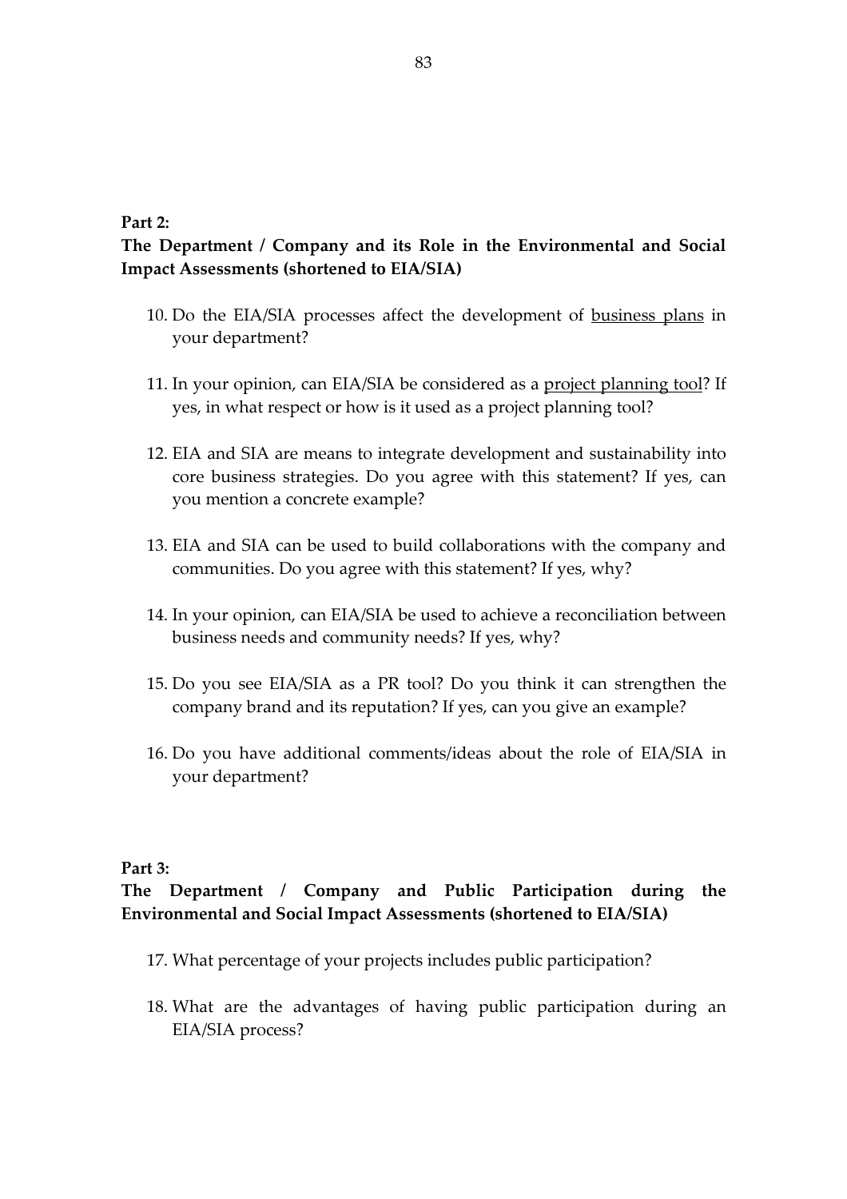**Part 2:**

**The Department / Company and its Role in the Environmental and Social Impact Assessments (shortened to EIA/SIA)**

10. Do the EIA/SIA processes affect the development of <u>business plans</u> in your department?

11. In your opinion, can EIA/SIA be considered as a <u>project planning tool</u>? If yes, in what respect or how is it used as a project planning tool?

12. EIA and SIA are means to integrate development and sustainability into core business strategies. Do you agree with this statement? If yes, can you mention a concrete example?

13. EIA and SIA can be used to build collaborations with the company and communities. Do you agree with this statement? If yes, why?

14. In your opinion, can EIA/SIA be used to achieve a reconciliation between business needs and community needs? If yes, why?

15. Do you see EIA/SIA as a PR tool? Do you think it can strengthen the company brand and its reputation? If yes, can you give an example?

16. Do you have additional comments/ideas about the role of EIA/SIA in your department?

**Part 3:**

**The Department / Company and Public Participation during the Environmental and Social Impact Assessments (shortened to EIA/SIA)**

17. What percentage of your projects includes public participation?

18. What are the advantages of having public participation during an EIA/SIA process?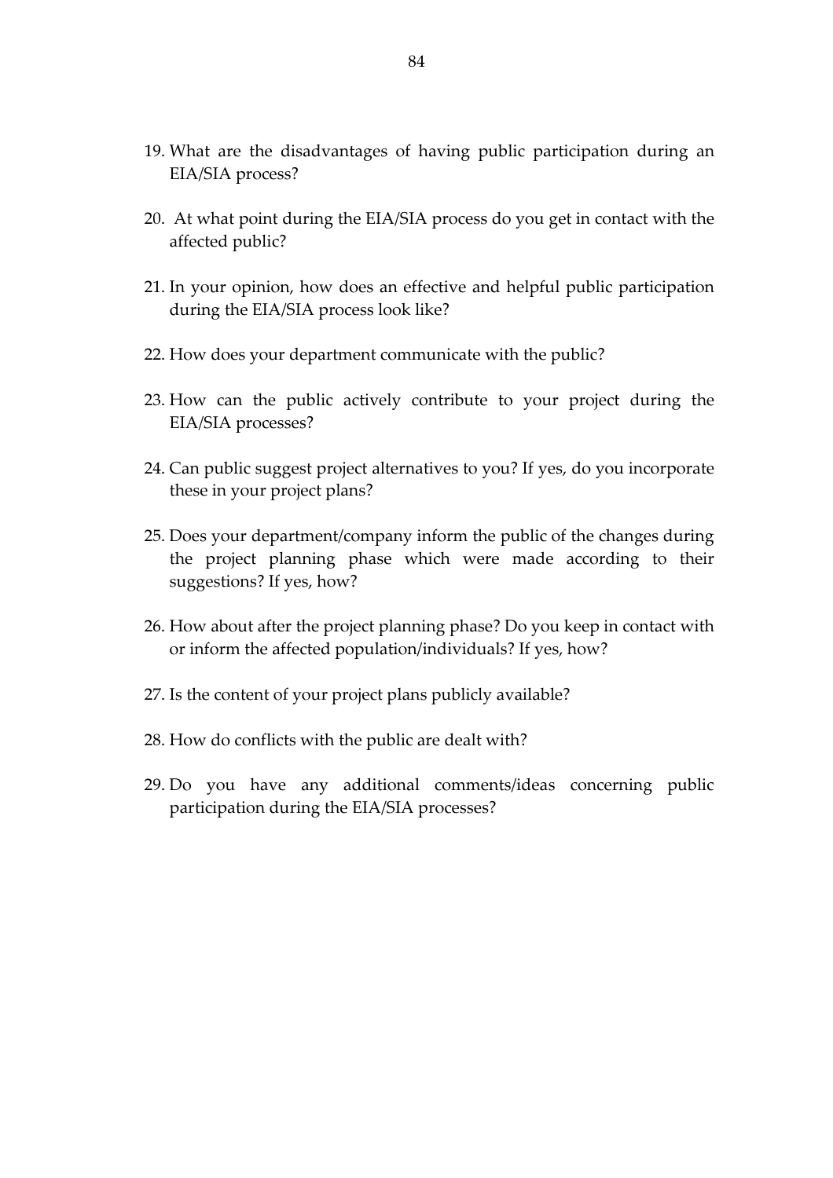19. What are the disadvantages of having public participation during an EIA/SIA process?

20. At what point during the EIA/SIA process do you get in contact with the affected public?

21. In your opinion, how does an effective and helpful public participation during the EIA/SIA process look like?

22. How does your department communicate with the public?

23. How can the public actively contribute to your project during the EIA/SIA processes?

24. Can public suggest project alternatives to you? If yes, do you incorporate these in your project plans?

25. Does your department/company inform the public of the changes during the project planning phase which were made according to their suggestions? If yes, how?

26. How about after the project planning phase? Do you keep in contact with or inform the affected population/individuals? If yes, how?

27. Is the content of your project plans publicly available?

28. How do conflicts with the public are dealt with?

29. Do you have any additional comments/ideas concerning public participation during the EIA/SIA processes?